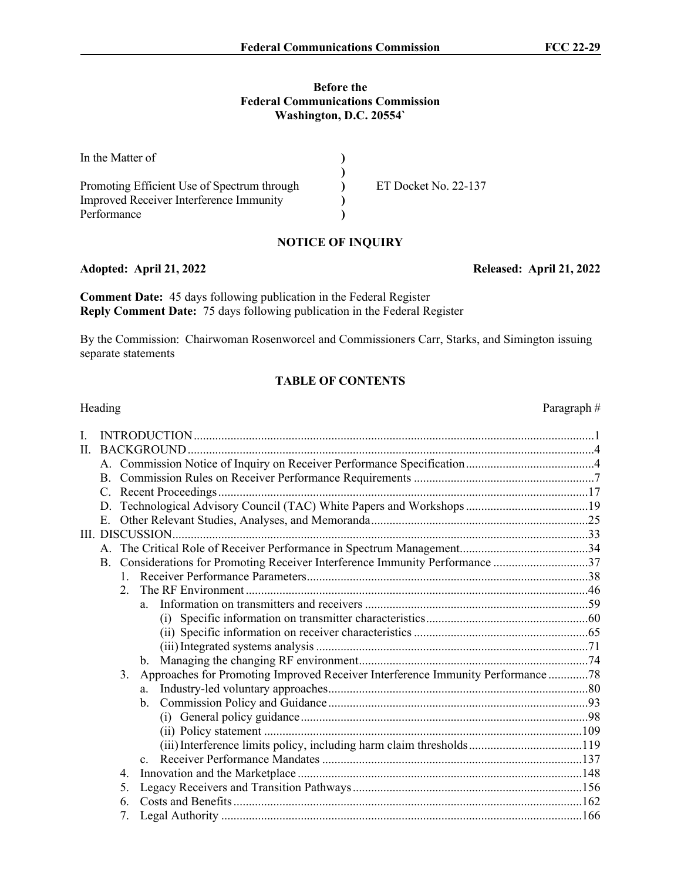**Before the**
**Federal Communications Commission**
**Washington, D.C. 20554`**

| | | |
|---|---|---|
| In the Matter of | ) | |
| | ) | |
| Promoting Efficient Use of Spectrum through Improved Receiver Interference Immunity Performance | ) | ET Docket No. 22-137 |
| | ) | |
| | ) | |

**NOTICE OF INQUIRY**

**Adopted: April 21, 2022** **Released: April 21, 2022**

**Comment Date:** 45 days following publication in the Federal Register
**Reply Comment Date:** 75 days following publication in the Federal Register

By the Commission: Chairwoman Rosenworcel and Commissioners Carr, Starks, and Simington issuing separate statements

**TABLE OF CONTENTS**

| Heading | Paragraph # |
|---|---|
| I. INTRODUCTION | 1 |
| II. BACKGROUND | 4 |
| A. Commission Notice of Inquiry on Receiver Performance Specification | 4 |
| B. Commission Rules on Receiver Performance Requirements | 7 |
| C. Recent Proceedings | 17 |
| D. Technological Advisory Council (TAC) White Papers and Workshops | 19 |
| E. Other Relevant Studies, Analyses, and Memoranda | 25 |
| III. DISCUSSION | 33 |
| A. The Critical Role of Receiver Performance in Spectrum Management | 34 |
| B. Considerations for Promoting Receiver Interference Immunity Performance | 37 |
| 1. Receiver Performance Parameters | 38 |
| 2. The RF Environment | 46 |
| a. Information on transmitters and receivers | 59 |
| (i) Specific information on transmitter characteristics | 60 |
| (ii) Specific information on receiver characteristics | 65 |
| (iii) Integrated systems analysis | 71 |
| b. Managing the changing RF environment | 74 |
| 3. Approaches for Promoting Improved Receiver Interference Immunity Performance | 78 |
| a. Industry-led voluntary approaches | 80 |
| b. Commission Policy and Guidance | 93 |
| (i) General policy guidance | 98 |
| (ii) Policy statement | 109 |
| (iii) Interference limits policy, including harm claim thresholds | 119 |
| c. Receiver Performance Mandates | 137 |
| 4. Innovation and the Marketplace | 148 |
| 5. Legacy Receivers and Transition Pathways | 156 |
| 6. Costs and Benefits | 162 |
| 7. Legal Authority | 166 |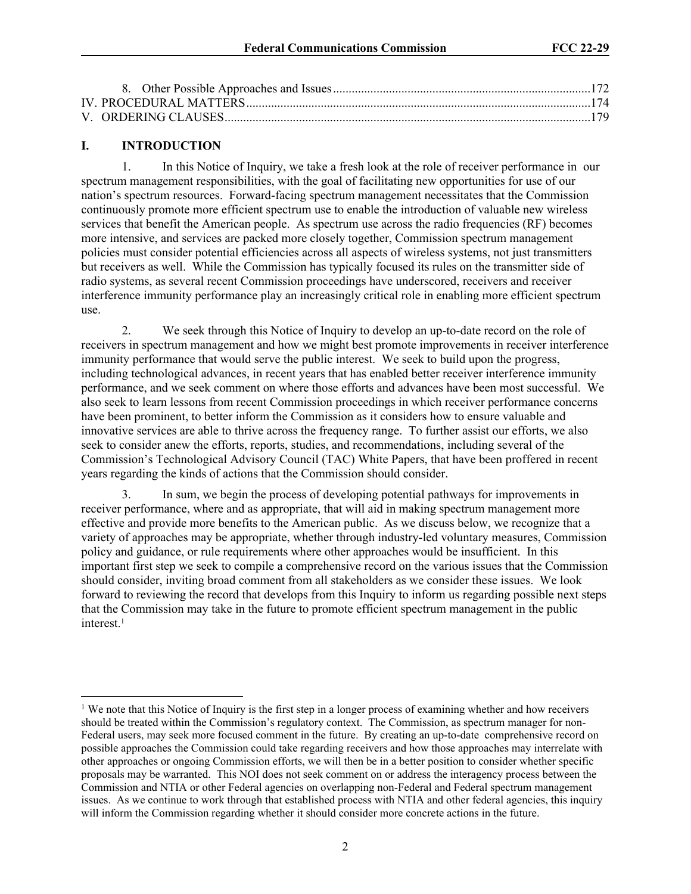8. Other Possible Approaches and Issues ..................................................................................172

IV. PROCEDURAL MATTERS ..............................................................................................................174

V. ORDERING CLAUSES .....................................................................................................................179

## I. INTRODUCTION

1. In this Notice of Inquiry, we take a fresh look at the role of receiver performance in our spectrum management responsibilities, with the goal of facilitating new opportunities for use of our nation's spectrum resources. Forward-facing spectrum management necessitates that the Commission continuously promote more efficient spectrum use to enable the introduction of valuable new wireless services that benefit the American people. As spectrum use across the radio frequencies (RF) becomes more intensive, and services are packed more closely together, Commission spectrum management policies must consider potential efficiencies across all aspects of wireless systems, not just transmitters but receivers as well. While the Commission has typically focused its rules on the transmitter side of radio systems, as several recent Commission proceedings have underscored, receivers and receiver interference immunity performance play an increasingly critical role in enabling more efficient spectrum use.

2. We seek through this Notice of Inquiry to develop an up-to-date record on the role of receivers in spectrum management and how we might best promote improvements in receiver interference immunity performance that would serve the public interest. We seek to build upon the progress, including technological advances, in recent years that has enabled better receiver interference immunity performance, and we seek comment on where those efforts and advances have been most successful. We also seek to learn lessons from recent Commission proceedings in which receiver performance concerns have been prominent, to better inform the Commission as it considers how to ensure valuable and innovative services are able to thrive across the frequency range. To further assist our efforts, we also seek to consider anew the efforts, reports, studies, and recommendations, including several of the Commission's Technological Advisory Council (TAC) White Papers, that have been proffered in recent years regarding the kinds of actions that the Commission should consider.

3. In sum, we begin the process of developing potential pathways for improvements in receiver performance, where and as appropriate, that will aid in making spectrum management more effective and provide more benefits to the American public. As we discuss below, we recognize that a variety of approaches may be appropriate, whether through industry-led voluntary measures, Commission policy and guidance, or rule requirements where other approaches would be insufficient. In this important first step we seek to compile a comprehensive record on the various issues that the Commission should consider, inviting broad comment from all stakeholders as we consider these issues. We look forward to reviewing the record that develops from this Inquiry to inform us regarding possible next steps that the Commission may take in the future to promote efficient spectrum management in the public interest.[1]

---

[1] We note that this Notice of Inquiry is the first step in a longer process of examining whether and how receivers should be treated within the Commission's regulatory context. The Commission, as spectrum manager for non-Federal users, may seek more focused comment in the future. By creating an up-to-date comprehensive record on possible approaches the Commission could take regarding receivers and how those approaches may interrelate with other approaches or ongoing Commission efforts, we will then be in a better position to consider whether specific proposals may be warranted. This NOI does not seek comment on or address the interagency process between the Commission and NTIA or other Federal agencies on overlapping non-Federal and Federal spectrum management issues. As we continue to work through that established process with NTIA and other federal agencies, this inquiry will inform the Commission regarding whether it should consider more concrete actions in the future.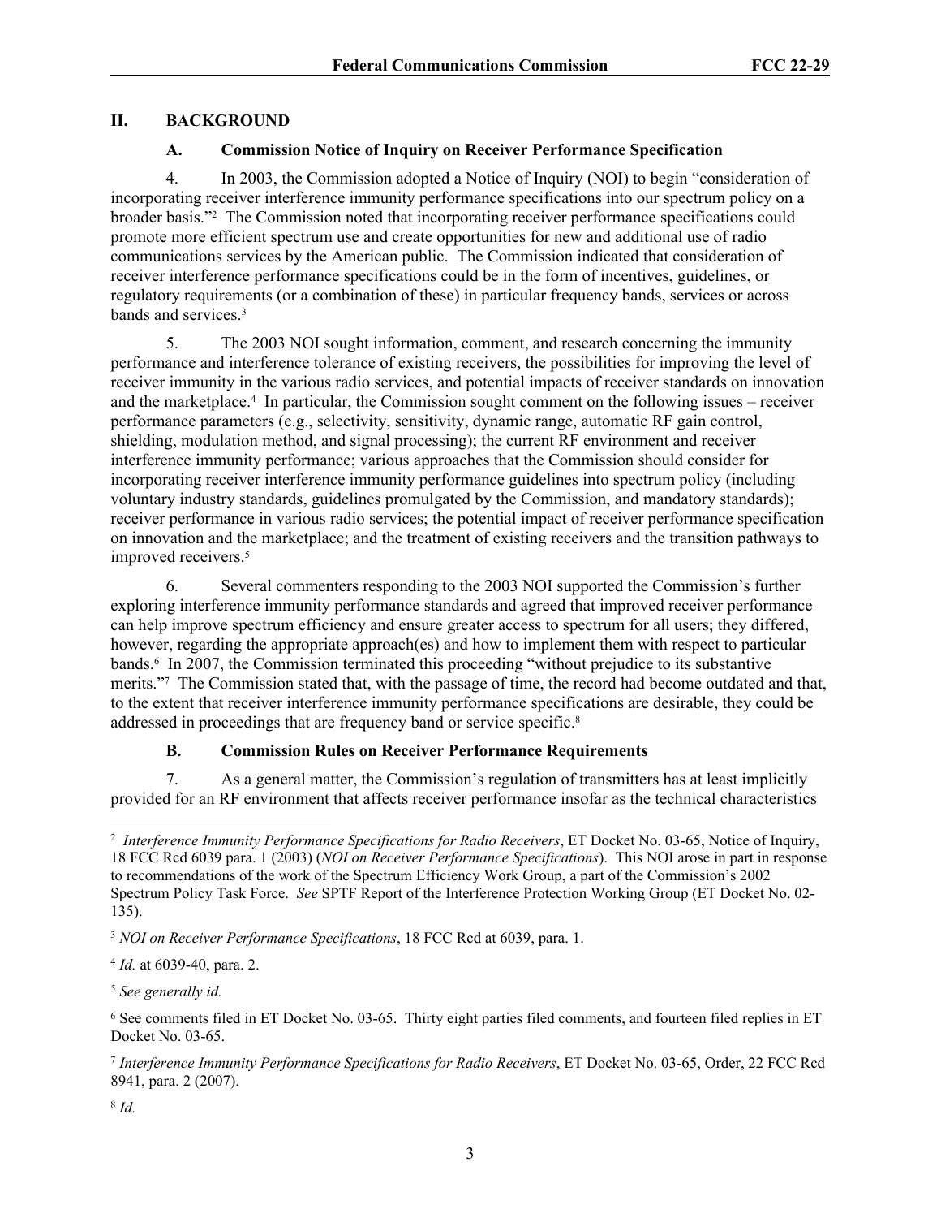## II. BACKGROUND

### A. Commission Notice of Inquiry on Receiver Performance Specification

4. In 2003, the Commission adopted a Notice of Inquiry (NOI) to begin "consideration of incorporating receiver interference immunity performance specifications into our spectrum policy on a broader basis."[2] The Commission noted that incorporating receiver performance specifications could promote more efficient spectrum use and create opportunities for new and additional use of radio communications services by the American public. The Commission indicated that consideration of receiver interference performance specifications could be in the form of incentives, guidelines, or regulatory requirements (or a combination of these) in particular frequency bands, services or across bands and services.[3]

5. The 2003 NOI sought information, comment, and research concerning the immunity performance and interference tolerance of existing receivers, the possibilities for improving the level of receiver immunity in the various radio services, and potential impacts of receiver standards on innovation and the marketplace.[4] In particular, the Commission sought comment on the following issues – receiver performance parameters (e.g., selectivity, sensitivity, dynamic range, automatic RF gain control, shielding, modulation method, and signal processing); the current RF environment and receiver interference immunity performance; various approaches that the Commission should consider for incorporating receiver interference immunity performance guidelines into spectrum policy (including voluntary industry standards, guidelines promulgated by the Commission, and mandatory standards); receiver performance in various radio services; the potential impact of receiver performance specification on innovation and the marketplace; and the treatment of existing receivers and the transition pathways to improved receivers.[5]

6. Several commenters responding to the 2003 NOI supported the Commission's further exploring interference immunity performance standards and agreed that improved receiver performance can help improve spectrum efficiency and ensure greater access to spectrum for all users; they differed, however, regarding the appropriate approach(es) and how to implement them with respect to particular bands.[6] In 2007, the Commission terminated this proceeding "without prejudice to its substantive merits."[7] The Commission stated that, with the passage of time, the record had become outdated and that, to the extent that receiver interference immunity performance specifications are desirable, they could be addressed in proceedings that are frequency band or service specific.[8]

### B. Commission Rules on Receiver Performance Requirements

7. As a general matter, the Commission's regulation of transmitters has at least implicitly provided for an RF environment that affects receiver performance insofar as the technical characteristics

---

[2] *Interference Immunity Performance Specifications for Radio Receivers*, ET Docket No. 03-65, Notice of Inquiry, 18 FCC Rcd 6039 para. 1 (2003) (*NOI on Receiver Performance Specifications*). This NOI arose in part in response to recommendations of the work of the Spectrum Efficiency Work Group, a part of the Commission's 2002 Spectrum Policy Task Force. *See* SPTF Report of the Interference Protection Working Group (ET Docket No. 02-135).

[3] *NOI on Receiver Performance Specifications*, 18 FCC Rcd at 6039, para. 1.

[4] *Id.* at 6039-40, para. 2.

[5] *See generally id.*

[6] See comments filed in ET Docket No. 03-65. Thirty eight parties filed comments, and fourteen filed replies in ET Docket No. 03-65.

[7] *Interference Immunity Performance Specifications for Radio Receivers*, ET Docket No. 03-65, Order, 22 FCC Rcd 8941, para. 2 (2007).

[8] *Id.*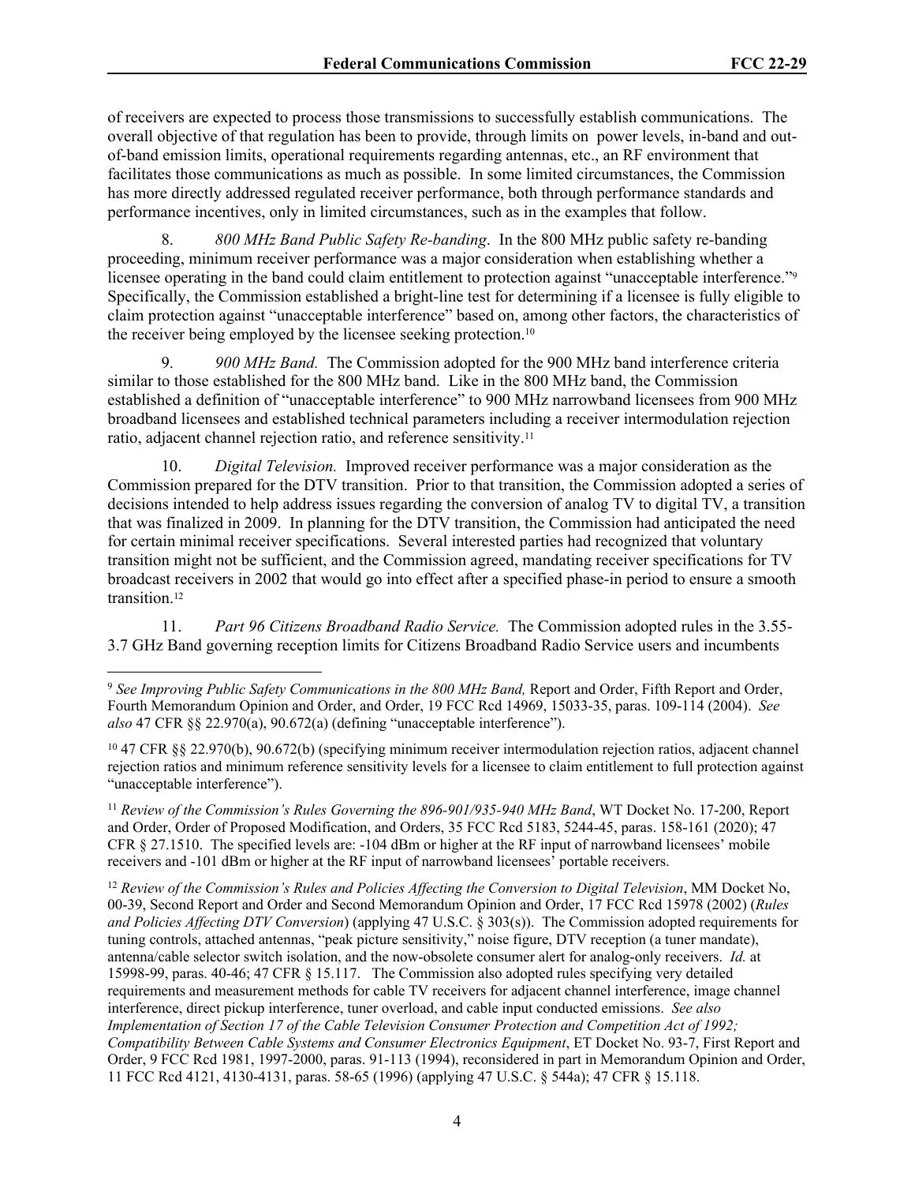of receivers are expected to process those transmissions to successfully establish communications. The overall objective of that regulation has been to provide, through limits on power levels, in-band and out-of-band emission limits, operational requirements regarding antennas, etc., an RF environment that facilitates those communications as much as possible. In some limited circumstances, the Commission has more directly addressed regulated receiver performance, both through performance standards and performance incentives, only in limited circumstances, such as in the examples that follow.

8. *800 MHz Band Public Safety Re-banding*. In the 800 MHz public safety re-banding proceeding, minimum receiver performance was a major consideration when establishing whether a licensee operating in the band could claim entitlement to protection against "unacceptable interference."[9] Specifically, the Commission established a bright-line test for determining if a licensee is fully eligible to claim protection against "unacceptable interference" based on, among other factors, the characteristics of the receiver being employed by the licensee seeking protection.[10]

9. *900 MHz Band.* The Commission adopted for the 900 MHz band interference criteria similar to those established for the 800 MHz band. Like in the 800 MHz band, the Commission established a definition of "unacceptable interference" to 900 MHz narrowband licensees from 900 MHz broadband licensees and established technical parameters including a receiver intermodulation rejection ratio, adjacent channel rejection ratio, and reference sensitivity.[11]

10. *Digital Television.* Improved receiver performance was a major consideration as the Commission prepared for the DTV transition. Prior to that transition, the Commission adopted a series of decisions intended to help address issues regarding the conversion of analog TV to digital TV, a transition that was finalized in 2009. In planning for the DTV transition, the Commission had anticipated the need for certain minimal receiver specifications. Several interested parties had recognized that voluntary transition might not be sufficient, and the Commission agreed, mandating receiver specifications for TV broadcast receivers in 2002 that would go into effect after a specified phase-in period to ensure a smooth transition.[12]

11. *Part 96 Citizens Broadband Radio Service.* The Commission adopted rules in the 3.55-3.7 GHz Band governing reception limits for Citizens Broadband Radio Service users and incumbents

---

[9] *See Improving Public Safety Communications in the 800 MHz Band,* Report and Order, Fifth Report and Order, Fourth Memorandum Opinion and Order, and Order, 19 FCC Rcd 14969, 15033-35, paras. 109-114 (2004). *See also* 47 CFR §§ 22.970(a), 90.672(a) (defining "unacceptable interference").

[10] 47 CFR §§ 22.970(b), 90.672(b) (specifying minimum receiver intermodulation rejection ratios, adjacent channel rejection ratios and minimum reference sensitivity levels for a licensee to claim entitlement to full protection against "unacceptable interference").

[11] *Review of the Commission's Rules Governing the 896-901/935-940 MHz Band*, WT Docket No. 17-200, Report and Order, Order of Proposed Modification, and Orders, 35 FCC Rcd 5183, 5244-45, paras. 158-161 (2020); 47 CFR § 27.1510. The specified levels are: -104 dBm or higher at the RF input of narrowband licensees' mobile receivers and -101 dBm or higher at the RF input of narrowband licensees' portable receivers.

[12] *Review of the Commission's Rules and Policies Affecting the Conversion to Digital Television*, MM Docket No, 00-39, Second Report and Order and Second Memorandum Opinion and Order, 17 FCC Rcd 15978 (2002) (*Rules and Policies Affecting DTV Conversion*) (applying 47 U.S.C. § 303(s)). The Commission adopted requirements for tuning controls, attached antennas, "peak picture sensitivity," noise figure, DTV reception (a tuner mandate), antenna/cable selector switch isolation, and the now-obsolete consumer alert for analog-only receivers. *Id.* at 15998-99, paras. 40-46; 47 CFR § 15.117. The Commission also adopted rules specifying very detailed requirements and measurement methods for cable TV receivers for adjacent channel interference, image channel interference, direct pickup interference, tuner overload, and cable input conducted emissions. *See also Implementation of Section 17 of the Cable Television Consumer Protection and Competition Act of 1992; Compatibility Between Cable Systems and Consumer Electronics Equipment*, ET Docket No. 93-7, First Report and Order, 9 FCC Rcd 1981, 1997-2000, paras. 91-113 (1994), reconsidered in part in Memorandum Opinion and Order, 11 FCC Rcd 4121, 4130-4131, paras. 58-65 (1996) (applying 47 U.S.C. § 544a); 47 CFR § 15.118.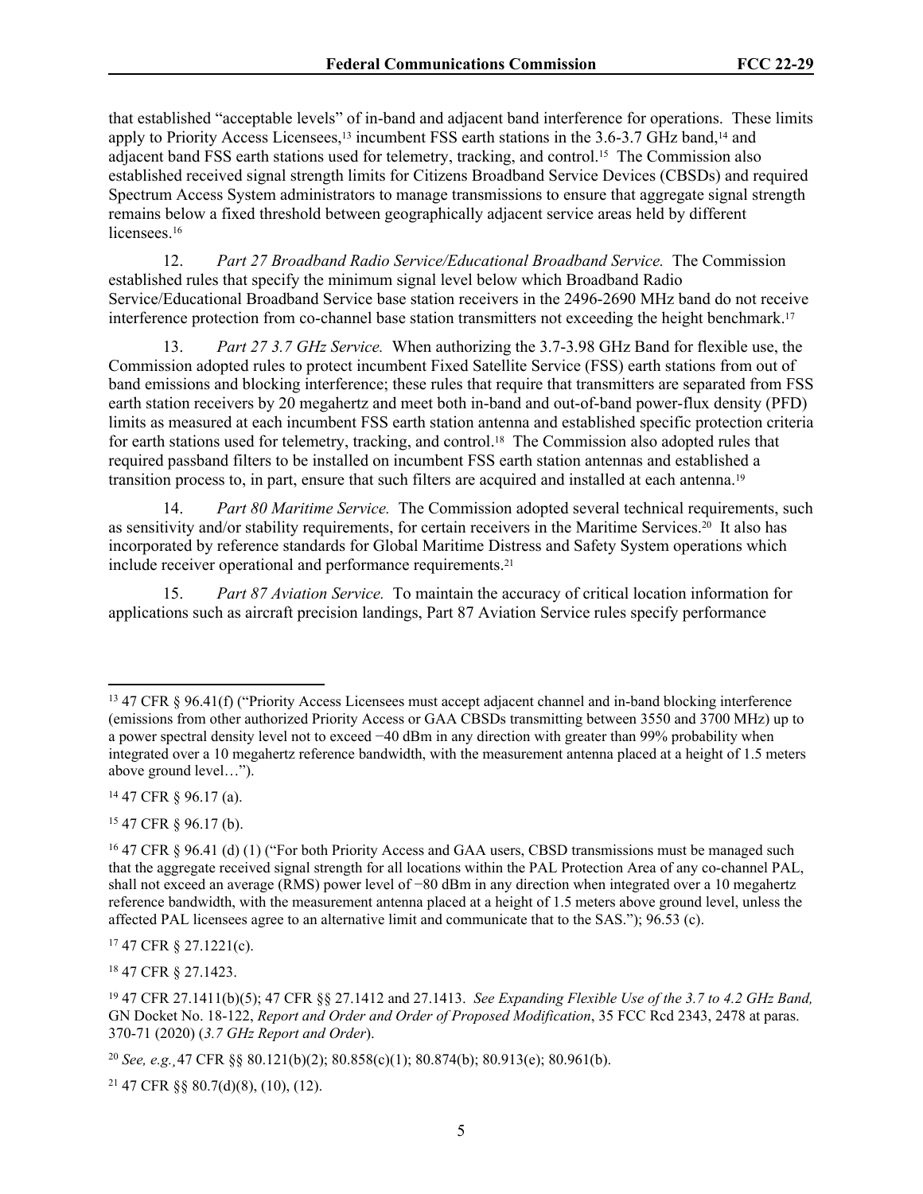that established "acceptable levels" of in-band and adjacent band interference for operations. These limits apply to Priority Access Licensees,[13] incumbent FSS earth stations in the 3.6-3.7 GHz band,[14] and adjacent band FSS earth stations used for telemetry, tracking, and control.[15] The Commission also established received signal strength limits for Citizens Broadband Service Devices (CBSDs) and required Spectrum Access System administrators to manage transmissions to ensure that aggregate signal strength remains below a fixed threshold between geographically adjacent service areas held by different licensees.[16]

12. *Part 27 Broadband Radio Service/Educational Broadband Service.* The Commission established rules that specify the minimum signal level below which Broadband Radio Service/Educational Broadband Service base station receivers in the 2496-2690 MHz band do not receive interference protection from co-channel base station transmitters not exceeding the height benchmark.[17]

13. *Part 27 3.7 GHz Service.* When authorizing the 3.7-3.98 GHz Band for flexible use, the Commission adopted rules to protect incumbent Fixed Satellite Service (FSS) earth stations from out of band emissions and blocking interference; these rules that require that transmitters are separated from FSS earth station receivers by 20 megahertz and meet both in-band and out-of-band power-flux density (PFD) limits as measured at each incumbent FSS earth station antenna and established specific protection criteria for earth stations used for telemetry, tracking, and control.[18] The Commission also adopted rules that required passband filters to be installed on incumbent FSS earth station antennas and established a transition process to, in part, ensure that such filters are acquired and installed at each antenna.[19]

14. *Part 80 Maritime Service.* The Commission adopted several technical requirements, such as sensitivity and/or stability requirements, for certain receivers in the Maritime Services.[20] It also has incorporated by reference standards for Global Maritime Distress and Safety System operations which include receiver operational and performance requirements.[21]

15. *Part 87 Aviation Service.* To maintain the accuracy of critical location information for applications such as aircraft precision landings, Part 87 Aviation Service rules specify performance

---

[13] 47 CFR § 96.41(f) ("Priority Access Licensees must accept adjacent channel and in-band blocking interference (emissions from other authorized Priority Access or GAA CBSDs transmitting between 3550 and 3700 MHz) up to a power spectral density level not to exceed −40 dBm in any direction with greater than 99% probability when integrated over a 10 megahertz reference bandwidth, with the measurement antenna placed at a height of 1.5 meters above ground level…").

[14] 47 CFR § 96.17 (a).

[15] 47 CFR § 96.17 (b).

[16] 47 CFR § 96.41 (d) (1) ("For both Priority Access and GAA users, CBSD transmissions must be managed such that the aggregate received signal strength for all locations within the PAL Protection Area of any co-channel PAL, shall not exceed an average (RMS) power level of −80 dBm in any direction when integrated over a 10 megahertz reference bandwidth, with the measurement antenna placed at a height of 1.5 meters above ground level, unless the affected PAL licensees agree to an alternative limit and communicate that to the SAS."); 96.53 (c).

[17] 47 CFR § 27.1221(c).

[18] 47 CFR § 27.1423.

[19] 47 CFR 27.1411(b)(5); 47 CFR §§ 27.1412 and 27.1413. *See Expanding Flexible Use of the 3.7 to 4.2 GHz Band,* GN Docket No. 18-122, *Report and Order and Order of Proposed Modification*, 35 FCC Rcd 2343, 2478 at paras. 370-71 (2020) (*3.7 GHz Report and Order*).

[20] *See, e.g.,* 47 CFR §§ 80.121(b)(2); 80.858(c)(1); 80.874(b); 80.913(e); 80.961(b).

[21] 47 CFR §§ 80.7(d)(8), (10), (12).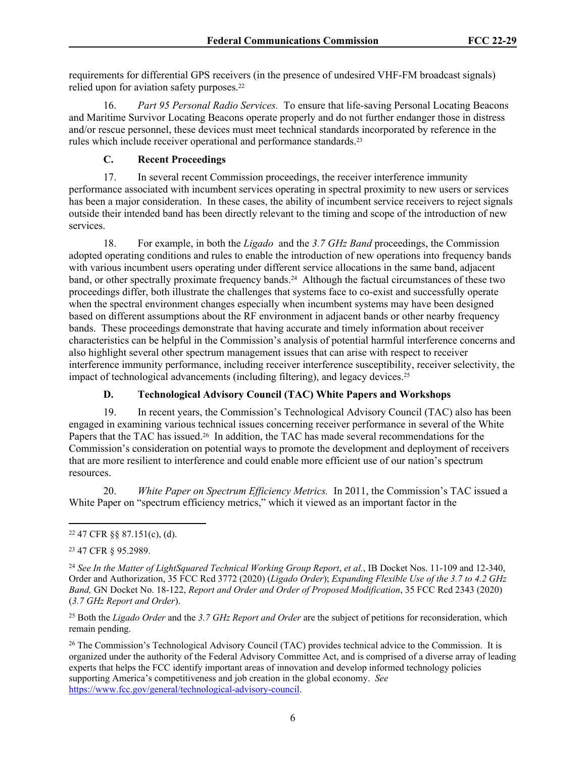requirements for differential GPS receivers (in the presence of undesired VHF-FM broadcast signals) relied upon for aviation safety purposes.[22]

16. *Part 95 Personal Radio Services.* To ensure that life-saving Personal Locating Beacons and Maritime Survivor Locating Beacons operate properly and do not further endanger those in distress and/or rescue personnel, these devices must meet technical standards incorporated by reference in the rules which include receiver operational and performance standards.[23]

### C. Recent Proceedings

17. In several recent Commission proceedings, the receiver interference immunity performance associated with incumbent services operating in spectral proximity to new users or services has been a major consideration. In these cases, the ability of incumbent service receivers to reject signals outside their intended band has been directly relevant to the timing and scope of the introduction of new services.

18. For example, in both the *Ligado* and the *3.7 GHz Band* proceedings, the Commission adopted operating conditions and rules to enable the introduction of new operations into frequency bands with various incumbent users operating under different service allocations in the same band, adjacent band, or other spectrally proximate frequency bands.[24] Although the factual circumstances of these two proceedings differ, both illustrate the challenges that systems face to co-exist and successfully operate when the spectral environment changes especially when incumbent systems may have been designed based on different assumptions about the RF environment in adjacent bands or other nearby frequency bands. These proceedings demonstrate that having accurate and timely information about receiver characteristics can be helpful in the Commission's analysis of potential harmful interference concerns and also highlight several other spectrum management issues that can arise with respect to receiver interference immunity performance, including receiver interference susceptibility, receiver selectivity, the impact of technological advancements (including filtering), and legacy devices.[25]

### D. Technological Advisory Council (TAC) White Papers and Workshops

19. In recent years, the Commission's Technological Advisory Council (TAC) also has been engaged in examining various technical issues concerning receiver performance in several of the White Papers that the TAC has issued.[26] In addition, the TAC has made several recommendations for the Commission's consideration on potential ways to promote the development and deployment of receivers that are more resilient to interference and could enable more efficient use of our nation's spectrum resources.

20. *White Paper on Spectrum Efficiency Metrics.* In 2011, the Commission's TAC issued a White Paper on "spectrum efficiency metrics," which it viewed as an important factor in the

---

[22] 47 CFR §§ 87.151(c), (d).

[23] 47 CFR § 95.2989.

[24] *See In the Matter of LightSquared Technical Working Group Report*, *et al.*, IB Docket Nos. 11-109 and 12-340, Order and Authorization, 35 FCC Rcd 3772 (2020) (*Ligado Order*); *Expanding Flexible Use of the 3.7 to 4.2 GHz Band,* GN Docket No. 18-122, *Report and Order and Order of Proposed Modification*, 35 FCC Rcd 2343 (2020) (*3.7 GHz Report and Order*).

[25] Both the *Ligado Order* and the *3.7 GHz Report and Order* are the subject of petitions for reconsideration, which remain pending.

[26] The Commission's Technological Advisory Council (TAC) provides technical advice to the Commission. It is organized under the authority of the Federal Advisory Committee Act, and is comprised of a diverse array of leading experts that helps the FCC identify important areas of innovation and develop informed technology policies supporting America's competitiveness and job creation in the global economy. *See* https://www.fcc.gov/general/technological-advisory-council.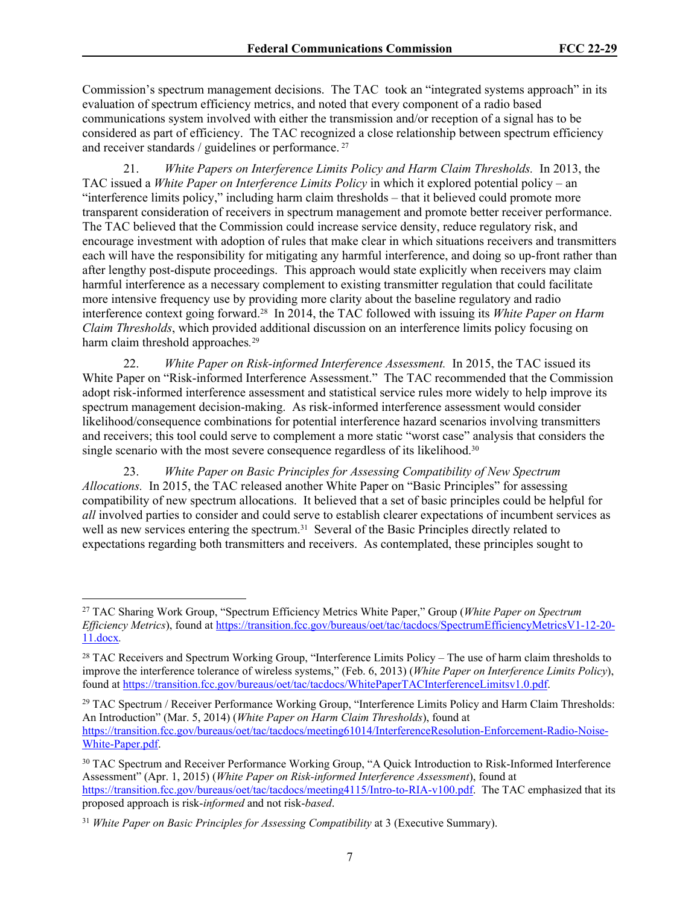Commission's spectrum management decisions. The TAC took an "integrated systems approach" in its evaluation of spectrum efficiency metrics, and noted that every component of a radio based communications system involved with either the transmission and/or reception of a signal has to be considered as part of efficiency. The TAC recognized a close relationship between spectrum efficiency and receiver standards / guidelines or performance.[27]

21. *White Papers on Interference Limits Policy and Harm Claim Thresholds.* In 2013, the TAC issued a *White Paper on Interference Limits Policy* in which it explored potential policy – an "interference limits policy," including harm claim thresholds – that it believed could promote more transparent consideration of receivers in spectrum management and promote better receiver performance. The TAC believed that the Commission could increase service density, reduce regulatory risk, and encourage investment with adoption of rules that make clear in which situations receivers and transmitters each will have the responsibility for mitigating any harmful interference, and doing so up-front rather than after lengthy post-dispute proceedings. This approach would state explicitly when receivers may claim harmful interference as a necessary complement to existing transmitter regulation that could facilitate more intensive frequency use by providing more clarity about the baseline regulatory and radio interference context going forward.[28] In 2014, the TAC followed with issuing its *White Paper on Harm Claim Thresholds*, which provided additional discussion on an interference limits policy focusing on harm claim threshold approaches.[29]

22. *White Paper on Risk-informed Interference Assessment.* In 2015, the TAC issued its White Paper on "Risk-informed Interference Assessment." The TAC recommended that the Commission adopt risk-informed interference assessment and statistical service rules more widely to help improve its spectrum management decision-making. As risk-informed interference assessment would consider likelihood/consequence combinations for potential interference hazard scenarios involving transmitters and receivers; this tool could serve to complement a more static "worst case" analysis that considers the single scenario with the most severe consequence regardless of its likelihood.[30]

23. *White Paper on Basic Principles for Assessing Compatibility of New Spectrum Allocations.* In 2015, the TAC released another White Paper on "Basic Principles" for assessing compatibility of new spectrum allocations. It believed that a set of basic principles could be helpful for *all* involved parties to consider and could serve to establish clearer expectations of incumbent services as well as new services entering the spectrum.[31] Several of the Basic Principles directly related to expectations regarding both transmitters and receivers. As contemplated, these principles sought to

---

[27] TAC Sharing Work Group, "Spectrum Efficiency Metrics White Paper," Group (*White Paper on Spectrum Efficiency Metrics*), found at https://transition.fcc.gov/bureaus/oet/tac/tacdocs/SpectrumEfficiencyMetricsV1-12-20-11.docx.

[28] TAC Receivers and Spectrum Working Group, "Interference Limits Policy – The use of harm claim thresholds to improve the interference tolerance of wireless systems," (Feb. 6, 2013) (*White Paper on Interference Limits Policy*), found at https://transition.fcc.gov/bureaus/oet/tac/tacdocs/WhitePaperTACInterferenceLimitsv1.0.pdf.

[29] TAC Spectrum / Receiver Performance Working Group, "Interference Limits Policy and Harm Claim Thresholds: An Introduction" (Mar. 5, 2014) (*White Paper on Harm Claim Thresholds*), found at https://transition.fcc.gov/bureaus/oet/tac/tacdocs/meeting61014/InterferenceResolution-Enforcement-Radio-Noise-White-Paper.pdf.

[30] TAC Spectrum and Receiver Performance Working Group, "A Quick Introduction to Risk-Informed Interference Assessment" (Apr. 1, 2015) (*White Paper on Risk-informed Interference Assessment*), found at https://transition.fcc.gov/bureaus/oet/tac/tacdocs/meeting4115/Intro-to-RIA-v100.pdf. The TAC emphasized that its proposed approach is risk-*informed* and not risk-*based*.

[31] *White Paper on Basic Principles for Assessing Compatibility* at 3 (Executive Summary).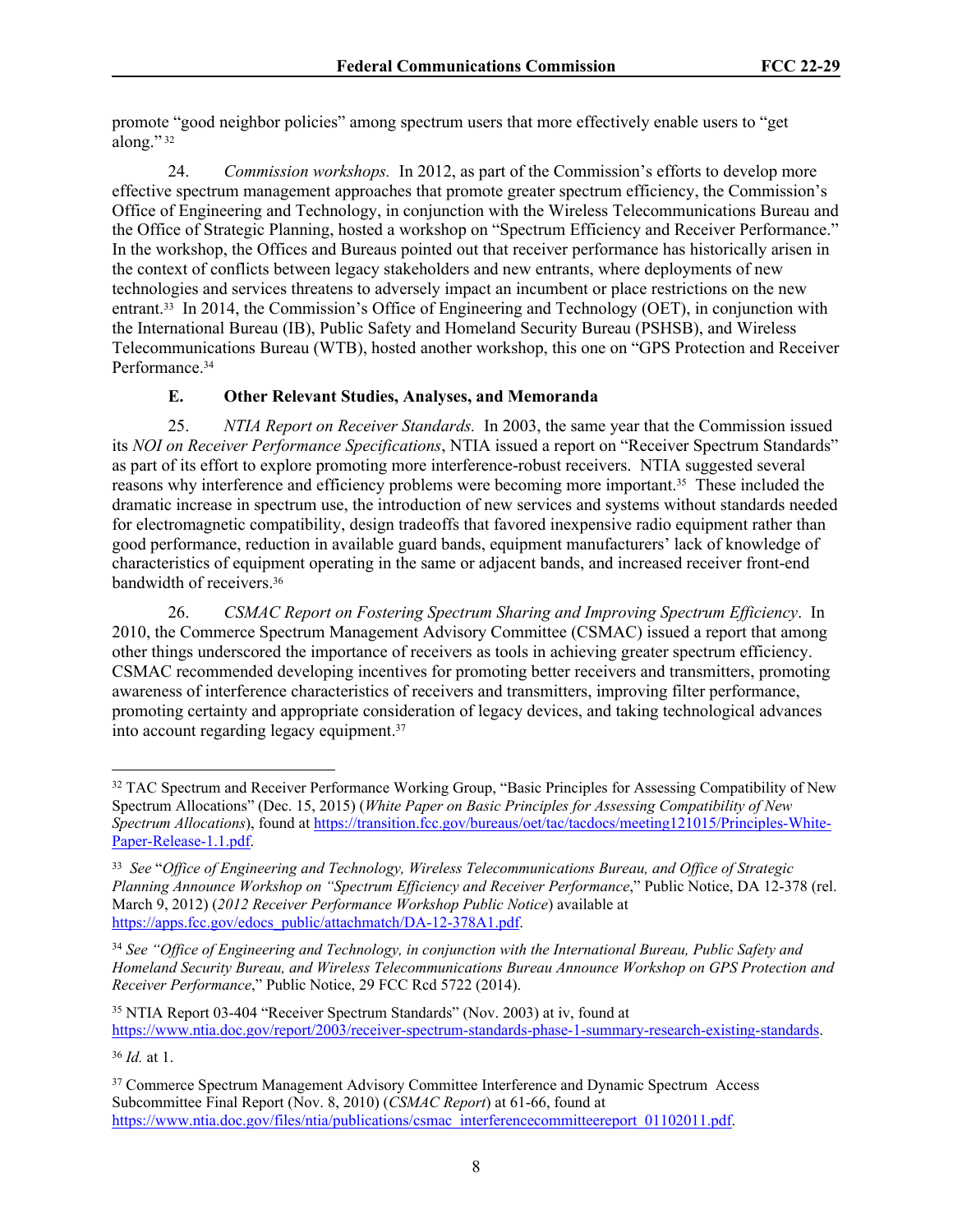promote "good neighbor policies" among spectrum users that more effectively enable users to "get along." [32]

24. *Commission workshops.* In 2012, as part of the Commission's efforts to develop more effective spectrum management approaches that promote greater spectrum efficiency, the Commission's Office of Engineering and Technology, in conjunction with the Wireless Telecommunications Bureau and the Office of Strategic Planning, hosted a workshop on "Spectrum Efficiency and Receiver Performance." In the workshop, the Offices and Bureaus pointed out that receiver performance has historically arisen in the context of conflicts between legacy stakeholders and new entrants, where deployments of new technologies and services threatens to adversely impact an incumbent or place restrictions on the new entrant.[33] In 2014, the Commission's Office of Engineering and Technology (OET), in conjunction with the International Bureau (IB), Public Safety and Homeland Security Bureau (PSHSB), and Wireless Telecommunications Bureau (WTB), hosted another workshop, this one on "GPS Protection and Receiver Performance.[34]

### E. Other Relevant Studies, Analyses, and Memoranda

25. *NTIA Report on Receiver Standards.* In 2003, the same year that the Commission issued its *NOI on Receiver Performance Specifications*, NTIA issued a report on "Receiver Spectrum Standards" as part of its effort to explore promoting more interference-robust receivers. NTIA suggested several reasons why interference and efficiency problems were becoming more important.[35] These included the dramatic increase in spectrum use, the introduction of new services and systems without standards needed for electromagnetic compatibility, design tradeoffs that favored inexpensive radio equipment rather than good performance, reduction in available guard bands, equipment manufacturers' lack of knowledge of characteristics of equipment operating in the same or adjacent bands, and increased receiver front-end bandwidth of receivers.[36]

26. *CSMAC Report on Fostering Spectrum Sharing and Improving Spectrum Efficiency*. In 2010, the Commerce Spectrum Management Advisory Committee (CSMAC) issued a report that among other things underscored the importance of receivers as tools in achieving greater spectrum efficiency. CSMAC recommended developing incentives for promoting better receivers and transmitters, promoting awareness of interference characteristics of receivers and transmitters, improving filter performance, promoting certainty and appropriate consideration of legacy devices, and taking technological advances into account regarding legacy equipment.[37]

---

[32] TAC Spectrum and Receiver Performance Working Group, "Basic Principles for Assessing Compatibility of New Spectrum Allocations" (Dec. 15, 2015) (*White Paper on Basic Principles for Assessing Compatibility of New Spectrum Allocations*), found at https://transition.fcc.gov/bureaus/oet/tac/tacdocs/meeting121015/Principles-White-Paper-Release-1.1.pdf.

[33] *See* "*Office of Engineering and Technology, Wireless Telecommunications Bureau, and Office of Strategic Planning Announce Workshop on "Spectrum Efficiency and Receiver Performance*," Public Notice, DA 12-378 (rel. March 9, 2012) (*2012 Receiver Performance Workshop Public Notice*) available at https://apps.fcc.gov/edocs_public/attachmatch/DA-12-378A1.pdf.

[34] *See "Office of Engineering and Technology, in conjunction with the International Bureau, Public Safety and Homeland Security Bureau, and Wireless Telecommunications Bureau Announce Workshop on GPS Protection and Receiver Performance*," Public Notice, 29 FCC Rcd 5722 (2014).

[35] NTIA Report 03-404 "Receiver Spectrum Standards" (Nov. 2003) at iv, found at https://www.ntia.doc.gov/report/2003/receiver-spectrum-standards-phase-1-summary-research-existing-standards.

[36] *Id.* at 1.

[37] Commerce Spectrum Management Advisory Committee Interference and Dynamic Spectrum Access Subcommittee Final Report (Nov. 8, 2010) (*CSMAC Report*) at 61-66, found at https://www.ntia.doc.gov/files/ntia/publications/csmac_interferencecommitteereport_01102011.pdf.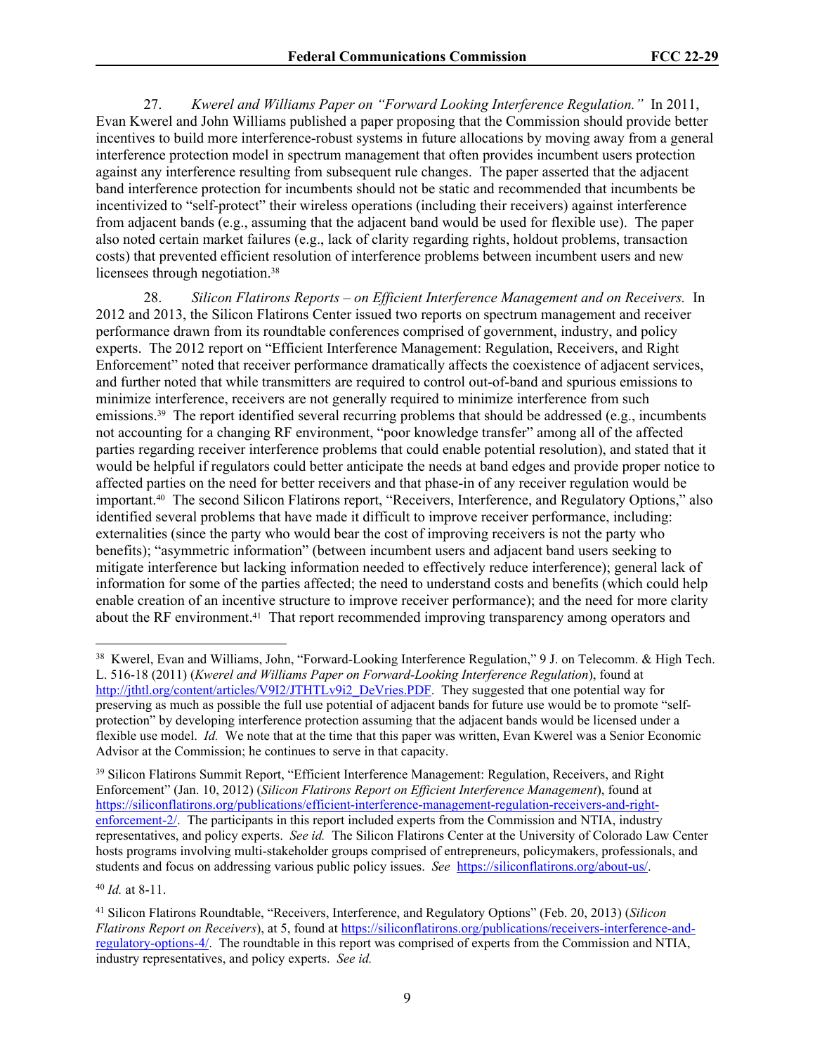27. *Kwerel and Williams Paper on "Forward Looking Interference Regulation."* In 2011, Evan Kwerel and John Williams published a paper proposing that the Commission should provide better incentives to build more interference-robust systems in future allocations by moving away from a general interference protection model in spectrum management that often provides incumbent users protection against any interference resulting from subsequent rule changes. The paper asserted that the adjacent band interference protection for incumbents should not be static and recommended that incumbents be incentivized to "self-protect" their wireless operations (including their receivers) against interference from adjacent bands (e.g., assuming that the adjacent band would be used for flexible use). The paper also noted certain market failures (e.g., lack of clarity regarding rights, holdout problems, transaction costs) that prevented efficient resolution of interference problems between incumbent users and new licensees through negotiation.[38]

28. *Silicon Flatirons Reports – on Efficient Interference Management and on Receivers.* In 2012 and 2013, the Silicon Flatirons Center issued two reports on spectrum management and receiver performance drawn from its roundtable conferences comprised of government, industry, and policy experts. The 2012 report on "Efficient Interference Management: Regulation, Receivers, and Right Enforcement" noted that receiver performance dramatically affects the coexistence of adjacent services, and further noted that while transmitters are required to control out-of-band and spurious emissions to minimize interference, receivers are not generally required to minimize interference from such emissions.[39] The report identified several recurring problems that should be addressed (e.g., incumbents not accounting for a changing RF environment, "poor knowledge transfer" among all of the affected parties regarding receiver interference problems that could enable potential resolution), and stated that it would be helpful if regulators could better anticipate the needs at band edges and provide proper notice to affected parties on the need for better receivers and that phase-in of any receiver regulation would be important.[40] The second Silicon Flatirons report, "Receivers, Interference, and Regulatory Options," also identified several problems that have made it difficult to improve receiver performance, including: externalities (since the party who would bear the cost of improving receivers is not the party who benefits); "asymmetric information" (between incumbent users and adjacent band users seeking to mitigate interference but lacking information needed to effectively reduce interference); general lack of information for some of the parties affected; the need to understand costs and benefits (which could help enable creation of an incentive structure to improve receiver performance); and the need for more clarity about the RF environment.[41] That report recommended improving transparency among operators and

---

[38] Kwerel, Evan and Williams, John, "Forward-Looking Interference Regulation," 9 J. on Telecomm. & High Tech. L. 516-18 (2011) (*Kwerel and Williams Paper on Forward-Looking Interference Regulation*), found at http://jthtl.org/content/articles/V9I2/JTHTLv9i2_DeVries.PDF. They suggested that one potential way for preserving as much as possible the full use potential of adjacent bands for future use would be to promote "self-protection" by developing interference protection assuming that the adjacent bands would be licensed under a flexible use model. *Id.* We note that at the time that this paper was written, Evan Kwerel was a Senior Economic Advisor at the Commission; he continues to serve in that capacity.

[39] Silicon Flatirons Summit Report, "Efficient Interference Management: Regulation, Receivers, and Right Enforcement" (Jan. 10, 2012) (*Silicon Flatirons Report on Efficient Interference Management*), found at https://siliconflatirons.org/publications/efficient-interference-management-regulation-receivers-and-right-enforcement-2/. The participants in this report included experts from the Commission and NTIA, industry representatives, and policy experts. *See id.* The Silicon Flatirons Center at the University of Colorado Law Center hosts programs involving multi-stakeholder groups comprised of entrepreneurs, policymakers, professionals, and students and focus on addressing various public policy issues. *See* https://siliconflatirons.org/about-us/.

[40] *Id.* at 8-11.

[41] Silicon Flatirons Roundtable, "Receivers, Interference, and Regulatory Options" (Feb. 20, 2013) (*Silicon Flatirons Report on Receivers*), at 5, found at https://siliconflatirons.org/publications/receivers-interference-and-regulatory-options-4/. The roundtable in this report was comprised of experts from the Commission and NTIA, industry representatives, and policy experts. *See id.*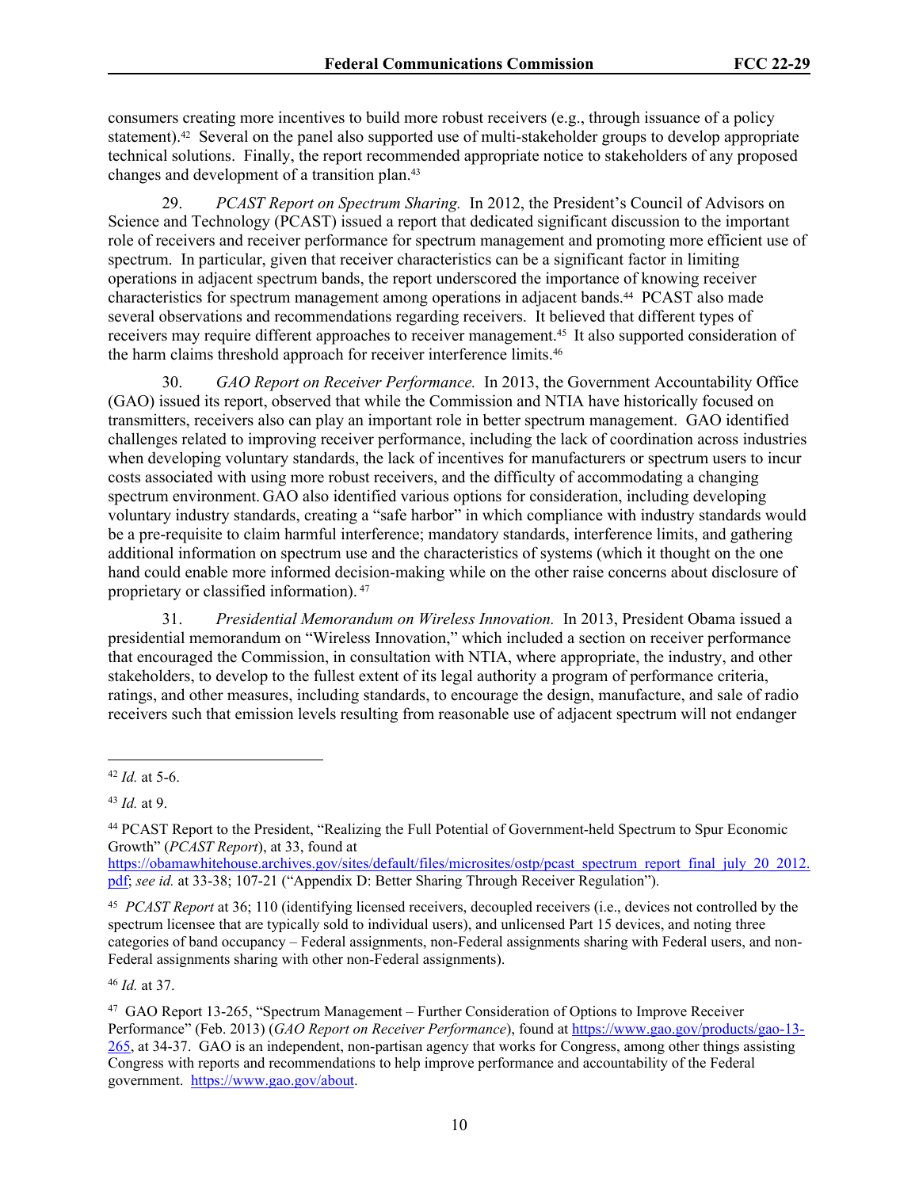consumers creating more incentives to build more robust receivers (e.g., through issuance of a policy statement).[42] Several on the panel also supported use of multi-stakeholder groups to develop appropriate technical solutions. Finally, the report recommended appropriate notice to stakeholders of any proposed changes and development of a transition plan.[43]

29. *PCAST Report on Spectrum Sharing.* In 2012, the President's Council of Advisors on Science and Technology (PCAST) issued a report that dedicated significant discussion to the important role of receivers and receiver performance for spectrum management and promoting more efficient use of spectrum. In particular, given that receiver characteristics can be a significant factor in limiting operations in adjacent spectrum bands, the report underscored the importance of knowing receiver characteristics for spectrum management among operations in adjacent bands.[44] PCAST also made several observations and recommendations regarding receivers. It believed that different types of receivers may require different approaches to receiver management.[45] It also supported consideration of the harm claims threshold approach for receiver interference limits.[46]

30. *GAO Report on Receiver Performance.* In 2013, the Government Accountability Office (GAO) issued its report, observed that while the Commission and NTIA have historically focused on transmitters, receivers also can play an important role in better spectrum management. GAO identified challenges related to improving receiver performance, including the lack of coordination across industries when developing voluntary standards, the lack of incentives for manufacturers or spectrum users to incur costs associated with using more robust receivers, and the difficulty of accommodating a changing spectrum environment. GAO also identified various options for consideration, including developing voluntary industry standards, creating a "safe harbor" in which compliance with industry standards would be a pre-requisite to claim harmful interference; mandatory standards, interference limits, and gathering additional information on spectrum use and the characteristics of systems (which it thought on the one hand could enable more informed decision-making while on the other raise concerns about disclosure of proprietary or classified information).[47]

31. *Presidential Memorandum on Wireless Innovation.* In 2013, President Obama issued a presidential memorandum on "Wireless Innovation," which included a section on receiver performance that encouraged the Commission, in consultation with NTIA, where appropriate, the industry, and other stakeholders, to develop to the fullest extent of its legal authority a program of performance criteria, ratings, and other measures, including standards, to encourage the design, manufacture, and sale of radio receivers such that emission levels resulting from reasonable use of adjacent spectrum will not endanger

---

[42] *Id.* at 5-6.

[43] *Id.* at 9.

[44] PCAST Report to the President, "Realizing the Full Potential of Government-held Spectrum to Spur Economic Growth" (*PCAST Report*), at 33, found at https://obamawhitehouse.archives.gov/sites/default/files/microsites/ostp/pcast_spectrum_report_final_july_20_2012.pdf; *see id.* at 33-38; 107-21 ("Appendix D: Better Sharing Through Receiver Regulation").

[45] *PCAST Report* at 36; 110 (identifying licensed receivers, decoupled receivers (i.e., devices not controlled by the spectrum licensee that are typically sold to individual users), and unlicensed Part 15 devices, and noting three categories of band occupancy – Federal assignments, non-Federal assignments sharing with Federal users, and non-Federal assignments sharing with other non-Federal assignments).

[46] *Id.* at 37.

[47] GAO Report 13-265, "Spectrum Management – Further Consideration of Options to Improve Receiver Performance" (Feb. 2013) (*GAO Report on Receiver Performance*), found at https://www.gao.gov/products/gao-13-265, at 34-37. GAO is an independent, non-partisan agency that works for Congress, among other things assisting Congress with reports and recommendations to help improve performance and accountability of the Federal government. https://www.gao.gov/about.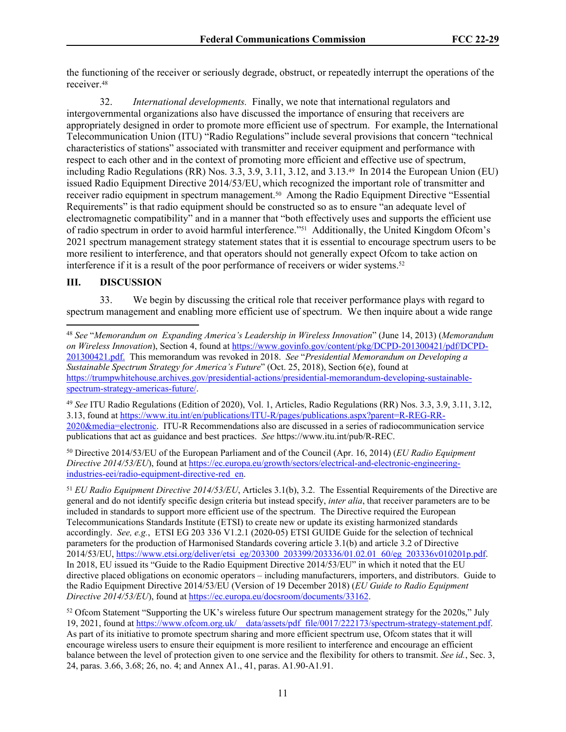the functioning of the receiver or seriously degrade, obstruct, or repeatedly interrupt the operations of the receiver.[48]

32. *International developments.* Finally, we note that international regulators and intergovernmental organizations also have discussed the importance of ensuring that receivers are appropriately designed in order to promote more efficient use of spectrum. For example, the International Telecommunication Union (ITU) "Radio Regulations" include several provisions that concern "technical characteristics of stations" associated with transmitter and receiver equipment and performance with respect to each other and in the context of promoting more efficient and effective use of spectrum, including Radio Regulations (RR) Nos. 3.3, 3.9, 3.11, 3.12, and 3.13.[49] In 2014 the European Union (EU) issued Radio Equipment Directive 2014/53/EU, which recognized the important role of transmitter and receiver radio equipment in spectrum management.[50] Among the Radio Equipment Directive "Essential Requirements" is that radio equipment should be constructed so as to ensure "an adequate level of electromagnetic compatibility" and in a manner that "both effectively uses and supports the efficient use of radio spectrum in order to avoid harmful interference."[51] Additionally, the United Kingdom Ofcom's 2021 spectrum management strategy statement states that it is essential to encourage spectrum users to be more resilient to interference, and that operators should not generally expect Ofcom to take action on interference if it is a result of the poor performance of receivers or wider systems.[52]

## III. DISCUSSION

33. We begin by discussing the critical role that receiver performance plays with regard to spectrum management and enabling more efficient use of spectrum. We then inquire about a wide range

---

[48] *See* "*Memorandum on Expanding America's Leadership in Wireless Innovation*" (June 14, 2013) (*Memorandum on Wireless Innovation*), Section 4, found at https://www.govinfo.gov/content/pkg/DCPD-201300421/pdf/DCPD-201300421.pdf. This memorandum was revoked in 2018. *See* "*Presidential Memorandum on Developing a Sustainable Spectrum Strategy for America's Future*" (Oct. 25, 2018), Section 6(e), found at https://trumpwhitehouse.archives.gov/presidential-actions/presidential-memorandum-developing-sustainable-spectrum-strategy-americas-future/.

[49] *See* ITU Radio Regulations (Edition of 2020), Vol. 1, Articles, Radio Regulations (RR) Nos. 3.3, 3.9, 3.11, 3.12, 3.13, found at https://www.itu.int/en/publications/ITU-R/pages/publications.aspx?parent=R-REG-RR-2020&media=electronic. ITU-R Recommendations also are discussed in a series of radiocommunication service publications that act as guidance and best practices. *See* https://www.itu.int/pub/R-REC.

[50] Directive 2014/53/EU of the European Parliament and of the Council (Apr. 16, 2014) (*EU Radio Equipment Directive 2014/53/EU*), found at https://ec.europa.eu/growth/sectors/electrical-and-electronic-engineering-industries-eei/radio-equipment-directive-red_en.

[51] *EU Radio Equipment Directive 2014/53/EU*, Articles 3.1(b), 3.2. The Essential Requirements of the Directive are general and do not identify specific design criteria but instead specify, *inter alia*, that receiver parameters are to be included in standards to support more efficient use of the spectrum. The Directive required the European Telecommunications Standards Institute (ETSI) to create new or update its existing harmonized standards accordingly. *See, e.g.*, ETSI EG 203 336 V1.2.1 (2020-05) ETSI GUIDE Guide for the selection of technical parameters for the production of Harmonised Standards covering article 3.1(b) and article 3.2 of Directive 2014/53/EU, https://www.etsi.org/deliver/etsi_eg/203300_203399/203336/01.02.01_60/eg_203336v010201p.pdf. In 2018, EU issued its "Guide to the Radio Equipment Directive 2014/53/EU" in which it noted that the EU directive placed obligations on economic operators – including manufacturers, importers, and distributors. Guide to the Radio Equipment Directive 2014/53/EU (Version of 19 December 2018) (*EU Guide to Radio Equipment Directive 2014/53/EU*), found at https://ec.europa.eu/docsroom/documents/33162.

[52] Ofcom Statement "Supporting the UK's wireless future Our spectrum management strategy for the 2020s," July 19, 2021, found at https://www.ofcom.org.uk/__data/assets/pdf_file/0017/222173/spectrum-strategy-statement.pdf. As part of its initiative to promote spectrum sharing and more efficient spectrum use, Ofcom states that it will encourage wireless users to ensure their equipment is more resilient to interference and encourage an efficient balance between the level of protection given to one service and the flexibility for others to transmit. *See id.*, Sec. 3, 24, paras. 3.66, 3.68; 26, no. 4; and Annex A1., 41, paras. A1.90-A1.91.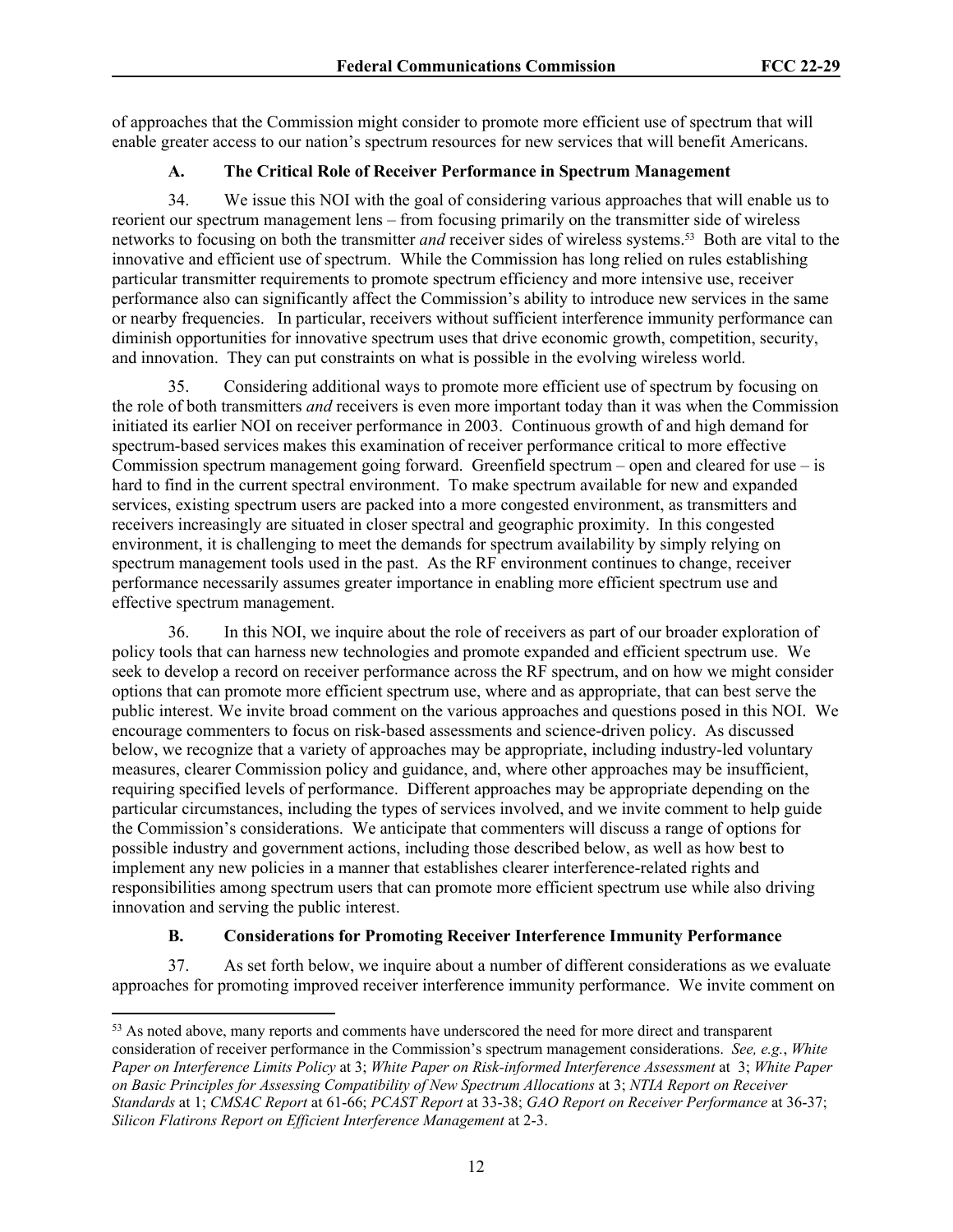of approaches that the Commission might consider to promote more efficient use of spectrum that will enable greater access to our nation's spectrum resources for new services that will benefit Americans.

### A. The Critical Role of Receiver Performance in Spectrum Management

34. We issue this NOI with the goal of considering various approaches that will enable us to reorient our spectrum management lens – from focusing primarily on the transmitter side of wireless networks to focusing on both the transmitter *and* receiver sides of wireless systems.[53] Both are vital to the innovative and efficient use of spectrum. While the Commission has long relied on rules establishing particular transmitter requirements to promote spectrum efficiency and more intensive use, receiver performance also can significantly affect the Commission's ability to introduce new services in the same or nearby frequencies. In particular, receivers without sufficient interference immunity performance can diminish opportunities for innovative spectrum uses that drive economic growth, competition, security, and innovation. They can put constraints on what is possible in the evolving wireless world.

35. Considering additional ways to promote more efficient use of spectrum by focusing on the role of both transmitters *and* receivers is even more important today than it was when the Commission initiated its earlier NOI on receiver performance in 2003. Continuous growth of and high demand for spectrum-based services makes this examination of receiver performance critical to more effective Commission spectrum management going forward. Greenfield spectrum – open and cleared for use – is hard to find in the current spectral environment. To make spectrum available for new and expanded services, existing spectrum users are packed into a more congested environment, as transmitters and receivers increasingly are situated in closer spectral and geographic proximity. In this congested environment, it is challenging to meet the demands for spectrum availability by simply relying on spectrum management tools used in the past. As the RF environment continues to change, receiver performance necessarily assumes greater importance in enabling more efficient spectrum use and effective spectrum management.

36. In this NOI, we inquire about the role of receivers as part of our broader exploration of policy tools that can harness new technologies and promote expanded and efficient spectrum use. We seek to develop a record on receiver performance across the RF spectrum, and on how we might consider options that can promote more efficient spectrum use, where and as appropriate, that can best serve the public interest. We invite broad comment on the various approaches and questions posed in this NOI. We encourage commenters to focus on risk-based assessments and science-driven policy. As discussed below, we recognize that a variety of approaches may be appropriate, including industry-led voluntary measures, clearer Commission policy and guidance, and, where other approaches may be insufficient, requiring specified levels of performance. Different approaches may be appropriate depending on the particular circumstances, including the types of services involved, and we invite comment to help guide the Commission's considerations. We anticipate that commenters will discuss a range of options for possible industry and government actions, including those described below, as well as how best to implement any new policies in a manner that establishes clearer interference-related rights and responsibilities among spectrum users that can promote more efficient spectrum use while also driving innovation and serving the public interest.

### B. Considerations for Promoting Receiver Interference Immunity Performance

37. As set forth below, we inquire about a number of different considerations as we evaluate approaches for promoting improved receiver interference immunity performance. We invite comment on

---

[53] As noted above, many reports and comments have underscored the need for more direct and transparent consideration of receiver performance in the Commission's spectrum management considerations. *See, e.g.*, *White Paper on Interference Limits Policy* at 3; *White Paper on Risk-informed Interference Assessment* at 3; *White Paper on Basic Principles for Assessing Compatibility of New Spectrum Allocations* at 3; *NTIA Report on Receiver Standards* at 1; *CMSAC Report* at 61-66; *PCAST Report* at 33-38; *GAO Report on Receiver Performance* at 36-37; *Silicon Flatirons Report on Efficient Interference Management* at 2-3.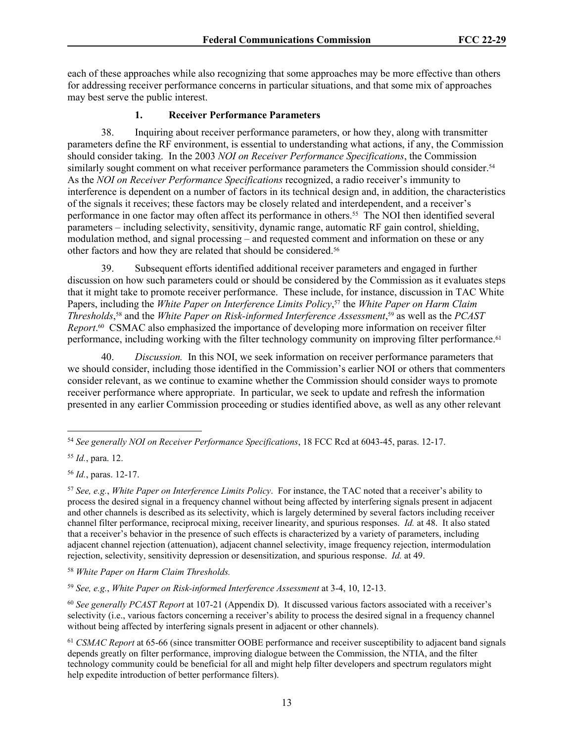each of these approaches while also recognizing that some approaches may be more effective than others for addressing receiver performance concerns in particular situations, and that some mix of approaches may best serve the public interest.

### 1. Receiver Performance Parameters

38. Inquiring about receiver performance parameters, or how they, along with transmitter parameters define the RF environment, is essential to understanding what actions, if any, the Commission should consider taking. In the 2003 *NOI on Receiver Performance Specifications*, the Commission similarly sought comment on what receiver performance parameters the Commission should consider.[54] As the *NOI on Receiver Performance Specifications* recognized, a radio receiver's immunity to interference is dependent on a number of factors in its technical design and, in addition, the characteristics of the signals it receives; these factors may be closely related and interdependent, and a receiver's performance in one factor may often affect its performance in others.[55] The NOI then identified several parameters – including selectivity, sensitivity, dynamic range, automatic RF gain control, shielding, modulation method, and signal processing – and requested comment and information on these or any other factors and how they are related that should be considered.[56]

39. Subsequent efforts identified additional receiver parameters and engaged in further discussion on how such parameters could or should be considered by the Commission as it evaluates steps that it might take to promote receiver performance. These include, for instance, discussion in TAC White Papers, including the *White Paper on Interference Limits Policy*,[57] the *White Paper on Harm Claim Thresholds*,[58] and the *White Paper on Risk-informed Interference Assessment*,[59] as well as the *PCAST Report*.[60] CSMAC also emphasized the importance of developing more information on receiver filter performance, including working with the filter technology community on improving filter performance.[61]

40. *Discussion.* In this NOI, we seek information on receiver performance parameters that we should consider, including those identified in the Commission's earlier NOI or others that commenters consider relevant, as we continue to examine whether the Commission should consider ways to promote receiver performance where appropriate. In particular, we seek to update and refresh the information presented in any earlier Commission proceeding or studies identified above, as well as any other relevant

---

[54] *See generally NOI on Receiver Performance Specifications*, 18 FCC Rcd at 6043-45, paras. 12-17.

[55] *Id.*, para. 12.

[56] *Id.*, paras. 12-17.

[57] *See, e.g.*, *White Paper on Interference Limits Policy*. For instance, the TAC noted that a receiver's ability to process the desired signal in a frequency channel without being affected by interfering signals present in adjacent and other channels is described as its selectivity, which is largely determined by several factors including receiver channel filter performance, reciprocal mixing, receiver linearity, and spurious responses. *Id.* at 48. It also stated that a receiver's behavior in the presence of such effects is characterized by a variety of parameters, including adjacent channel rejection (attenuation), adjacent channel selectivity, image frequency rejection, intermodulation rejection, selectivity, sensitivity depression or desensitization, and spurious response. *Id.* at 49.

[58] *White Paper on Harm Claim Thresholds.*

[59] *See, e.g.*, *White Paper on Risk-informed Interference Assessment* at 3-4, 10, 12-13.

[60] *See generally PCAST Report* at 107-21 (Appendix D). It discussed various factors associated with a receiver's selectivity (i.e., various factors concerning a receiver's ability to process the desired signal in a frequency channel without being affected by interfering signals present in adjacent or other channels).

[61] *CSMAC Report* at 65-66 (since transmitter OOBE performance and receiver susceptibility to adjacent band signals depends greatly on filter performance, improving dialogue between the Commission, the NTIA, and the filter technology community could be beneficial for all and might help filter developers and spectrum regulators might help expedite introduction of better performance filters).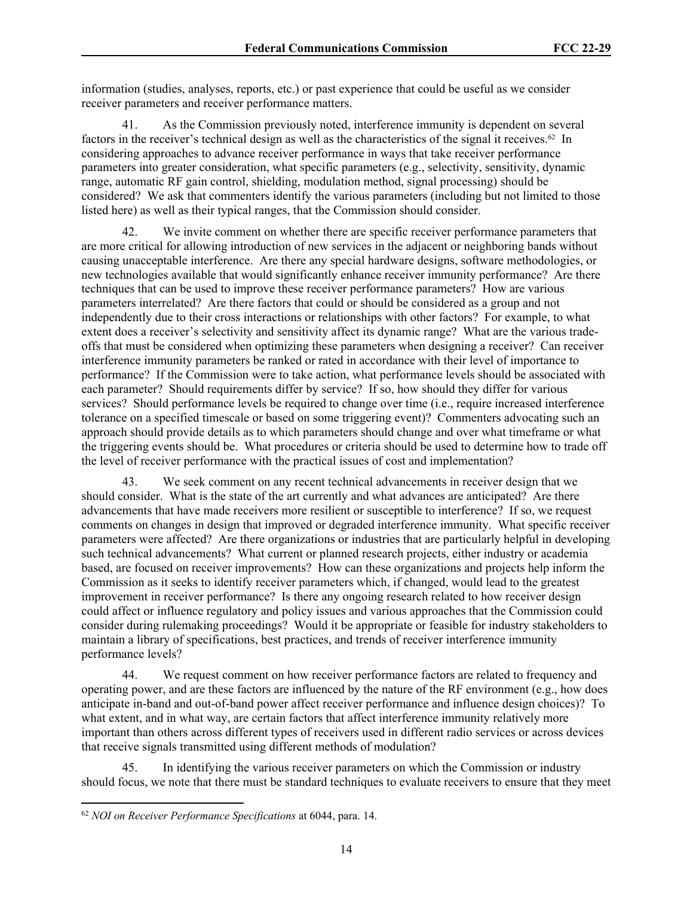information (studies, analyses, reports, etc.) or past experience that could be useful as we consider receiver parameters and receiver performance matters.

41. As the Commission previously noted, interference immunity is dependent on several factors in the receiver's technical design as well as the characteristics of the signal it receives.[62] In considering approaches to advance receiver performance in ways that take receiver performance parameters into greater consideration, what specific parameters (e.g., selectivity, sensitivity, dynamic range, automatic RF gain control, shielding, modulation method, signal processing) should be considered? We ask that commenters identify the various parameters (including but not limited to those listed here) as well as their typical ranges, that the Commission should consider.

42. We invite comment on whether there are specific receiver performance parameters that are more critical for allowing introduction of new services in the adjacent or neighboring bands without causing unacceptable interference. Are there any special hardware designs, software methodologies, or new technologies available that would significantly enhance receiver immunity performance? Are there techniques that can be used to improve these receiver performance parameters? How are various parameters interrelated? Are there factors that could or should be considered as a group and not independently due to their cross interactions or relationships with other factors? For example, to what extent does a receiver's selectivity and sensitivity affect its dynamic range? What are the various trade-offs that must be considered when optimizing these parameters when designing a receiver? Can receiver interference immunity parameters be ranked or rated in accordance with their level of importance to performance? If the Commission were to take action, what performance levels should be associated with each parameter? Should requirements differ by service? If so, how should they differ for various services? Should performance levels be required to change over time (i.e., require increased interference tolerance on a specified timescale or based on some triggering event)? Commenters advocating such an approach should provide details as to which parameters should change and over what timeframe or what the triggering events should be. What procedures or criteria should be used to determine how to trade off the level of receiver performance with the practical issues of cost and implementation?

43. We seek comment on any recent technical advancements in receiver design that we should consider. What is the state of the art currently and what advances are anticipated? Are there advancements that have made receivers more resilient or susceptible to interference? If so, we request comments on changes in design that improved or degraded interference immunity. What specific receiver parameters were affected? Are there organizations or industries that are particularly helpful in developing such technical advancements? What current or planned research projects, either industry or academia based, are focused on receiver improvements? How can these organizations and projects help inform the Commission as it seeks to identify receiver parameters which, if changed, would lead to the greatest improvement in receiver performance? Is there any ongoing research related to how receiver design could affect or influence regulatory and policy issues and various approaches that the Commission could consider during rulemaking proceedings? Would it be appropriate or feasible for industry stakeholders to maintain a library of specifications, best practices, and trends of receiver interference immunity performance levels?

44. We request comment on how receiver performance factors are related to frequency and operating power, and are these factors are influenced by the nature of the RF environment (e.g., how does anticipate in-band and out-of-band power affect receiver performance and influence design choices)? To what extent, and in what way, are certain factors that affect interference immunity relatively more important than others across different types of receivers used in different radio services or across devices that receive signals transmitted using different methods of modulation?

45. In identifying the various receiver parameters on which the Commission or industry should focus, we note that there must be standard techniques to evaluate receivers to ensure that they meet

[62] *NOI on Receiver Performance Specifications* at 6044, para. 14.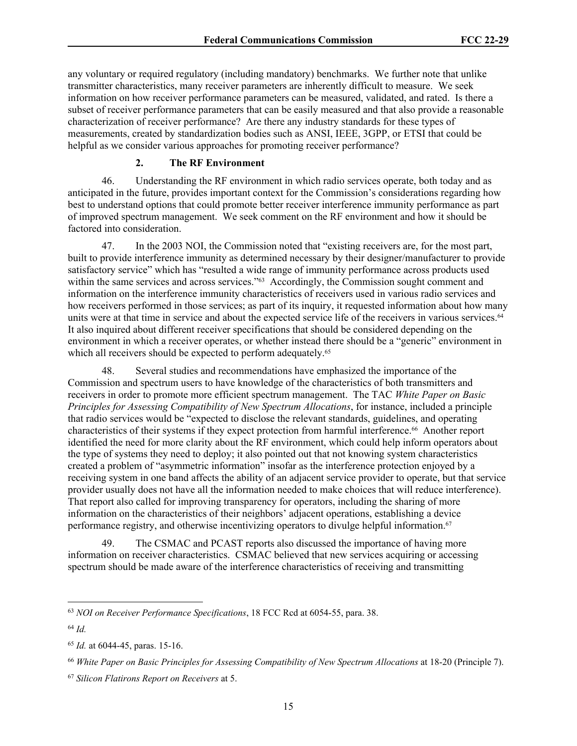any voluntary or required regulatory (including mandatory) benchmarks. We further note that unlike transmitter characteristics, many receiver parameters are inherently difficult to measure. We seek information on how receiver performance parameters can be measured, validated, and rated. Is there a subset of receiver performance parameters that can be easily measured and that also provide a reasonable characterization of receiver performance? Are there any industry standards for these types of measurements, created by standardization bodies such as ANSI, IEEE, 3GPP, or ETSI that could be helpful as we consider various approaches for promoting receiver performance?

### 2. The RF Environment

46. Understanding the RF environment in which radio services operate, both today and as anticipated in the future, provides important context for the Commission's considerations regarding how best to understand options that could promote better receiver interference immunity performance as part of improved spectrum management. We seek comment on the RF environment and how it should be factored into consideration.

47. In the 2003 NOI, the Commission noted that "existing receivers are, for the most part, built to provide interference immunity as determined necessary by their designer/manufacturer to provide satisfactory service" which has "resulted a wide range of immunity performance across products used within the same services and across services."[63] Accordingly, the Commission sought comment and information on the interference immunity characteristics of receivers used in various radio services and how receivers performed in those services; as part of its inquiry, it requested information about how many units were at that time in service and about the expected service life of the receivers in various services.[64] It also inquired about different receiver specifications that should be considered depending on the environment in which a receiver operates, or whether instead there should be a "generic" environment in which all receivers should be expected to perform adequately.[65]

48. Several studies and recommendations have emphasized the importance of the Commission and spectrum users to have knowledge of the characteristics of both transmitters and receivers in order to promote more efficient spectrum management. The TAC *White Paper on Basic Principles for Assessing Compatibility of New Spectrum Allocations*, for instance, included a principle that radio services would be "expected to disclose the relevant standards, guidelines, and operating characteristics of their systems if they expect protection from harmful interference.[66] Another report identified the need for more clarity about the RF environment, which could help inform operators about the type of systems they need to deploy; it also pointed out that not knowing system characteristics created a problem of "asymmetric information" insofar as the interference protection enjoyed by a receiving system in one band affects the ability of an adjacent service provider to operate, but that service provider usually does not have all the information needed to make choices that will reduce interference). That report also called for improving transparency for operators, including the sharing of more information on the characteristics of their neighbors' adjacent operations, establishing a device performance registry, and otherwise incentivizing operators to divulge helpful information.[67]

49. The CSMAC and PCAST reports also discussed the importance of having more information on receiver characteristics. CSMAC believed that new services acquiring or accessing spectrum should be made aware of the interference characteristics of receiving and transmitting

---

[63] *NOI on Receiver Performance Specifications*, 18 FCC Rcd at 6054-55, para. 38.

[64] *Id.*

[65] *Id.* at 6044-45, paras. 15-16.

[66] *White Paper on Basic Principles for Assessing Compatibility of New Spectrum Allocations* at 18-20 (Principle 7).

[67] *Silicon Flatirons Report on Receivers* at 5.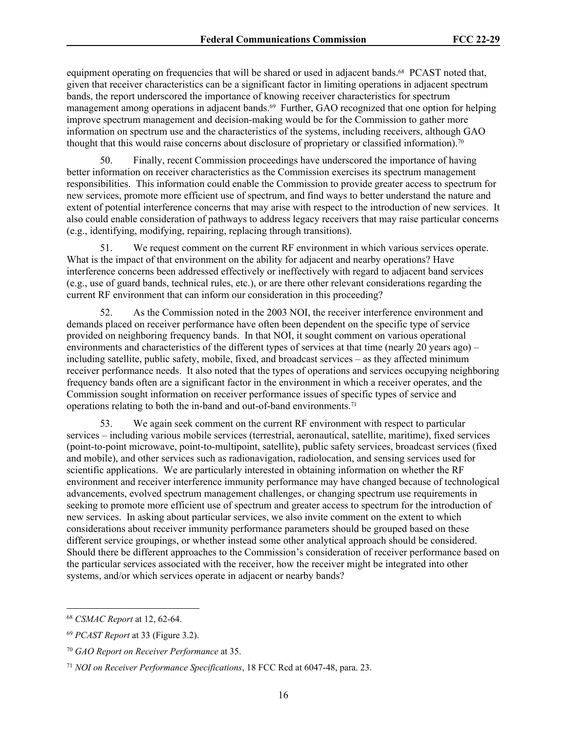equipment operating on frequencies that will be shared or used in adjacent bands.[68] PCAST noted that, given that receiver characteristics can be a significant factor in limiting operations in adjacent spectrum bands, the report underscored the importance of knowing receiver characteristics for spectrum management among operations in adjacent bands.[69] Further, GAO recognized that one option for helping improve spectrum management and decision-making would be for the Commission to gather more information on spectrum use and the characteristics of the systems, including receivers, although GAO thought that this would raise concerns about disclosure of proprietary or classified information).[70]

50. Finally, recent Commission proceedings have underscored the importance of having better information on receiver characteristics as the Commission exercises its spectrum management responsibilities. This information could enable the Commission to provide greater access to spectrum for new services, promote more efficient use of spectrum, and find ways to better understand the nature and extent of potential interference concerns that may arise with respect to the introduction of new services. It also could enable consideration of pathways to address legacy receivers that may raise particular concerns (e.g., identifying, modifying, repairing, replacing through transitions).

51. We request comment on the current RF environment in which various services operate. What is the impact of that environment on the ability for adjacent and nearby operations? Have interference concerns been addressed effectively or ineffectively with regard to adjacent band services (e.g., use of guard bands, technical rules, etc.), or are there other relevant considerations regarding the current RF environment that can inform our consideration in this proceeding?

52. As the Commission noted in the 2003 NOI, the receiver interference environment and demands placed on receiver performance have often been dependent on the specific type of service provided on neighboring frequency bands. In that NOI, it sought comment on various operational environments and characteristics of the different types of services at that time (nearly 20 years ago) – including satellite, public safety, mobile, fixed, and broadcast services – as they affected minimum receiver performance needs. It also noted that the types of operations and services occupying neighboring frequency bands often are a significant factor in the environment in which a receiver operates, and the Commission sought information on receiver performance issues of specific types of service and operations relating to both the in-band and out-of-band environments.[71]

53. We again seek comment on the current RF environment with respect to particular services – including various mobile services (terrestrial, aeronautical, satellite, maritime), fixed services (point-to-point microwave, point-to-multipoint, satellite), public safety services, broadcast services (fixed and mobile), and other services such as radionavigation, radiolocation, and sensing services used for scientific applications. We are particularly interested in obtaining information on whether the RF environment and receiver interference immunity performance may have changed because of technological advancements, evolved spectrum management challenges, or changing spectrum use requirements in seeking to promote more efficient use of spectrum and greater access to spectrum for the introduction of new services. In asking about particular services, we also invite comment on the extent to which considerations about receiver immunity performance parameters should be grouped based on these different service groupings, or whether instead some other analytical approach should be considered. Should there be different approaches to the Commission's consideration of receiver performance based on the particular services associated with the receiver, how the receiver might be integrated into other systems, and/or which services operate in adjacent or nearby bands?

---

[68] *CSMAC Report* at 12, 62-64.

[69] *PCAST Report* at 33 (Figure 3.2).

[70] *GAO Report on Receiver Performance* at 35.

[71] *NOI on Receiver Performance Specifications*, 18 FCC Rcd at 6047-48, para. 23.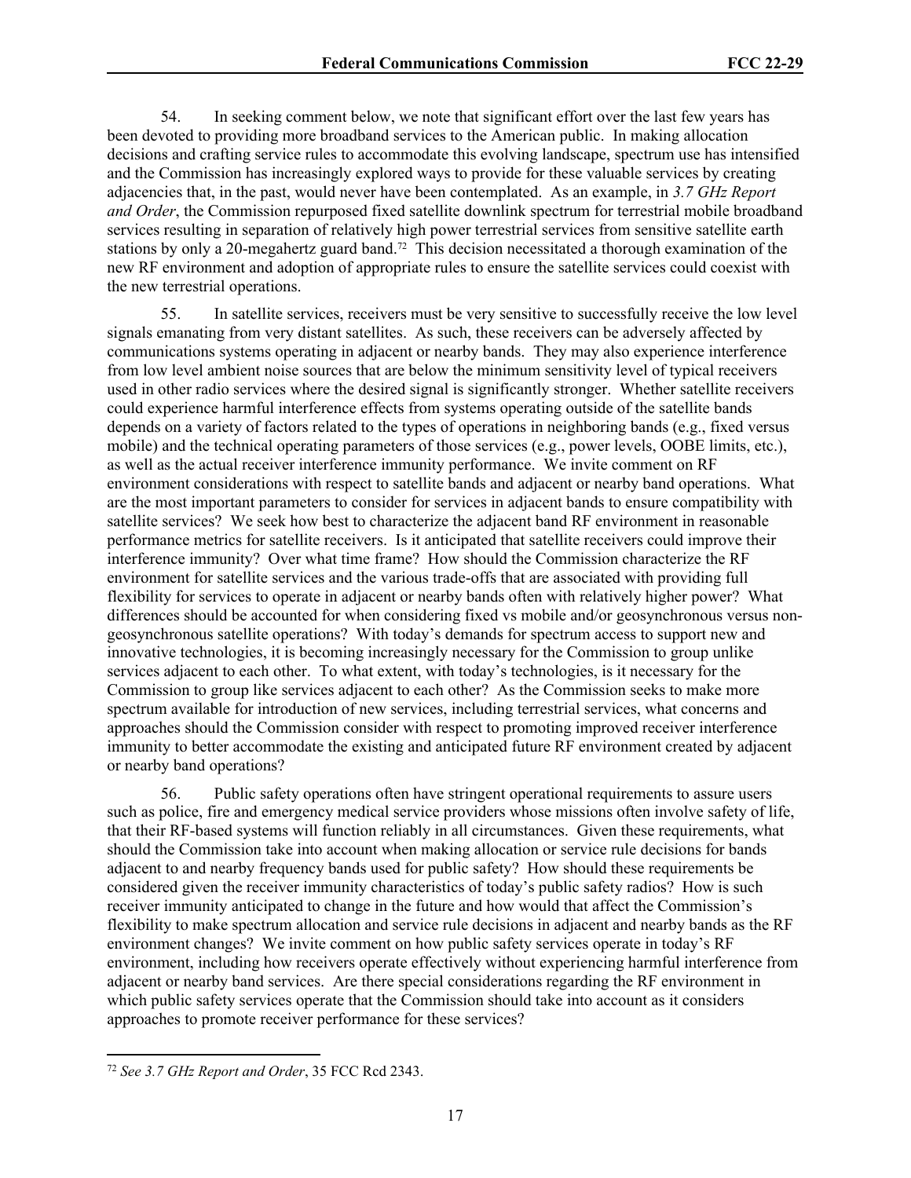54. In seeking comment below, we note that significant effort over the last few years has been devoted to providing more broadband services to the American public. In making allocation decisions and crafting service rules to accommodate this evolving landscape, spectrum use has intensified and the Commission has increasingly explored ways to provide for these valuable services by creating adjacencies that, in the past, would never have been contemplated. As an example, in *3.7 GHz Report and Order*, the Commission repurposed fixed satellite downlink spectrum for terrestrial mobile broadband services resulting in separation of relatively high power terrestrial services from sensitive satellite earth stations by only a 20-megahertz guard band.[72] This decision necessitated a thorough examination of the new RF environment and adoption of appropriate rules to ensure the satellite services could coexist with the new terrestrial operations.

55. In satellite services, receivers must be very sensitive to successfully receive the low level signals emanating from very distant satellites. As such, these receivers can be adversely affected by communications systems operating in adjacent or nearby bands. They may also experience interference from low level ambient noise sources that are below the minimum sensitivity level of typical receivers used in other radio services where the desired signal is significantly stronger. Whether satellite receivers could experience harmful interference effects from systems operating outside of the satellite bands depends on a variety of factors related to the types of operations in neighboring bands (e.g., fixed versus mobile) and the technical operating parameters of those services (e.g., power levels, OOBE limits, etc.), as well as the actual receiver interference immunity performance. We invite comment on RF environment considerations with respect to satellite bands and adjacent or nearby band operations. What are the most important parameters to consider for services in adjacent bands to ensure compatibility with satellite services? We seek how best to characterize the adjacent band RF environment in reasonable performance metrics for satellite receivers. Is it anticipated that satellite receivers could improve their interference immunity? Over what time frame? How should the Commission characterize the RF environment for satellite services and the various trade-offs that are associated with providing full flexibility for services to operate in adjacent or nearby bands often with relatively higher power? What differences should be accounted for when considering fixed vs mobile and/or geosynchronous versus non-geosynchronous satellite operations? With today's demands for spectrum access to support new and innovative technologies, it is becoming increasingly necessary for the Commission to group unlike services adjacent to each other. To what extent, with today's technologies, is it necessary for the Commission to group like services adjacent to each other? As the Commission seeks to make more spectrum available for introduction of new services, including terrestrial services, what concerns and approaches should the Commission consider with respect to promoting improved receiver interference immunity to better accommodate the existing and anticipated future RF environment created by adjacent or nearby band operations?

56. Public safety operations often have stringent operational requirements to assure users such as police, fire and emergency medical service providers whose missions often involve safety of life, that their RF-based systems will function reliably in all circumstances. Given these requirements, what should the Commission take into account when making allocation or service rule decisions for bands adjacent to and nearby frequency bands used for public safety? How should these requirements be considered given the receiver immunity characteristics of today's public safety radios? How is such receiver immunity anticipated to change in the future and how would that affect the Commission's flexibility to make spectrum allocation and service rule decisions in adjacent and nearby bands as the RF environment changes? We invite comment on how public safety services operate in today's RF environment, including how receivers operate effectively without experiencing harmful interference from adjacent or nearby band services. Are there special considerations regarding the RF environment in which public safety services operate that the Commission should take into account as it considers approaches to promote receiver performance for these services?

---

[72] *See 3.7 GHz Report and Order*, 35 FCC Rcd 2343.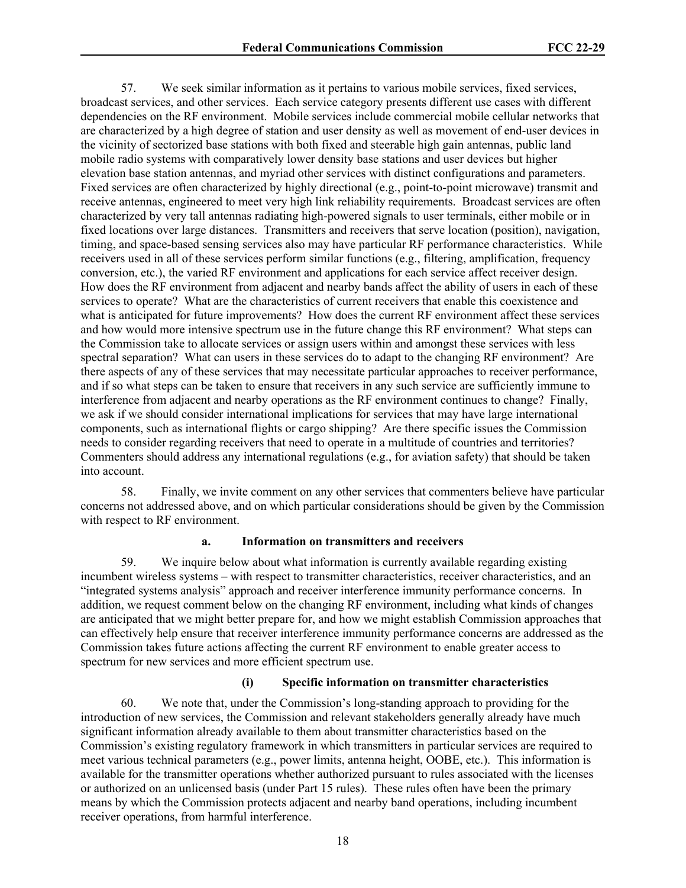57. We seek similar information as it pertains to various mobile services, fixed services, broadcast services, and other services. Each service category presents different use cases with different dependencies on the RF environment. Mobile services include commercial mobile cellular networks that are characterized by a high degree of station and user density as well as movement of end-user devices in the vicinity of sectorized base stations with both fixed and steerable high gain antennas, public land mobile radio systems with comparatively lower density base stations and user devices but higher elevation base station antennas, and myriad other services with distinct configurations and parameters. Fixed services are often characterized by highly directional (e.g., point-to-point microwave) transmit and receive antennas, engineered to meet very high link reliability requirements. Broadcast services are often characterized by very tall antennas radiating high-powered signals to user terminals, either mobile or in fixed locations over large distances. Transmitters and receivers that serve location (position), navigation, timing, and space-based sensing services also may have particular RF performance characteristics. While receivers used in all of these services perform similar functions (e.g., filtering, amplification, frequency conversion, etc.), the varied RF environment and applications for each service affect receiver design. How does the RF environment from adjacent and nearby bands affect the ability of users in each of these services to operate? What are the characteristics of current receivers that enable this coexistence and what is anticipated for future improvements? How does the current RF environment affect these services and how would more intensive spectrum use in the future change this RF environment? What steps can the Commission take to allocate services or assign users within and amongst these services with less spectral separation? What can users in these services do to adapt to the changing RF environment? Are there aspects of any of these services that may necessitate particular approaches to receiver performance, and if so what steps can be taken to ensure that receivers in any such service are sufficiently immune to interference from adjacent and nearby operations as the RF environment continues to change? Finally, we ask if we should consider international implications for services that may have large international components, such as international flights or cargo shipping? Are there specific issues the Commission needs to consider regarding receivers that need to operate in a multitude of countries and territories? Commenters should address any international regulations (e.g., for aviation safety) that should be taken into account.

58. Finally, we invite comment on any other services that commenters believe have particular concerns not addressed above, and on which particular considerations should be given by the Commission with respect to RF environment.

### a. Information on transmitters and receivers

59. We inquire below about what information is currently available regarding existing incumbent wireless systems – with respect to transmitter characteristics, receiver characteristics, and an "integrated systems analysis" approach and receiver interference immunity performance concerns. In addition, we request comment below on the changing RF environment, including what kinds of changes are anticipated that we might better prepare for, and how we might establish Commission approaches that can effectively help ensure that receiver interference immunity performance concerns are addressed as the Commission takes future actions affecting the current RF environment to enable greater access to spectrum for new services and more efficient spectrum use.

#### (i) Specific information on transmitter characteristics

60. We note that, under the Commission's long-standing approach to providing for the introduction of new services, the Commission and relevant stakeholders generally already have much significant information already available to them about transmitter characteristics based on the Commission's existing regulatory framework in which transmitters in particular services are required to meet various technical parameters (e.g., power limits, antenna height, OOBE, etc.). This information is available for the transmitter operations whether authorized pursuant to rules associated with the licenses or authorized on an unlicensed basis (under Part 15 rules). These rules often have been the primary means by which the Commission protects adjacent and nearby band operations, including incumbent receiver operations, from harmful interference.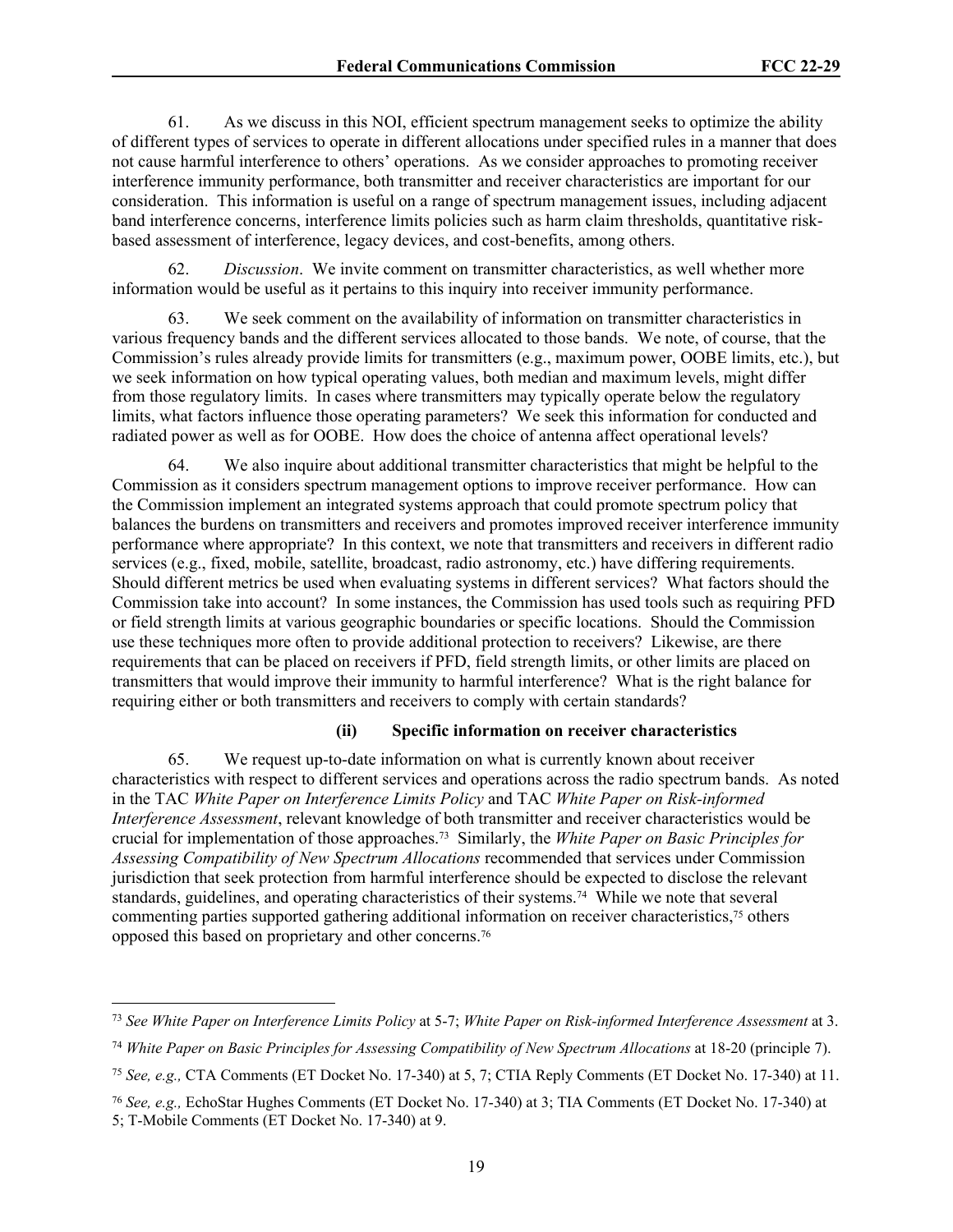61. As we discuss in this NOI, efficient spectrum management seeks to optimize the ability of different types of services to operate in different allocations under specified rules in a manner that does not cause harmful interference to others' operations. As we consider approaches to promoting receiver interference immunity performance, both transmitter and receiver characteristics are important for our consideration. This information is useful on a range of spectrum management issues, including adjacent band interference concerns, interference limits policies such as harm claim thresholds, quantitative risk-based assessment of interference, legacy devices, and cost-benefits, among others.

62. *Discussion*. We invite comment on transmitter characteristics, as well whether more information would be useful as it pertains to this inquiry into receiver immunity performance.

63. We seek comment on the availability of information on transmitter characteristics in various frequency bands and the different services allocated to those bands. We note, of course, that the Commission's rules already provide limits for transmitters (e.g., maximum power, OOBE limits, etc.), but we seek information on how typical operating values, both median and maximum levels, might differ from those regulatory limits. In cases where transmitters may typically operate below the regulatory limits, what factors influence those operating parameters? We seek this information for conducted and radiated power as well as for OOBE. How does the choice of antenna affect operational levels?

64. We also inquire about additional transmitter characteristics that might be helpful to the Commission as it considers spectrum management options to improve receiver performance. How can the Commission implement an integrated systems approach that could promote spectrum policy that balances the burdens on transmitters and receivers and promotes improved receiver interference immunity performance where appropriate? In this context, we note that transmitters and receivers in different radio services (e.g., fixed, mobile, satellite, broadcast, radio astronomy, etc.) have differing requirements. Should different metrics be used when evaluating systems in different services? What factors should the Commission take into account? In some instances, the Commission has used tools such as requiring PFD or field strength limits at various geographic boundaries or specific locations. Should the Commission use these techniques more often to provide additional protection to receivers? Likewise, are there requirements that can be placed on receivers if PFD, field strength limits, or other limits are placed on transmitters that would improve their immunity to harmful interference? What is the right balance for requiring either or both transmitters and receivers to comply with certain standards?

#### (ii) Specific information on receiver characteristics

65. We request up-to-date information on what is currently known about receiver characteristics with respect to different services and operations across the radio spectrum bands. As noted in the TAC *White Paper on Interference Limits Policy* and TAC *White Paper on Risk-informed Interference Assessment*, relevant knowledge of both transmitter and receiver characteristics would be crucial for implementation of those approaches.[73] Similarly, the *White Paper on Basic Principles for Assessing Compatibility of New Spectrum Allocations* recommended that services under Commission jurisdiction that seek protection from harmful interference should be expected to disclose the relevant standards, guidelines, and operating characteristics of their systems.[74] While we note that several commenting parties supported gathering additional information on receiver characteristics,[75] others opposed this based on proprietary and other concerns.[76]

---

[73] *See White Paper on Interference Limits Policy* at 5-7; *White Paper on Risk-informed Interference Assessment* at 3.

[74] *White Paper on Basic Principles for Assessing Compatibility of New Spectrum Allocations* at 18-20 (principle 7).

[75] *See, e.g.,* CTA Comments (ET Docket No. 17-340) at 5, 7; CTIA Reply Comments (ET Docket No. 17-340) at 11.

[76] *See, e.g.,* EchoStar Hughes Comments (ET Docket No. 17-340) at 3; TIA Comments (ET Docket No. 17-340) at 5; T-Mobile Comments (ET Docket No. 17-340) at 9.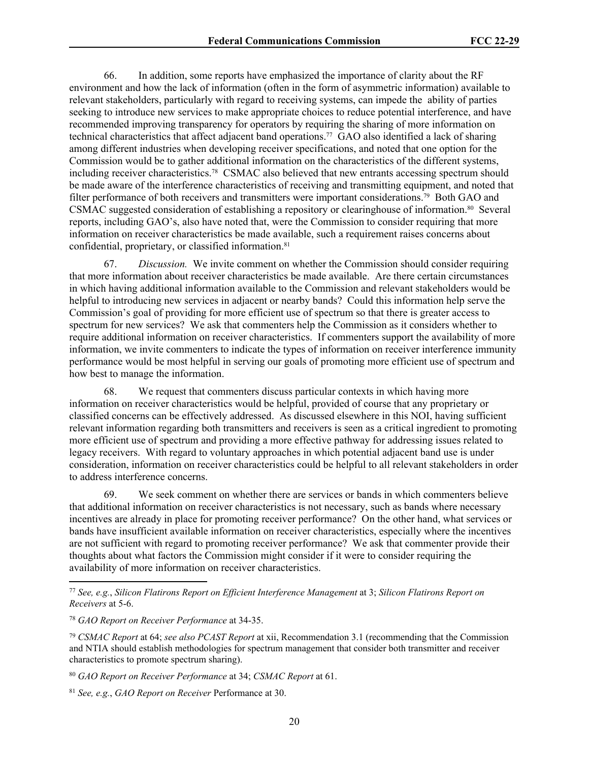66. In addition, some reports have emphasized the importance of clarity about the RF environment and how the lack of information (often in the form of asymmetric information) available to relevant stakeholders, particularly with regard to receiving systems, can impede the ability of parties seeking to introduce new services to make appropriate choices to reduce potential interference, and have recommended improving transparency for operators by requiring the sharing of more information on technical characteristics that affect adjacent band operations.[77] GAO also identified a lack of sharing among different industries when developing receiver specifications, and noted that one option for the Commission would be to gather additional information on the characteristics of the different systems, including receiver characteristics.[78] CSMAC also believed that new entrants accessing spectrum should be made aware of the interference characteristics of receiving and transmitting equipment, and noted that filter performance of both receivers and transmitters were important considerations.[79] Both GAO and CSMAC suggested consideration of establishing a repository or clearinghouse of information.[80] Several reports, including GAO's, also have noted that, were the Commission to consider requiring that more information on receiver characteristics be made available, such a requirement raises concerns about confidential, proprietary, or classified information.[81]

67. *Discussion.* We invite comment on whether the Commission should consider requiring that more information about receiver characteristics be made available. Are there certain circumstances in which having additional information available to the Commission and relevant stakeholders would be helpful to introducing new services in adjacent or nearby bands? Could this information help serve the Commission's goal of providing for more efficient use of spectrum so that there is greater access to spectrum for new services? We ask that commenters help the Commission as it considers whether to require additional information on receiver characteristics. If commenters support the availability of more information, we invite commenters to indicate the types of information on receiver interference immunity performance would be most helpful in serving our goals of promoting more efficient use of spectrum and how best to manage the information.

68. We request that commenters discuss particular contexts in which having more information on receiver characteristics would be helpful, provided of course that any proprietary or classified concerns can be effectively addressed. As discussed elsewhere in this NOI, having sufficient relevant information regarding both transmitters and receivers is seen as a critical ingredient to promoting more efficient use of spectrum and providing a more effective pathway for addressing issues related to legacy receivers. With regard to voluntary approaches in which potential adjacent band use is under consideration, information on receiver characteristics could be helpful to all relevant stakeholders in order to address interference concerns.

69. We seek comment on whether there are services or bands in which commenters believe that additional information on receiver characteristics is not necessary, such as bands where necessary incentives are already in place for promoting receiver performance? On the other hand, what services or bands have insufficient available information on receiver characteristics, especially where the incentives are not sufficient with regard to promoting receiver performance? We ask that commenter provide their thoughts about what factors the Commission might consider if it were to consider requiring the availability of more information on receiver characteristics.

---

[77] *See, e.g.*, *Silicon Flatirons Report on Efficient Interference Management* at 3; *Silicon Flatirons Report on Receivers* at 5-6.

[78] *GAO Report on Receiver Performance* at 34-35.

[79] *CSMAC Report* at 64; *see also PCAST Report* at xii, Recommendation 3.1 (recommending that the Commission and NTIA should establish methodologies for spectrum management that consider both transmitter and receiver characteristics to promote spectrum sharing).

[80] *GAO Report on Receiver Performance* at 34; *CSMAC Report* at 61.

[81] *See, e.g.*, *GAO Report on Receiver* Performance at 30.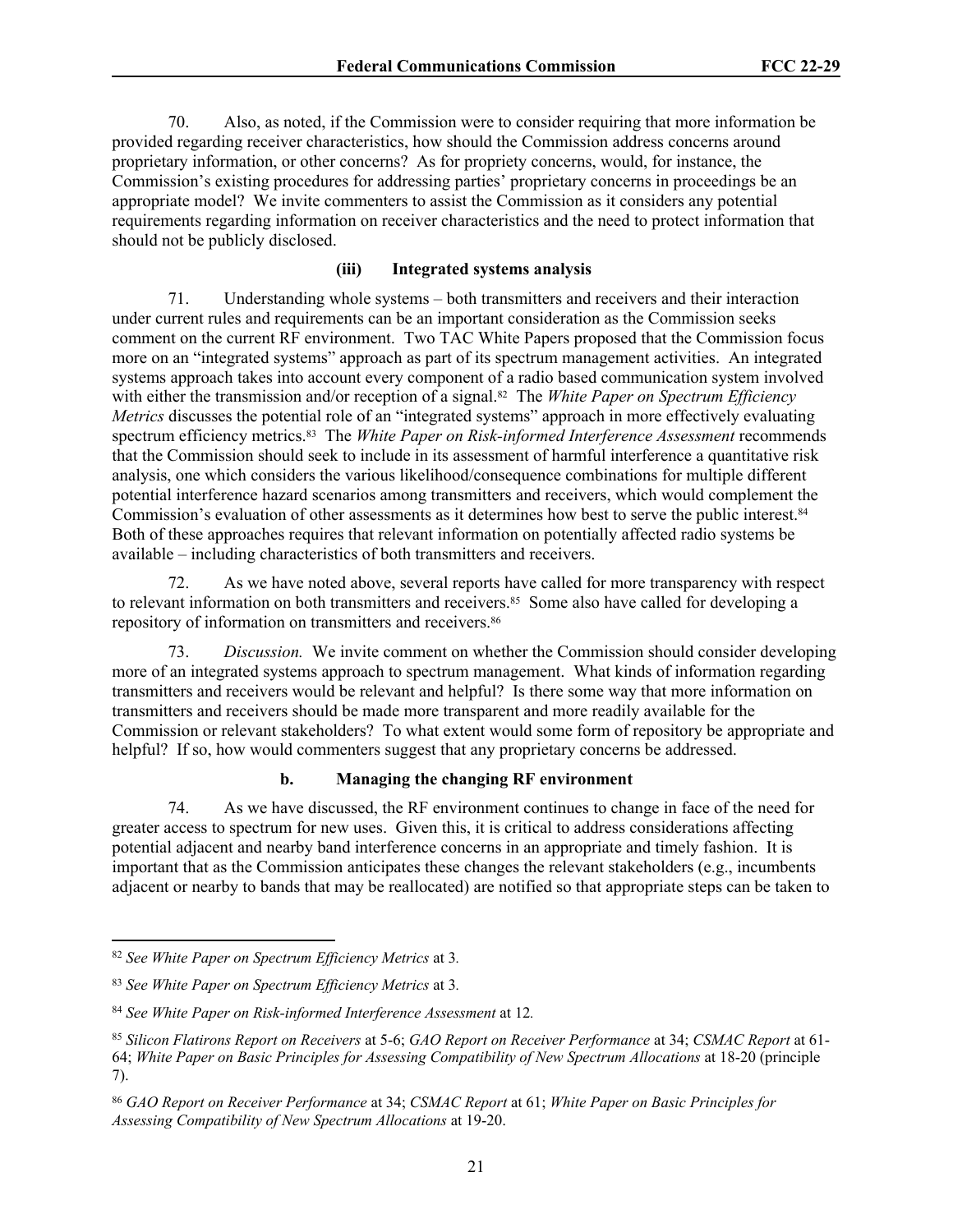70. Also, as noted, if the Commission were to consider requiring that more information be provided regarding receiver characteristics, how should the Commission address concerns around proprietary information, or other concerns? As for propriety concerns, would, for instance, the Commission's existing procedures for addressing parties' proprietary concerns in proceedings be an appropriate model? We invite commenters to assist the Commission as it considers any potential requirements regarding information on receiver characteristics and the need to protect information that should not be publicly disclosed.

#### (iii) Integrated systems analysis

71. Understanding whole systems – both transmitters and receivers and their interaction under current rules and requirements can be an important consideration as the Commission seeks comment on the current RF environment. Two TAC White Papers proposed that the Commission focus more on an "integrated systems" approach as part of its spectrum management activities. An integrated systems approach takes into account every component of a radio based communication system involved with either the transmission and/or reception of a signal.[82] The *White Paper on Spectrum Efficiency Metrics* discusses the potential role of an "integrated systems" approach in more effectively evaluating spectrum efficiency metrics.[83] The *White Paper on Risk-informed Interference Assessment* recommends that the Commission should seek to include in its assessment of harmful interference a quantitative risk analysis, one which considers the various likelihood/consequence combinations for multiple different potential interference hazard scenarios among transmitters and receivers, which would complement the Commission's evaluation of other assessments as it determines how best to serve the public interest.[84] Both of these approaches requires that relevant information on potentially affected radio systems be available – including characteristics of both transmitters and receivers.

72. As we have noted above, several reports have called for more transparency with respect to relevant information on both transmitters and receivers.[85] Some also have called for developing a repository of information on transmitters and receivers.[86]

73. *Discussion.* We invite comment on whether the Commission should consider developing more of an integrated systems approach to spectrum management. What kinds of information regarding transmitters and receivers would be relevant and helpful? Is there some way that more information on transmitters and receivers should be made more transparent and more readily available for the Commission or relevant stakeholders? To what extent would some form of repository be appropriate and helpful? If so, how would commenters suggest that any proprietary concerns be addressed.

### b. Managing the changing RF environment

74. As we have discussed, the RF environment continues to change in face of the need for greater access to spectrum for new uses. Given this, it is critical to address considerations affecting potential adjacent and nearby band interference concerns in an appropriate and timely fashion. It is important that as the Commission anticipates these changes the relevant stakeholders (e.g., incumbents adjacent or nearby to bands that may be reallocated) are notified so that appropriate steps can be taken to

---

[82] *See White Paper on Spectrum Efficiency Metrics* at 3.

[83] *See White Paper on Spectrum Efficiency Metrics* at 3.

[84] *See White Paper on Risk-informed Interference Assessment* at 12.

[85] *Silicon Flatirons Report on Receivers* at 5-6; *GAO Report on Receiver Performance* at 34; *CSMAC Report* at 61-64; *White Paper on Basic Principles for Assessing Compatibility of New Spectrum Allocations* at 18-20 (principle 7).

[86] *GAO Report on Receiver Performance* at 34; *CSMAC Report* at 61; *White Paper on Basic Principles for Assessing Compatibility of New Spectrum Allocations* at 19-20.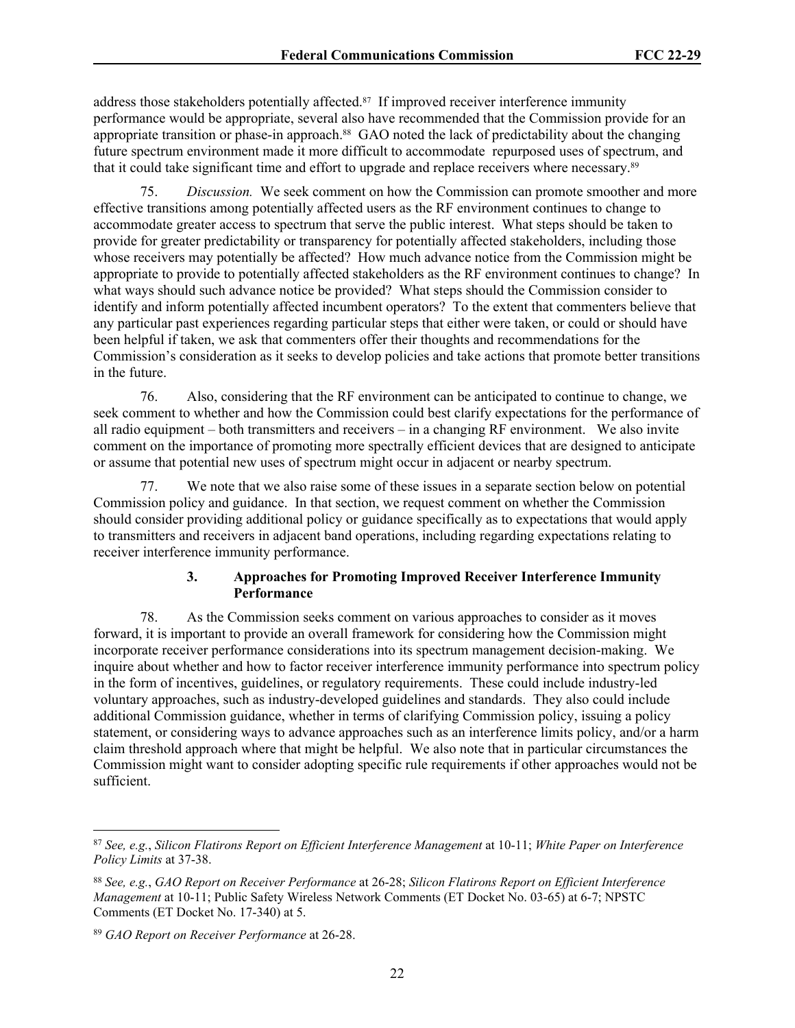address those stakeholders potentially affected.[87] If improved receiver interference immunity performance would be appropriate, several also have recommended that the Commission provide for an appropriate transition or phase-in approach.[88] GAO noted the lack of predictability about the changing future spectrum environment made it more difficult to accommodate repurposed uses of spectrum, and that it could take significant time and effort to upgrade and replace receivers where necessary.[89]

75. *Discussion.* We seek comment on how the Commission can promote smoother and more effective transitions among potentially affected users as the RF environment continues to change to accommodate greater access to spectrum that serve the public interest. What steps should be taken to provide for greater predictability or transparency for potentially affected stakeholders, including those whose receivers may potentially be affected? How much advance notice from the Commission might be appropriate to provide to potentially affected stakeholders as the RF environment continues to change? In what ways should such advance notice be provided? What steps should the Commission consider to identify and inform potentially affected incumbent operators? To the extent that commenters believe that any particular past experiences regarding particular steps that either were taken, or could or should have been helpful if taken, we ask that commenters offer their thoughts and recommendations for the Commission's consideration as it seeks to develop policies and take actions that promote better transitions in the future.

76. Also, considering that the RF environment can be anticipated to continue to change, we seek comment to whether and how the Commission could best clarify expectations for the performance of all radio equipment – both transmitters and receivers – in a changing RF environment. We also invite comment on the importance of promoting more spectrally efficient devices that are designed to anticipate or assume that potential new uses of spectrum might occur in adjacent or nearby spectrum.

77. We note that we also raise some of these issues in a separate section below on potential Commission policy and guidance. In that section, we request comment on whether the Commission should consider providing additional policy or guidance specifically as to expectations that would apply to transmitters and receivers in adjacent band operations, including regarding expectations relating to receiver interference immunity performance.

### 3. Approaches for Promoting Improved Receiver Interference Immunity Performance

78. As the Commission seeks comment on various approaches to consider as it moves forward, it is important to provide an overall framework for considering how the Commission might incorporate receiver performance considerations into its spectrum management decision-making. We inquire about whether and how to factor receiver interference immunity performance into spectrum policy in the form of incentives, guidelines, or regulatory requirements. These could include industry-led voluntary approaches, such as industry-developed guidelines and standards. They also could include additional Commission guidance, whether in terms of clarifying Commission policy, issuing a policy statement, or considering ways to advance approaches such as an interference limits policy, and/or a harm claim threshold approach where that might be helpful. We also note that in particular circumstances the Commission might want to consider adopting specific rule requirements if other approaches would not be sufficient.

---

[87] *See, e.g.*, *Silicon Flatirons Report on Efficient Interference Management* at 10-11; *White Paper on Interference Policy Limits* at 37-38.

[88] *See, e.g.*, *GAO Report on Receiver Performance* at 26-28; *Silicon Flatirons Report on Efficient Interference Management* at 10-11; Public Safety Wireless Network Comments (ET Docket No. 03-65) at 6-7; NPSTC Comments (ET Docket No. 17-340) at 5.

[89] *GAO Report on Receiver Performance* at 26-28.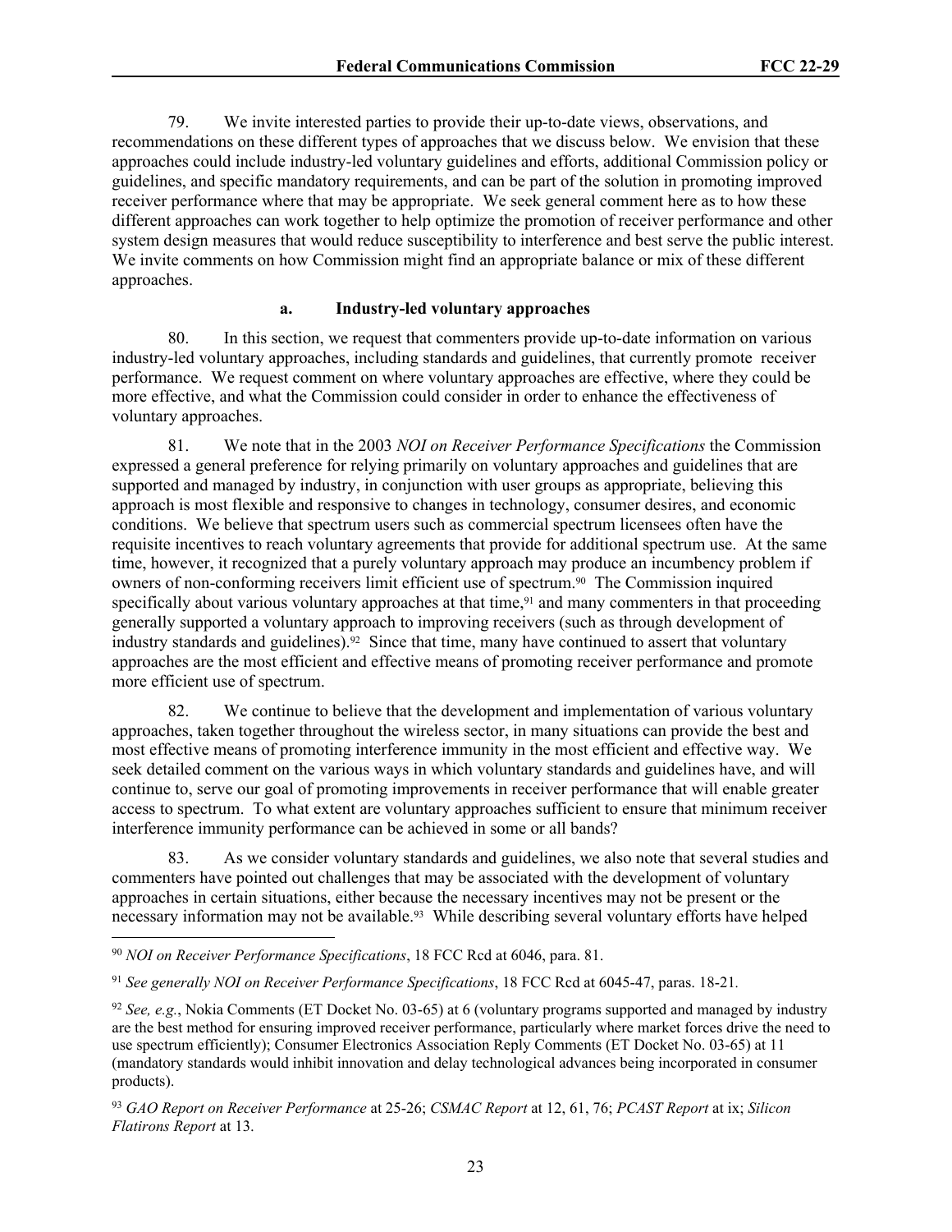79. We invite interested parties to provide their up-to-date views, observations, and recommendations on these different types of approaches that we discuss below. We envision that these approaches could include industry-led voluntary guidelines and efforts, additional Commission policy or guidelines, and specific mandatory requirements, and can be part of the solution in promoting improved receiver performance where that may be appropriate. We seek general comment here as to how these different approaches can work together to help optimize the promotion of receiver performance and other system design measures that would reduce susceptibility to interference and best serve the public interest. We invite comments on how Commission might find an appropriate balance or mix of these different approaches.

#### a. Industry-led voluntary approaches

80. In this section, we request that commenters provide up-to-date information on various industry-led voluntary approaches, including standards and guidelines, that currently promote receiver performance. We request comment on where voluntary approaches are effective, where they could be more effective, and what the Commission could consider in order to enhance the effectiveness of voluntary approaches.

81. We note that in the 2003 *NOI on Receiver Performance Specifications* the Commission expressed a general preference for relying primarily on voluntary approaches and guidelines that are supported and managed by industry, in conjunction with user groups as appropriate, believing this approach is most flexible and responsive to changes in technology, consumer desires, and economic conditions. We believe that spectrum users such as commercial spectrum licensees often have the requisite incentives to reach voluntary agreements that provide for additional spectrum use. At the same time, however, it recognized that a purely voluntary approach may produce an incumbency problem if owners of non-conforming receivers limit efficient use of spectrum.[90] The Commission inquired specifically about various voluntary approaches at that time,[91] and many commenters in that proceeding generally supported a voluntary approach to improving receivers (such as through development of industry standards and guidelines).[92] Since that time, many have continued to assert that voluntary approaches are the most efficient and effective means of promoting receiver performance and promote more efficient use of spectrum.

82. We continue to believe that the development and implementation of various voluntary approaches, taken together throughout the wireless sector, in many situations can provide the best and most effective means of promoting interference immunity in the most efficient and effective way. We seek detailed comment on the various ways in which voluntary standards and guidelines have, and will continue to, serve our goal of promoting improvements in receiver performance that will enable greater access to spectrum. To what extent are voluntary approaches sufficient to ensure that minimum receiver interference immunity performance can be achieved in some or all bands?

83. As we consider voluntary standards and guidelines, we also note that several studies and commenters have pointed out challenges that may be associated with the development of voluntary approaches in certain situations, either because the necessary incentives may not be present or the necessary information may not be available.[93] While describing several voluntary efforts have helped

---

[90] *NOI on Receiver Performance Specifications*, 18 FCC Rcd at 6046, para. 81.

[91] *See generally NOI on Receiver Performance Specifications*, 18 FCC Rcd at 6045-47, paras. 18-21.

[92] *See, e.g.*, Nokia Comments (ET Docket No. 03-65) at 6 (voluntary programs supported and managed by industry are the best method for ensuring improved receiver performance, particularly where market forces drive the need to use spectrum efficiently); Consumer Electronics Association Reply Comments (ET Docket No. 03-65) at 11 (mandatory standards would inhibit innovation and delay technological advances being incorporated in consumer products).

[93] *GAO Report on Receiver Performance* at 25-26; *CSMAC Report* at 12, 61, 76; *PCAST Report* at ix; *Silicon Flatirons Report* at 13.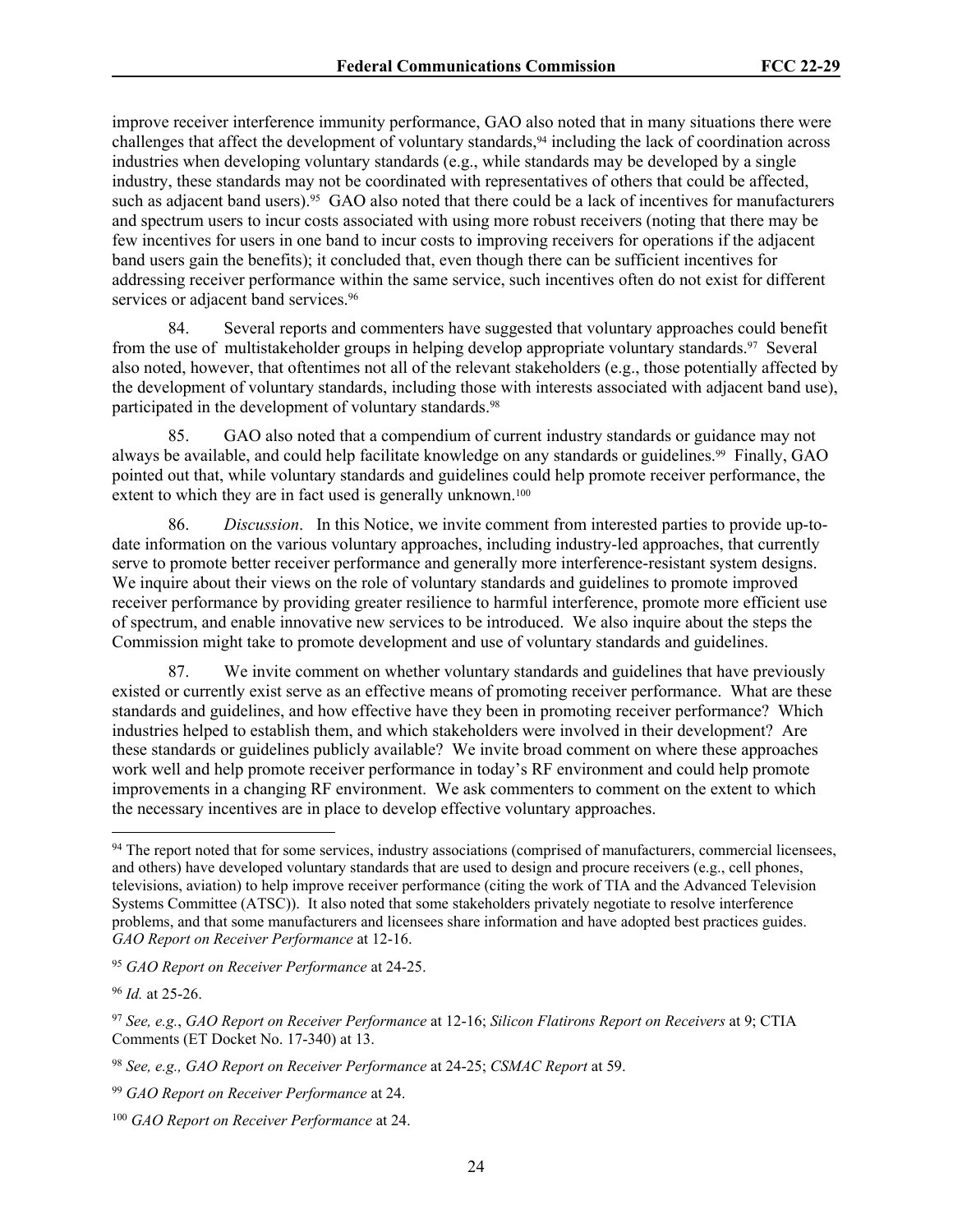improve receiver interference immunity performance, GAO also noted that in many situations there were challenges that affect the development of voluntary standards,[94] including the lack of coordination across industries when developing voluntary standards (e.g., while standards may be developed by a single industry, these standards may not be coordinated with representatives of others that could be affected, such as adjacent band users).[95] GAO also noted that there could be a lack of incentives for manufacturers and spectrum users to incur costs associated with using more robust receivers (noting that there may be few incentives for users in one band to incur costs to improving receivers for operations if the adjacent band users gain the benefits); it concluded that, even though there can be sufficient incentives for addressing receiver performance within the same service, such incentives often do not exist for different services or adjacent band services.[96]

84. Several reports and commenters have suggested that voluntary approaches could benefit from the use of multistakeholder groups in helping develop appropriate voluntary standards.[97] Several also noted, however, that oftentimes not all of the relevant stakeholders (e.g., those potentially affected by the development of voluntary standards, including those with interests associated with adjacent band use), participated in the development of voluntary standards.[98]

85. GAO also noted that a compendium of current industry standards or guidance may not always be available, and could help facilitate knowledge on any standards or guidelines.[99] Finally, GAO pointed out that, while voluntary standards and guidelines could help promote receiver performance, the extent to which they are in fact used is generally unknown.[100]

86. *Discussion*. In this Notice, we invite comment from interested parties to provide up-to-date information on the various voluntary approaches, including industry-led approaches, that currently serve to promote better receiver performance and generally more interference-resistant system designs. We inquire about their views on the role of voluntary standards and guidelines to promote improved receiver performance by providing greater resilience to harmful interference, promote more efficient use of spectrum, and enable innovative new services to be introduced. We also inquire about the steps the Commission might take to promote development and use of voluntary standards and guidelines.

87. We invite comment on whether voluntary standards and guidelines that have previously existed or currently exist serve as an effective means of promoting receiver performance. What are these standards and guidelines, and how effective have they been in promoting receiver performance? Which industries helped to establish them, and which stakeholders were involved in their development? Are these standards or guidelines publicly available? We invite broad comment on where these approaches work well and help promote receiver performance in today's RF environment and could help promote improvements in a changing RF environment. We ask commenters to comment on the extent to which the necessary incentives are in place to develop effective voluntary approaches.

---

[94] The report noted that for some services, industry associations (comprised of manufacturers, commercial licensees, and others) have developed voluntary standards that are used to design and procure receivers (e.g., cell phones, televisions, aviation) to help improve receiver performance (citing the work of TIA and the Advanced Television Systems Committee (ATSC)). It also noted that some stakeholders privately negotiate to resolve interference problems, and that some manufacturers and licensees share information and have adopted best practices guides. *GAO Report on Receiver Performance* at 12-16.

[95] *GAO Report on Receiver Performance* at 24-25.

[96] *Id.* at 25-26.

[97] *See, e.g.*, *GAO Report on Receiver Performance* at 12-16; *Silicon Flatirons Report on Receivers* at 9; CTIA Comments (ET Docket No. 17-340) at 13.

[98] *See, e.g., GAO Report on Receiver Performance* at 24-25; *CSMAC Report* at 59.

[99] *GAO Report on Receiver Performance* at 24.

[100] *GAO Report on Receiver Performance* at 24.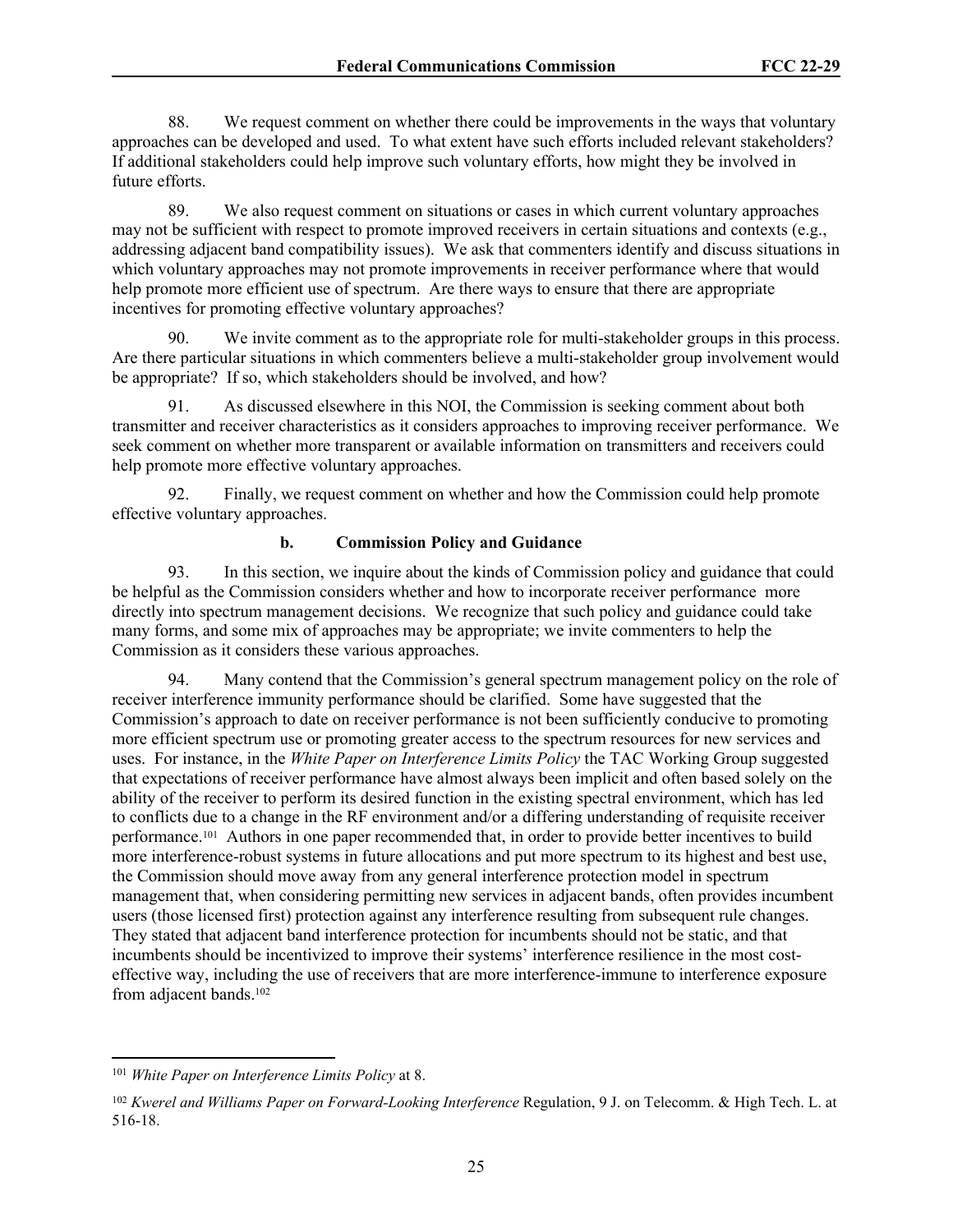88. We request comment on whether there could be improvements in the ways that voluntary approaches can be developed and used. To what extent have such efforts included relevant stakeholders? If additional stakeholders could help improve such voluntary efforts, how might they be involved in future efforts.

89. We also request comment on situations or cases in which current voluntary approaches may not be sufficient with respect to promote improved receivers in certain situations and contexts (e.g., addressing adjacent band compatibility issues). We ask that commenters identify and discuss situations in which voluntary approaches may not promote improvements in receiver performance where that would help promote more efficient use of spectrum. Are there ways to ensure that there are appropriate incentives for promoting effective voluntary approaches?

90. We invite comment as to the appropriate role for multi-stakeholder groups in this process. Are there particular situations in which commenters believe a multi-stakeholder group involvement would be appropriate? If so, which stakeholders should be involved, and how?

91. As discussed elsewhere in this NOI, the Commission is seeking comment about both transmitter and receiver characteristics as it considers approaches to improving receiver performance. We seek comment on whether more transparent or available information on transmitters and receivers could help promote more effective voluntary approaches.

92. Finally, we request comment on whether and how the Commission could help promote effective voluntary approaches.

### b. Commission Policy and Guidance

93. In this section, we inquire about the kinds of Commission policy and guidance that could be helpful as the Commission considers whether and how to incorporate receiver performance more directly into spectrum management decisions. We recognize that such policy and guidance could take many forms, and some mix of approaches may be appropriate; we invite commenters to help the Commission as it considers these various approaches.

94. Many contend that the Commission's general spectrum management policy on the role of receiver interference immunity performance should be clarified. Some have suggested that the Commission's approach to date on receiver performance is not been sufficiently conducive to promoting more efficient spectrum use or promoting greater access to the spectrum resources for new services and uses. For instance, in the *White Paper on Interference Limits Policy* the TAC Working Group suggested that expectations of receiver performance have almost always been implicit and often based solely on the ability of the receiver to perform its desired function in the existing spectral environment, which has led to conflicts due to a change in the RF environment and/or a differing understanding of requisite receiver performance.[101] Authors in one paper recommended that, in order to provide better incentives to build more interference-robust systems in future allocations and put more spectrum to its highest and best use, the Commission should move away from any general interference protection model in spectrum management that, when considering permitting new services in adjacent bands, often provides incumbent users (those licensed first) protection against any interference resulting from subsequent rule changes. They stated that adjacent band interference protection for incumbents should not be static, and that incumbents should be incentivized to improve their systems' interference resilience in the most cost-effective way, including the use of receivers that are more interference-immune to interference exposure from adjacent bands.[102]

---

[101] *White Paper on Interference Limits Policy* at 8.

[102] *Kwerel and Williams Paper on Forward-Looking Interference* Regulation, 9 J. on Telecomm. & High Tech. L. at 516-18.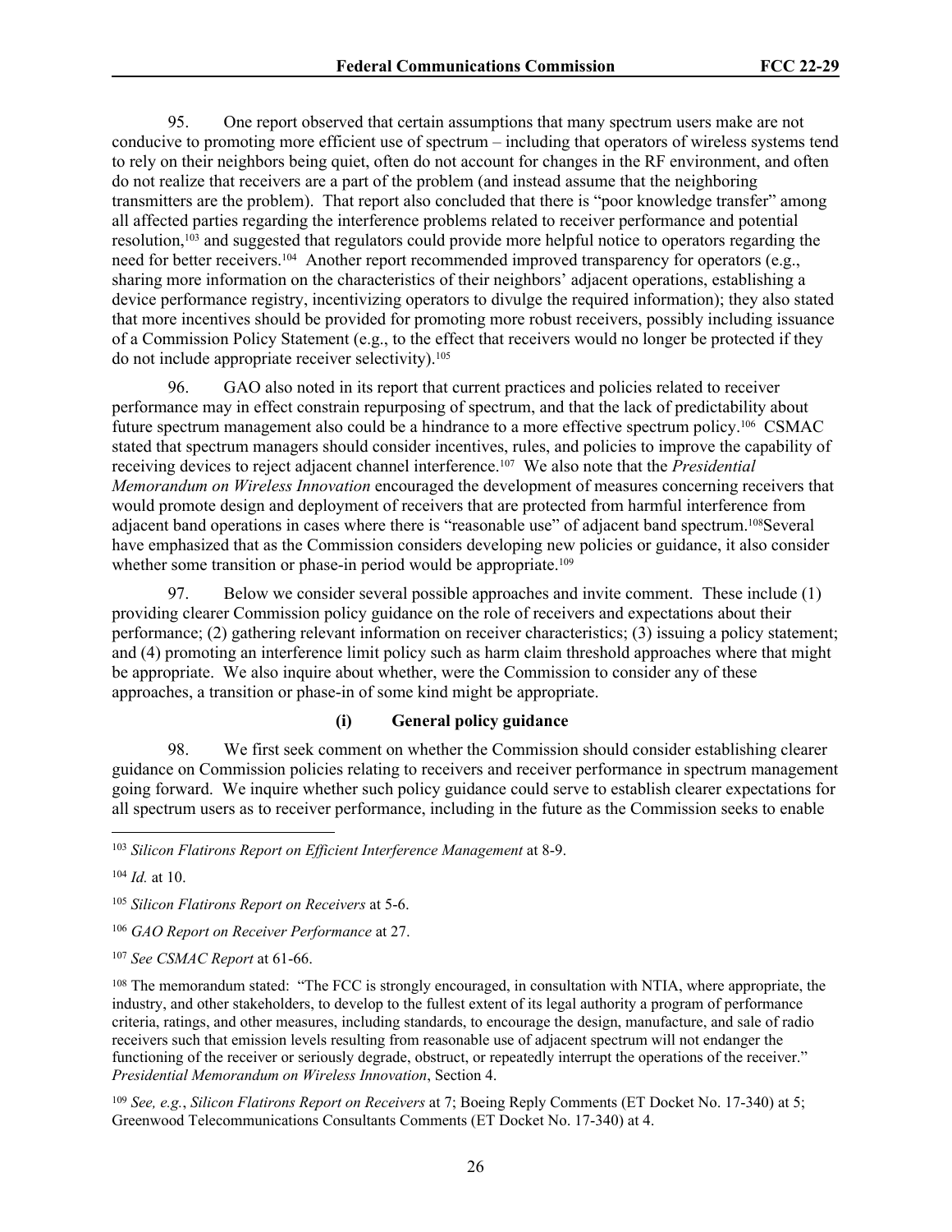95. One report observed that certain assumptions that many spectrum users make are not conducive to promoting more efficient use of spectrum – including that operators of wireless systems tend to rely on their neighbors being quiet, often do not account for changes in the RF environment, and often do not realize that receivers are a part of the problem (and instead assume that the neighboring transmitters are the problem). That report also concluded that there is "poor knowledge transfer" among all affected parties regarding the interference problems related to receiver performance and potential resolution,[103] and suggested that regulators could provide more helpful notice to operators regarding the need for better receivers.[104] Another report recommended improved transparency for operators (e.g., sharing more information on the characteristics of their neighbors' adjacent operations, establishing a device performance registry, incentivizing operators to divulge the required information); they also stated that more incentives should be provided for promoting more robust receivers, possibly including issuance of a Commission Policy Statement (e.g., to the effect that receivers would no longer be protected if they do not include appropriate receiver selectivity).[105]

96. GAO also noted in its report that current practices and policies related to receiver performance may in effect constrain repurposing of spectrum, and that the lack of predictability about future spectrum management also could be a hindrance to a more effective spectrum policy.[106] CSMAC stated that spectrum managers should consider incentives, rules, and policies to improve the capability of receiving devices to reject adjacent channel interference.[107] We also note that the *Presidential Memorandum on Wireless Innovation* encouraged the development of measures concerning receivers that would promote design and deployment of receivers that are protected from harmful interference from adjacent band operations in cases where there is "reasonable use" of adjacent band spectrum.[108]Several have emphasized that as the Commission considers developing new policies or guidance, it also consider whether some transition or phase-in period would be appropriate.[109]

97. Below we consider several possible approaches and invite comment. These include (1) providing clearer Commission policy guidance on the role of receivers and expectations about their performance; (2) gathering relevant information on receiver characteristics; (3) issuing a policy statement; and (4) promoting an interference limit policy such as harm claim threshold approaches where that might be appropriate. We also inquire about whether, were the Commission to consider any of these approaches, a transition or phase-in of some kind might be appropriate.

#### (i) General policy guidance

98. We first seek comment on whether the Commission should consider establishing clearer guidance on Commission policies relating to receivers and receiver performance in spectrum management going forward. We inquire whether such policy guidance could serve to establish clearer expectations for all spectrum users as to receiver performance, including in the future as the Commission seeks to enable

---

[103] *Silicon Flatirons Report on Efficient Interference Management* at 8-9.

[104] *Id.* at 10.

[105] *Silicon Flatirons Report on Receivers* at 5-6.

[106] *GAO Report on Receiver Performance* at 27.

[107] *See CSMAC Report* at 61-66.

[108] The memorandum stated: "The FCC is strongly encouraged, in consultation with NTIA, where appropriate, the industry, and other stakeholders, to develop to the fullest extent of its legal authority a program of performance criteria, ratings, and other measures, including standards, to encourage the design, manufacture, and sale of radio receivers such that emission levels resulting from reasonable use of adjacent spectrum will not endanger the functioning of the receiver or seriously degrade, obstruct, or repeatedly interrupt the operations of the receiver." *Presidential Memorandum on Wireless Innovation*, Section 4.

[109] *See, e.g.*, *Silicon Flatirons Report on Receivers* at 7; Boeing Reply Comments (ET Docket No. 17-340) at 5; Greenwood Telecommunications Consultants Comments (ET Docket No. 17-340) at 4.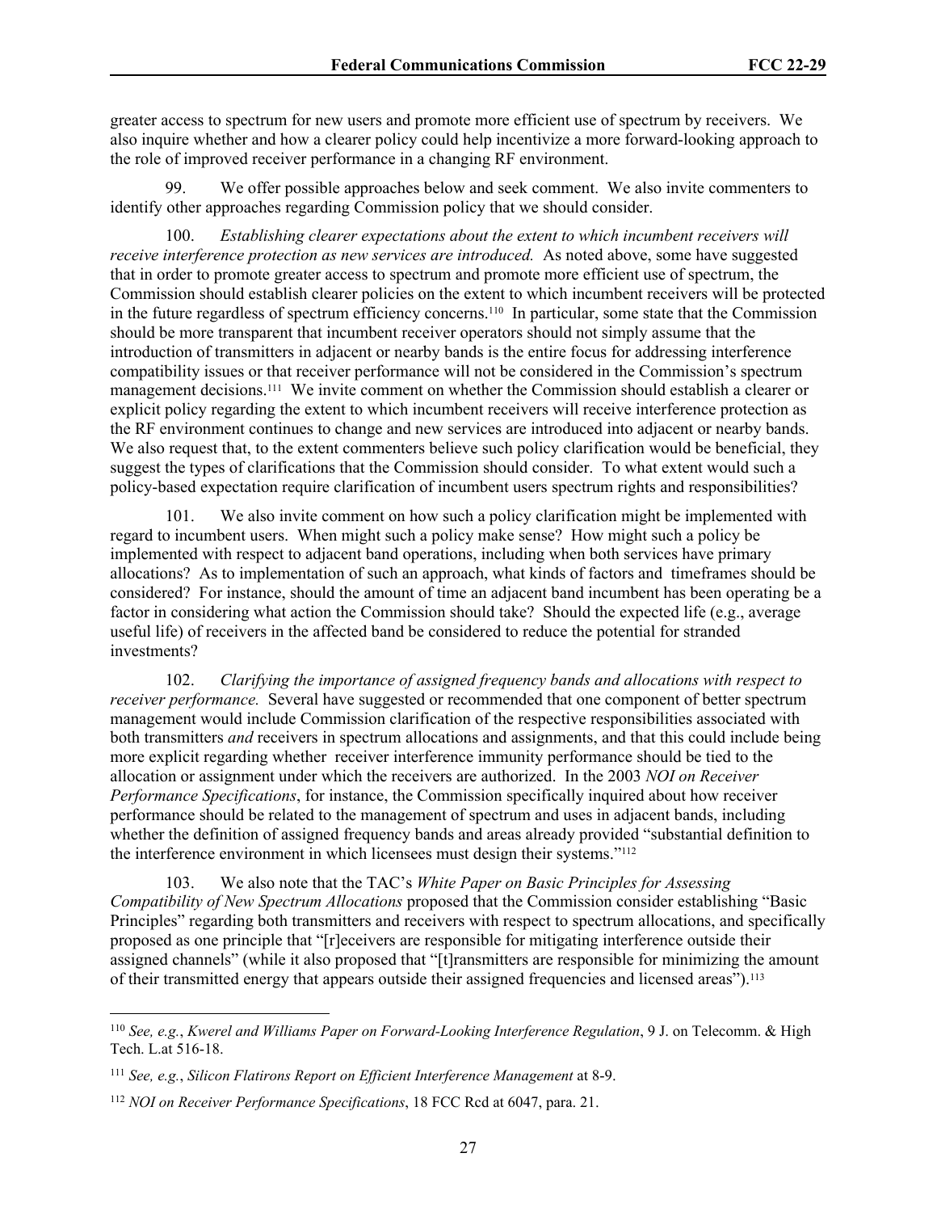greater access to spectrum for new users and promote more efficient use of spectrum by receivers. We also inquire whether and how a clearer policy could help incentivize a more forward-looking approach to the role of improved receiver performance in a changing RF environment.

99. We offer possible approaches below and seek comment. We also invite commenters to identify other approaches regarding Commission policy that we should consider.

100. *Establishing clearer expectations about the extent to which incumbent receivers will receive interference protection as new services are introduced.* As noted above, some have suggested that in order to promote greater access to spectrum and promote more efficient use of spectrum, the Commission should establish clearer policies on the extent to which incumbent receivers will be protected in the future regardless of spectrum efficiency concerns.[110] In particular, some state that the Commission should be more transparent that incumbent receiver operators should not simply assume that the introduction of transmitters in adjacent or nearby bands is the entire focus for addressing interference compatibility issues or that receiver performance will not be considered in the Commission's spectrum management decisions.[111] We invite comment on whether the Commission should establish a clearer or explicit policy regarding the extent to which incumbent receivers will receive interference protection as the RF environment continues to change and new services are introduced into adjacent or nearby bands. We also request that, to the extent commenters believe such policy clarification would be beneficial, they suggest the types of clarifications that the Commission should consider. To what extent would such a policy-based expectation require clarification of incumbent users spectrum rights and responsibilities?

101. We also invite comment on how such a policy clarification might be implemented with regard to incumbent users. When might such a policy make sense? How might such a policy be implemented with respect to adjacent band operations, including when both services have primary allocations? As to implementation of such an approach, what kinds of factors and timeframes should be considered? For instance, should the amount of time an adjacent band incumbent has been operating be a factor in considering what action the Commission should take? Should the expected life (e.g., average useful life) of receivers in the affected band be considered to reduce the potential for stranded investments?

102. *Clarifying the importance of assigned frequency bands and allocations with respect to receiver performance.* Several have suggested or recommended that one component of better spectrum management would include Commission clarification of the respective responsibilities associated with both transmitters *and* receivers in spectrum allocations and assignments, and that this could include being more explicit regarding whether receiver interference immunity performance should be tied to the allocation or assignment under which the receivers are authorized. In the 2003 *NOI on Receiver Performance Specifications*, for instance, the Commission specifically inquired about how receiver performance should be related to the management of spectrum and uses in adjacent bands, including whether the definition of assigned frequency bands and areas already provided "substantial definition to the interference environment in which licensees must design their systems."[112]

103. We also note that the TAC's *White Paper on Basic Principles for Assessing Compatibility of New Spectrum Allocations* proposed that the Commission consider establishing "Basic Principles" regarding both transmitters and receivers with respect to spectrum allocations, and specifically proposed as one principle that "[r]eceivers are responsible for mitigating interference outside their assigned channels" (while it also proposed that "[t]ransmitters are responsible for minimizing the amount of their transmitted energy that appears outside their assigned frequencies and licensed areas").[113]

---

[110] *See, e.g.*, *Kwerel and Williams Paper on Forward-Looking Interference Regulation*, 9 J. on Telecomm. & High Tech. L.at 516-18.

[111] *See, e.g.*, *Silicon Flatirons Report on Efficient Interference Management* at 8-9.

[112] *NOI on Receiver Performance Specifications*, 18 FCC Rcd at 6047, para. 21.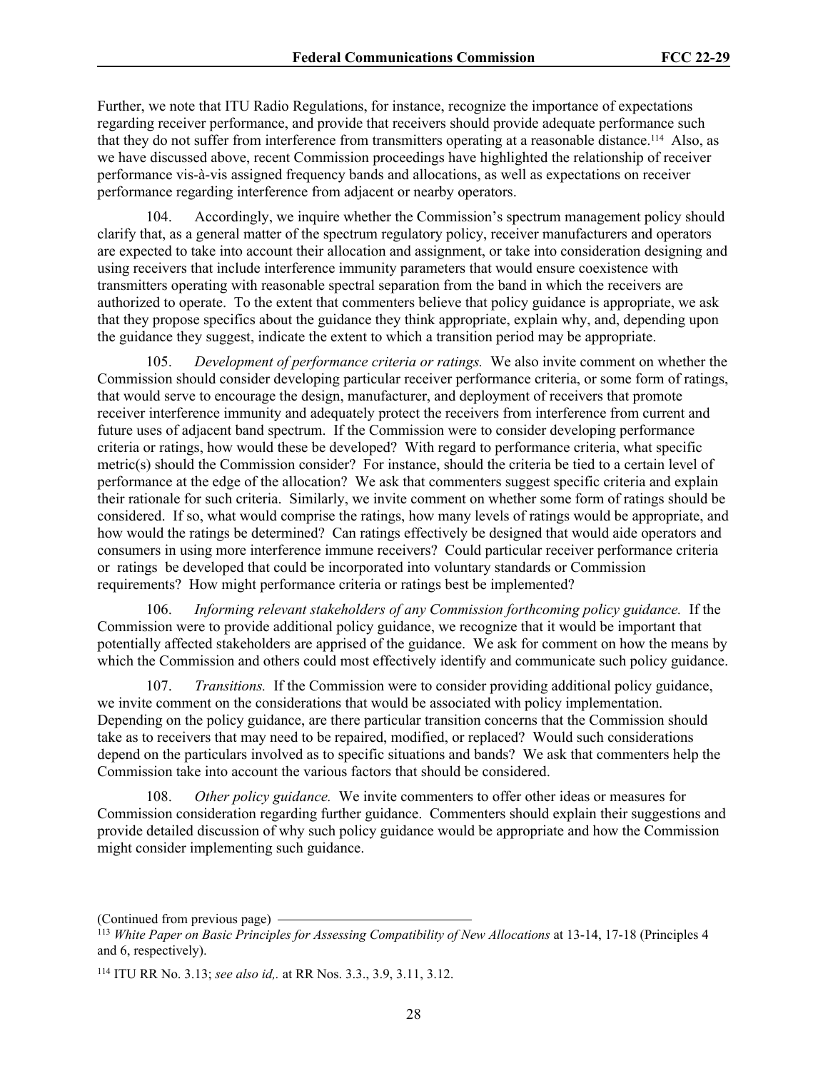Further, we note that ITU Radio Regulations, for instance, recognize the importance of expectations regarding receiver performance, and provide that receivers should provide adequate performance such that they do not suffer from interference from transmitters operating at a reasonable distance.[114] Also, as we have discussed above, recent Commission proceedings have highlighted the relationship of receiver performance vis-à-vis assigned frequency bands and allocations, as well as expectations on receiver performance regarding interference from adjacent or nearby operators.

104. Accordingly, we inquire whether the Commission's spectrum management policy should clarify that, as a general matter of the spectrum regulatory policy, receiver manufacturers and operators are expected to take into account their allocation and assignment, or take into consideration designing and using receivers that include interference immunity parameters that would ensure coexistence with transmitters operating with reasonable spectral separation from the band in which the receivers are authorized to operate. To the extent that commenters believe that policy guidance is appropriate, we ask that they propose specifics about the guidance they think appropriate, explain why, and, depending upon the guidance they suggest, indicate the extent to which a transition period may be appropriate.

105. *Development of performance criteria or ratings.* We also invite comment on whether the Commission should consider developing particular receiver performance criteria, or some form of ratings, that would serve to encourage the design, manufacturer, and deployment of receivers that promote receiver interference immunity and adequately protect the receivers from interference from current and future uses of adjacent band spectrum. If the Commission were to consider developing performance criteria or ratings, how would these be developed? With regard to performance criteria, what specific metric(s) should the Commission consider? For instance, should the criteria be tied to a certain level of performance at the edge of the allocation? We ask that commenters suggest specific criteria and explain their rationale for such criteria. Similarly, we invite comment on whether some form of ratings should be considered. If so, what would comprise the ratings, how many levels of ratings would be appropriate, and how would the ratings be determined? Can ratings effectively be designed that would aide operators and consumers in using more interference immune receivers? Could particular receiver performance criteria or ratings be developed that could be incorporated into voluntary standards or Commission requirements? How might performance criteria or ratings best be implemented?

106. *Informing relevant stakeholders of any Commission forthcoming policy guidance.* If the Commission were to provide additional policy guidance, we recognize that it would be important that potentially affected stakeholders are apprised of the guidance. We ask for comment on how the means by which the Commission and others could most effectively identify and communicate such policy guidance.

107. *Transitions.* If the Commission were to consider providing additional policy guidance, we invite comment on the considerations that would be associated with policy implementation. Depending on the policy guidance, are there particular transition concerns that the Commission should take as to receivers that may need to be repaired, modified, or replaced? Would such considerations depend on the particulars involved as to specific situations and bands? We ask that commenters help the Commission take into account the various factors that should be considered.

108. *Other policy guidance.* We invite commenters to offer other ideas or measures for Commission consideration regarding further guidance. Commenters should explain their suggestions and provide detailed discussion of why such policy guidance would be appropriate and how the Commission might consider implementing such guidance.

(Continued from previous page)

[113] *White Paper on Basic Principles for Assessing Compatibility of New Allocations* at 13-14, 17-18 (Principles 4 and 6, respectively).

[114] ITU RR No. 3.13; *see also id,.* at RR Nos. 3.3., 3.9, 3.11, 3.12.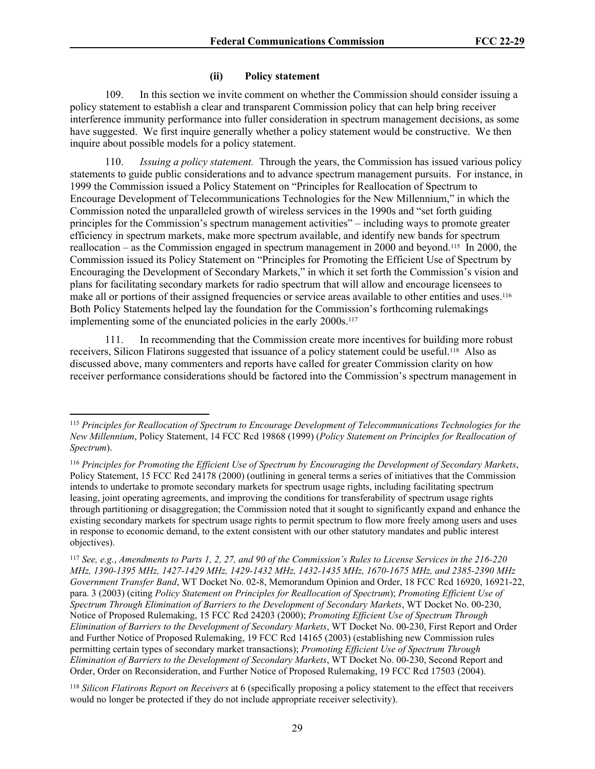#### (ii) Policy statement

109. In this section we invite comment on whether the Commission should consider issuing a policy statement to establish a clear and transparent Commission policy that can help bring receiver interference immunity performance into fuller consideration in spectrum management decisions, as some have suggested. We first inquire generally whether a policy statement would be constructive. We then inquire about possible models for a policy statement.

110. *Issuing a policy statement.* Through the years, the Commission has issued various policy statements to guide public considerations and to advance spectrum management pursuits. For instance, in 1999 the Commission issued a Policy Statement on "Principles for Reallocation of Spectrum to Encourage Development of Telecommunications Technologies for the New Millennium," in which the Commission noted the unparalleled growth of wireless services in the 1990s and "set forth guiding principles for the Commission's spectrum management activities" – including ways to promote greater efficiency in spectrum markets, make more spectrum available, and identify new bands for spectrum reallocation – as the Commission engaged in spectrum management in 2000 and beyond.[115] In 2000, the Commission issued its Policy Statement on "Principles for Promoting the Efficient Use of Spectrum by Encouraging the Development of Secondary Markets," in which it set forth the Commission's vision and plans for facilitating secondary markets for radio spectrum that will allow and encourage licensees to make all or portions of their assigned frequencies or service areas available to other entities and uses.[116] Both Policy Statements helped lay the foundation for the Commission's forthcoming rulemakings implementing some of the enunciated policies in the early 2000s.[117]

111. In recommending that the Commission create more incentives for building more robust receivers, Silicon Flatirons suggested that issuance of a policy statement could be useful.[118] Also as discussed above, many commenters and reports have called for greater Commission clarity on how receiver performance considerations should be factored into the Commission's spectrum management in

---

[115] *Principles for Reallocation of Spectrum to Encourage Development of Telecommunications Technologies for the New Millennium*, Policy Statement, 14 FCC Rcd 19868 (1999) (*Policy Statement on Principles for Reallocation of Spectrum*).

[116] *Principles for Promoting the Efficient Use of Spectrum by Encouraging the Development of Secondary Markets*, Policy Statement, 15 FCC Rcd 24178 (2000) (outlining in general terms a series of initiatives that the Commission intends to undertake to promote secondary markets for spectrum usage rights, including facilitating spectrum leasing, joint operating agreements, and improving the conditions for transferability of spectrum usage rights through partitioning or disaggregation; the Commission noted that it sought to significantly expand and enhance the existing secondary markets for spectrum usage rights to permit spectrum to flow more freely among users and uses in response to economic demand, to the extent consistent with our other statutory mandates and public interest objectives).

[117] *See, e.g.*, *Amendments to Parts 1, 2, 27, and 90 of the Commission's Rules to License Services in the 216-220 MHz, 1390-1395 MHz, 1427-1429 MHz, 1429-1432 MHz, 1432-1435 MHz, 1670-1675 MHz, and 2385-2390 MHz Government Transfer Band*, WT Docket No. 02-8, Memorandum Opinion and Order, 18 FCC Rcd 16920, 16921-22, para. 3 (2003) (citing *Policy Statement on Principles for Reallocation of Spectrum*); *Promoting Efficient Use of Spectrum Through Elimination of Barriers to the Development of Secondary Markets*, WT Docket No. 00-230, Notice of Proposed Rulemaking, 15 FCC Rcd 24203 (2000); *Promoting Efficient Use of Spectrum Through Elimination of Barriers to the Development of Secondary Markets*, WT Docket No. 00-230, First Report and Order and Further Notice of Proposed Rulemaking, 19 FCC Rcd 14165 (2003) (establishing new Commission rules permitting certain types of secondary market transactions); *Promoting Efficient Use of Spectrum Through Elimination of Barriers to the Development of Secondary Markets*, WT Docket No. 00-230, Second Report and Order, Order on Reconsideration, and Further Notice of Proposed Rulemaking, 19 FCC Rcd 17503 (2004).

[118] *Silicon Flatirons Report on Receivers* at 6 (specifically proposing a policy statement to the effect that receivers would no longer be protected if they do not include appropriate receiver selectivity).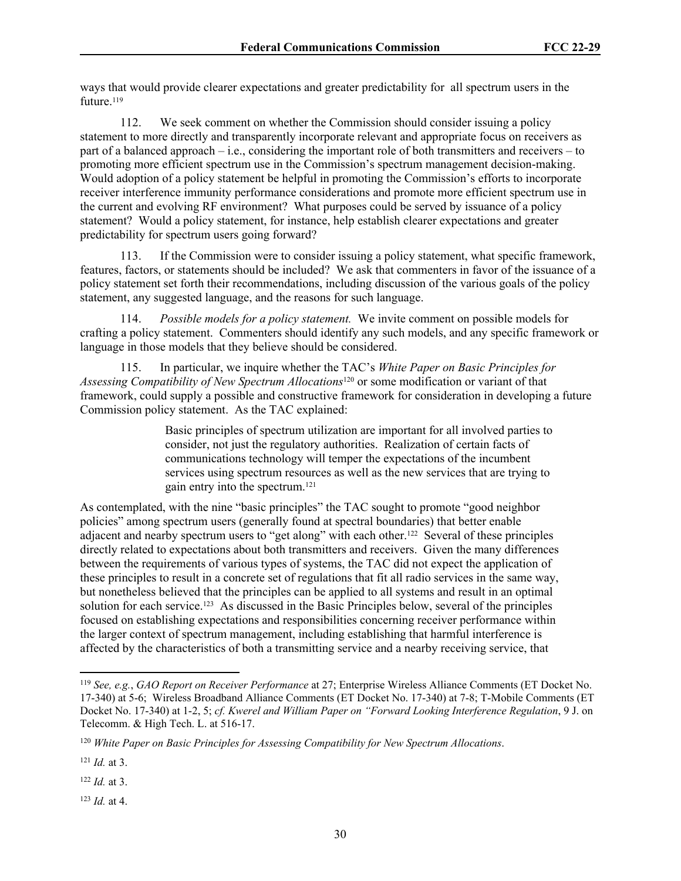ways that would provide clearer expectations and greater predictability for all spectrum users in the future.[119]

112. We seek comment on whether the Commission should consider issuing a policy statement to more directly and transparently incorporate relevant and appropriate focus on receivers as part of a balanced approach – i.e., considering the important role of both transmitters and receivers – to promoting more efficient spectrum use in the Commission's spectrum management decision-making. Would adoption of a policy statement be helpful in promoting the Commission's efforts to incorporate receiver interference immunity performance considerations and promote more efficient spectrum use in the current and evolving RF environment? What purposes could be served by issuance of a policy statement? Would a policy statement, for instance, help establish clearer expectations and greater predictability for spectrum users going forward?

113. If the Commission were to consider issuing a policy statement, what specific framework, features, factors, or statements should be included? We ask that commenters in favor of the issuance of a policy statement set forth their recommendations, including discussion of the various goals of the policy statement, any suggested language, and the reasons for such language.

114. *Possible models for a policy statement.* We invite comment on possible models for crafting a policy statement. Commenters should identify any such models, and any specific framework or language in those models that they believe should be considered.

115. In particular, we inquire whether the TAC's *White Paper on Basic Principles for Assessing Compatibility of New Spectrum Allocations*[120] or some modification or variant of that framework, could supply a possible and constructive framework for consideration in developing a future Commission policy statement. As the TAC explained:

> Basic principles of spectrum utilization are important for all involved parties to consider, not just the regulatory authorities. Realization of certain facts of communications technology will temper the expectations of the incumbent services using spectrum resources as well as the new services that are trying to gain entry into the spectrum.[121]

As contemplated, with the nine "basic principles" the TAC sought to promote "good neighbor policies" among spectrum users (generally found at spectral boundaries) that better enable adjacent and nearby spectrum users to "get along" with each other.[122] Several of these principles directly related to expectations about both transmitters and receivers. Given the many differences between the requirements of various types of systems, the TAC did not expect the application of these principles to result in a concrete set of regulations that fit all radio services in the same way, but nonetheless believed that the principles can be applied to all systems and result in an optimal solution for each service.[123] As discussed in the Basic Principles below, several of the principles focused on establishing expectations and responsibilities concerning receiver performance within the larger context of spectrum management, including establishing that harmful interference is affected by the characteristics of both a transmitting service and a nearby receiving service, that

---

[119] *See, e.g.*, *GAO Report on Receiver Performance* at 27; Enterprise Wireless Alliance Comments (ET Docket No. 17-340) at 5-6; Wireless Broadband Alliance Comments (ET Docket No. 17-340) at 7-8; T-Mobile Comments (ET Docket No. 17-340) at 1-2, 5; *cf. Kwerel and William Paper on "Forward Looking Interference Regulation*, 9 J. on Telecomm. & High Tech. L. at 516-17.

[120] *White Paper on Basic Principles for Assessing Compatibility for New Spectrum Allocations*.

[121] *Id.* at 3.

[122] *Id.* at 3.

[123] *Id.* at 4.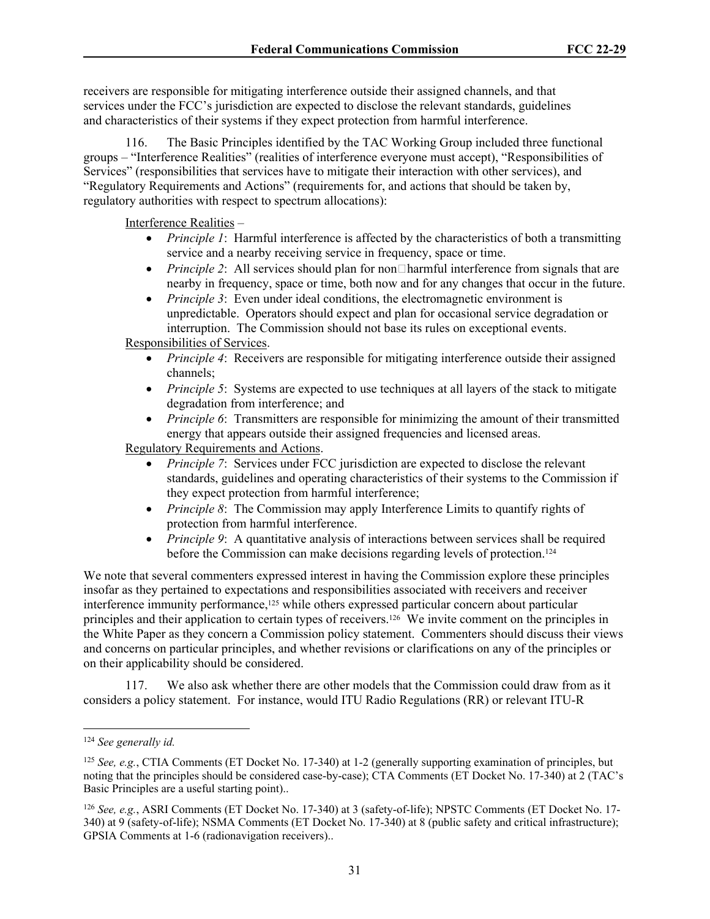receivers are responsible for mitigating interference outside their assigned channels, and that services under the FCC's jurisdiction are expected to disclose the relevant standards, guidelines and characteristics of their systems if they expect protection from harmful interference.

116. The Basic Principles identified by the TAC Working Group included three functional groups – "Interference Realities" (realities of interference everyone must accept), "Responsibilities of Services" (responsibilities that services have to mitigate their interaction with other services), and "Regulatory Requirements and Actions" (requirements for, and actions that should be taken by, regulatory authorities with respect to spectrum allocations):

Interference Realities –

- *Principle 1*: Harmful interference is affected by the characteristics of both a transmitting service and a nearby receiving service in frequency, space or time.
- *Principle 2*: All services should plan for non-harmful interference from signals that are nearby in frequency, space or time, both now and for any changes that occur in the future.
- *Principle 3*: Even under ideal conditions, the electromagnetic environment is unpredictable. Operators should expect and plan for occasional service degradation or interruption. The Commission should not base its rules on exceptional events.

Responsibilities of Services.

- *Principle 4*: Receivers are responsible for mitigating interference outside their assigned channels;
- *Principle 5*: Systems are expected to use techniques at all layers of the stack to mitigate degradation from interference; and
- *Principle 6*: Transmitters are responsible for minimizing the amount of their transmitted energy that appears outside their assigned frequencies and licensed areas.

Regulatory Requirements and Actions.

- *Principle 7*: Services under FCC jurisdiction are expected to disclose the relevant standards, guidelines and operating characteristics of their systems to the Commission if they expect protection from harmful interference;
- *Principle 8*: The Commission may apply Interference Limits to quantify rights of protection from harmful interference.
- *Principle 9*: A quantitative analysis of interactions between services shall be required before the Commission can make decisions regarding levels of protection.[124]

We note that several commenters expressed interest in having the Commission explore these principles insofar as they pertained to expectations and responsibilities associated with receivers and receiver interference immunity performance,[125] while others expressed particular concern about particular principles and their application to certain types of receivers.[126] We invite comment on the principles in the White Paper as they concern a Commission policy statement. Commenters should discuss their views and concerns on particular principles, and whether revisions or clarifications on any of the principles or on their applicability should be considered.

117. We also ask whether there are other models that the Commission could draw from as it considers a policy statement. For instance, would ITU Radio Regulations (RR) or relevant ITU-R

---

[124] *See generally id.*

[125] *See, e.g.*, CTIA Comments (ET Docket No. 17-340) at 1-2 (generally supporting examination of principles, but noting that the principles should be considered case-by-case); CTA Comments (ET Docket No. 17-340) at 2 (TAC's Basic Principles are a useful starting point)..

[126] *See, e.g.*, ASRI Comments (ET Docket No. 17-340) at 3 (safety-of-life); NPSTC Comments (ET Docket No. 17-340) at 9 (safety-of-life); NSMA Comments (ET Docket No. 17-340) at 8 (public safety and critical infrastructure); GPSIA Comments at 1-6 (radionavigation receivers)..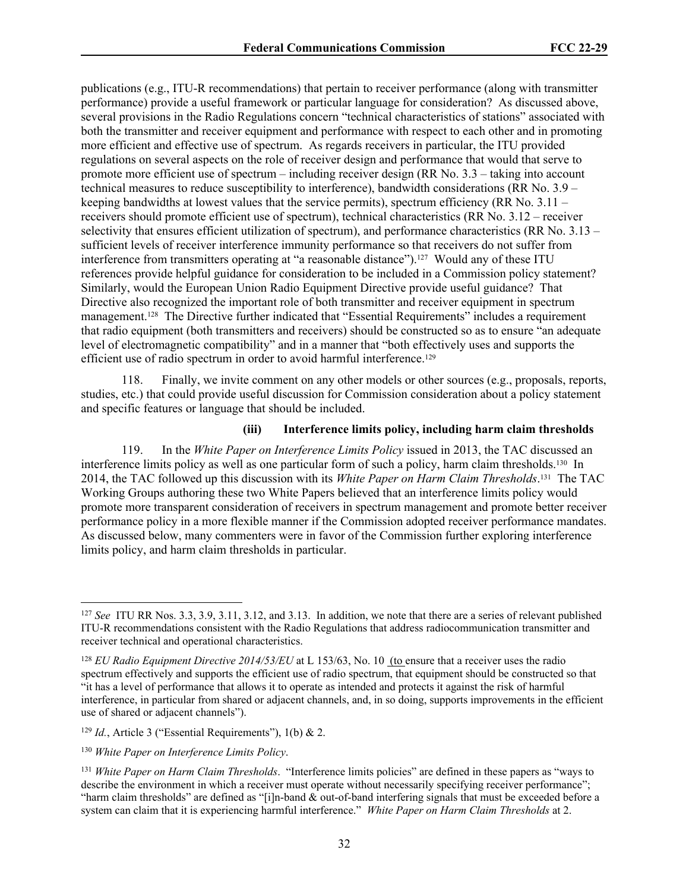publications (e.g., ITU-R recommendations) that pertain to receiver performance (along with transmitter performance) provide a useful framework or particular language for consideration? As discussed above, several provisions in the Radio Regulations concern "technical characteristics of stations" associated with both the transmitter and receiver equipment and performance with respect to each other and in promoting more efficient and effective use of spectrum. As regards receivers in particular, the ITU provided regulations on several aspects on the role of receiver design and performance that would that serve to promote more efficient use of spectrum – including receiver design (RR No. 3.3 – taking into account technical measures to reduce susceptibility to interference), bandwidth considerations (RR No. 3.9 – keeping bandwidths at lowest values that the service permits), spectrum efficiency (RR No. 3.11 – receivers should promote efficient use of spectrum), technical characteristics (RR No. 3.12 – receiver selectivity that ensures efficient utilization of spectrum), and performance characteristics (RR No. 3.13 – sufficient levels of receiver interference immunity performance so that receivers do not suffer from interference from transmitters operating at "a reasonable distance").[127] Would any of these ITU references provide helpful guidance for consideration to be included in a Commission policy statement? Similarly, would the European Union Radio Equipment Directive provide useful guidance? That Directive also recognized the important role of both transmitter and receiver equipment in spectrum management.[128] The Directive further indicated that "Essential Requirements" includes a requirement that radio equipment (both transmitters and receivers) should be constructed so as to ensure "an adequate level of electromagnetic compatibility" and in a manner that "both effectively uses and supports the efficient use of radio spectrum in order to avoid harmful interference.[129]

118. Finally, we invite comment on any other models or other sources (e.g., proposals, reports, studies, etc.) that could provide useful discussion for Commission consideration about a policy statement and specific features or language that should be included.

#### (iii) Interference limits policy, including harm claim thresholds

119. In the *White Paper on Interference Limits Policy* issued in 2013, the TAC discussed an interference limits policy as well as one particular form of such a policy, harm claim thresholds.[130] In 2014, the TAC followed up this discussion with its *White Paper on Harm Claim Thresholds*.[131] The TAC Working Groups authoring these two White Papers believed that an interference limits policy would promote more transparent consideration of receivers in spectrum management and promote better receiver performance policy in a more flexible manner if the Commission adopted receiver performance mandates. As discussed below, many commenters were in favor of the Commission further exploring interference limits policy, and harm claim thresholds in particular.

---

[127] *See* ITU RR Nos. 3.3, 3.9, 3.11, 3.12, and 3.13. In addition, we note that there are a series of relevant published ITU-R recommendations consistent with the Radio Regulations that address radiocommunication transmitter and receiver technical and operational characteristics.

[128] *EU Radio Equipment Directive 2014/53/EU* at L 153/63, No. 10 (to ensure that a receiver uses the radio spectrum effectively and supports the efficient use of radio spectrum, that equipment should be constructed so that "it has a level of performance that allows it to operate as intended and protects it against the risk of harmful interference, in particular from shared or adjacent channels, and, in so doing, supports improvements in the efficient use of shared or adjacent channels").

[129] *Id.*, Article 3 ("Essential Requirements"), 1(b) & 2.

[130] *White Paper on Interference Limits Policy*.

[131] *White Paper on Harm Claim Thresholds*. "Interference limits policies" are defined in these papers as "ways to describe the environment in which a receiver must operate without necessarily specifying receiver performance"; "harm claim thresholds" are defined as "[i]n-band & out-of-band interfering signals that must be exceeded before a system can claim that it is experiencing harmful interference." *White Paper on Harm Claim Thresholds* at 2.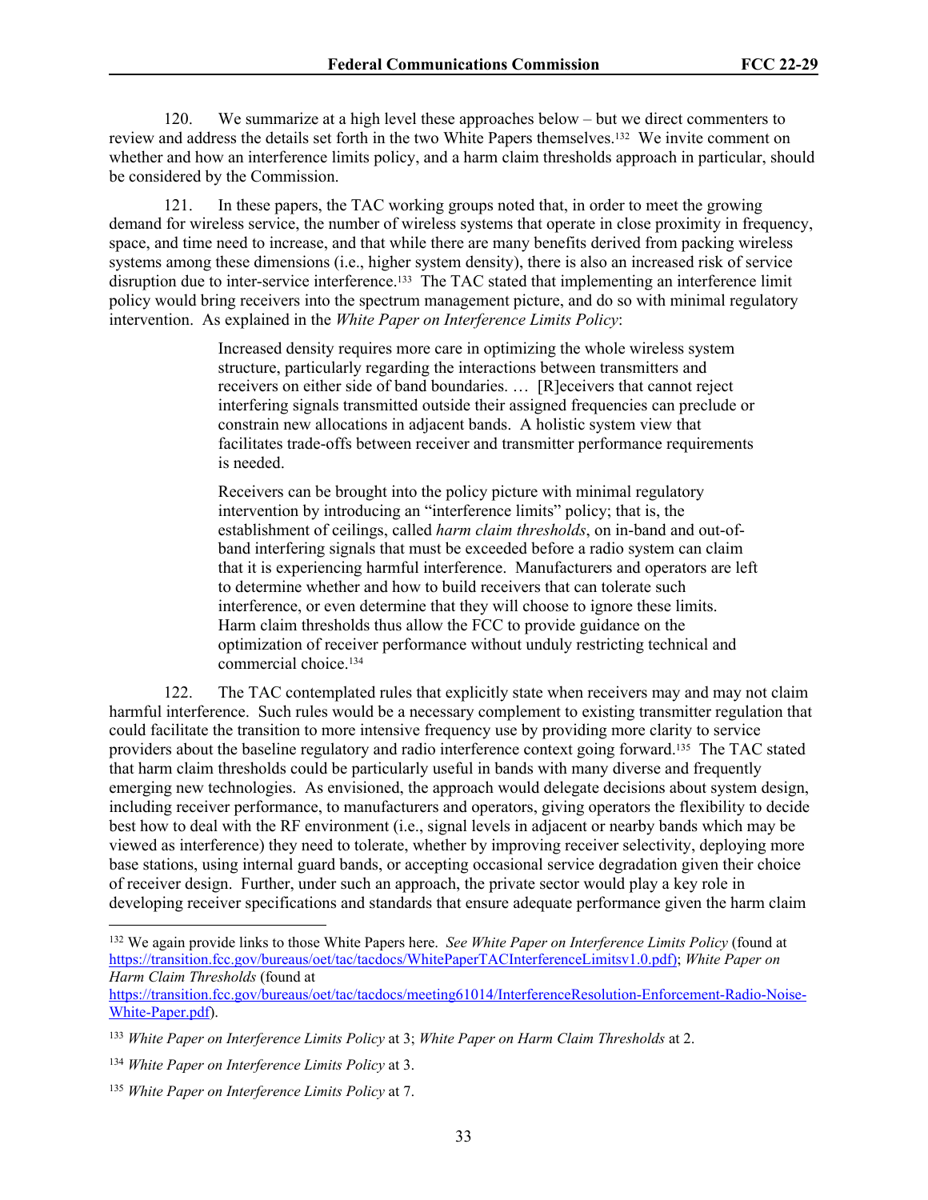120. We summarize at a high level these approaches below – but we direct commenters to review and address the details set forth in the two White Papers themselves.[132] We invite comment on whether and how an interference limits policy, and a harm claim thresholds approach in particular, should be considered by the Commission.

121. In these papers, the TAC working groups noted that, in order to meet the growing demand for wireless service, the number of wireless systems that operate in close proximity in frequency, space, and time need to increase, and that while there are many benefits derived from packing wireless systems among these dimensions (i.e., higher system density), there is also an increased risk of service disruption due to inter-service interference.[133] The TAC stated that implementing an interference limit policy would bring receivers into the spectrum management picture, and do so with minimal regulatory intervention. As explained in the *White Paper on Interference Limits Policy*:

> Increased density requires more care in optimizing the whole wireless system structure, particularly regarding the interactions between transmitters and receivers on either side of band boundaries. … [R]eceivers that cannot reject interfering signals transmitted outside their assigned frequencies can preclude or constrain new allocations in adjacent bands. A holistic system view that facilitates trade-offs between receiver and transmitter performance requirements is needed.
>
> Receivers can be brought into the policy picture with minimal regulatory intervention by introducing an "interference limits" policy; that is, the establishment of ceilings, called *harm claim thresholds*, on in-band and out-of-band interfering signals that must be exceeded before a radio system can claim that it is experiencing harmful interference. Manufacturers and operators are left to determine whether and how to build receivers that can tolerate such interference, or even determine that they will choose to ignore these limits. Harm claim thresholds thus allow the FCC to provide guidance on the optimization of receiver performance without unduly restricting technical and commercial choice.[134]

122. The TAC contemplated rules that explicitly state when receivers may and may not claim harmful interference. Such rules would be a necessary complement to existing transmitter regulation that could facilitate the transition to more intensive frequency use by providing more clarity to service providers about the baseline regulatory and radio interference context going forward.[135] The TAC stated that harm claim thresholds could be particularly useful in bands with many diverse and frequently emerging new technologies. As envisioned, the approach would delegate decisions about system design, including receiver performance, to manufacturers and operators, giving operators the flexibility to decide best how to deal with the RF environment (i.e., signal levels in adjacent or nearby bands which may be viewed as interference) they need to tolerate, whether by improving receiver selectivity, deploying more base stations, using internal guard bands, or accepting occasional service degradation given their choice of receiver design. Further, under such an approach, the private sector would play a key role in developing receiver specifications and standards that ensure adequate performance given the harm claim

---

[132] We again provide links to those White Papers here. *See White Paper on Interference Limits Policy* (found at https://transition.fcc.gov/bureaus/oet/tac/tacdocs/WhitePaperTACInterferenceLimitsv1.0.pdf); *White Paper on Harm Claim Thresholds* (found at https://transition.fcc.gov/bureaus/oet/tac/tacdocs/meeting61014/InterferenceResolution-Enforcement-Radio-Noise-White-Paper.pdf).

[133] *White Paper on Interference Limits Policy* at 3; *White Paper on Harm Claim Thresholds* at 2.

[134] *White Paper on Interference Limits Policy* at 3.

[135] *White Paper on Interference Limits Policy* at 7.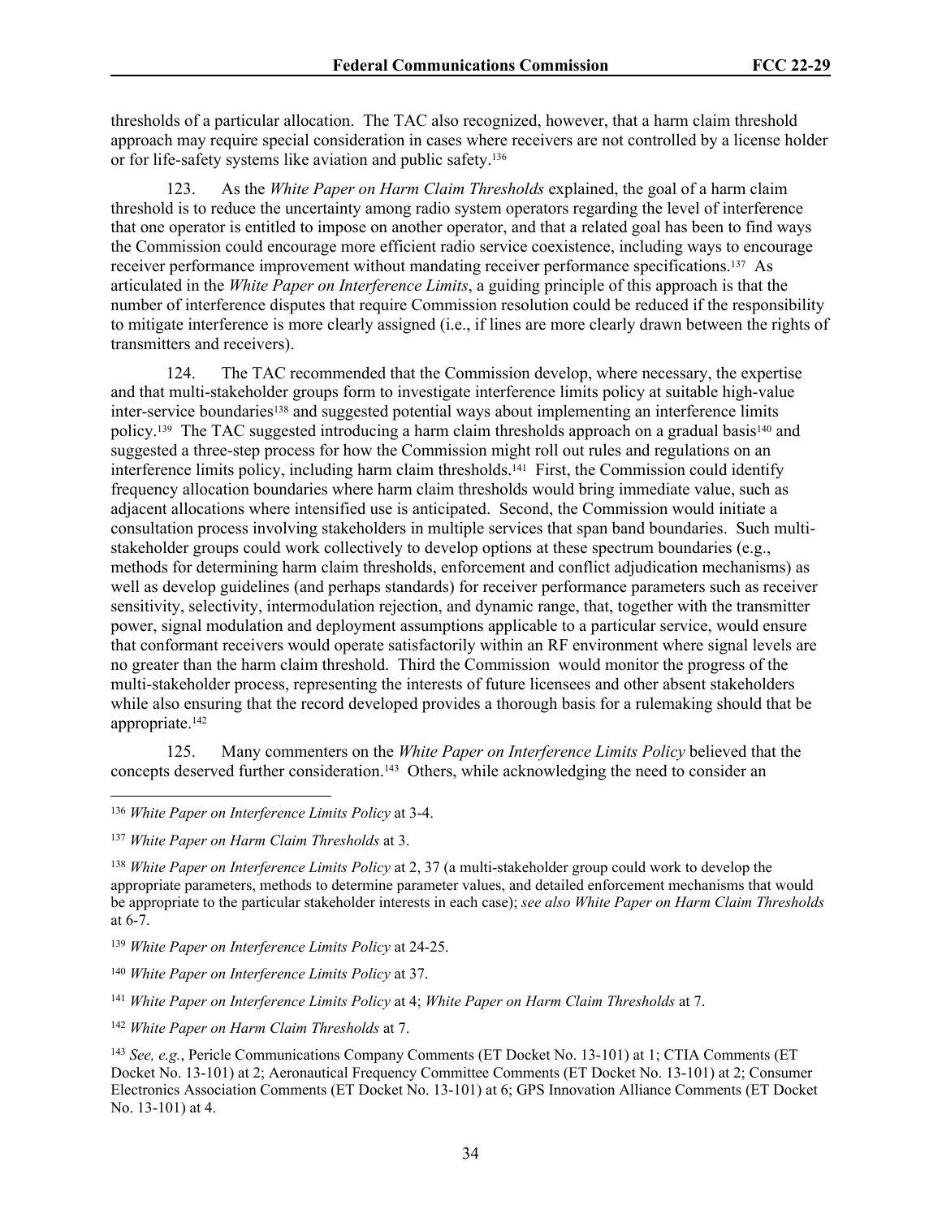thresholds of a particular allocation. The TAC also recognized, however, that a harm claim threshold approach may require special consideration in cases where receivers are not controlled by a license holder or for life-safety systems like aviation and public safety.[136]

123. As the *White Paper on Harm Claim Thresholds* explained, the goal of a harm claim threshold is to reduce the uncertainty among radio system operators regarding the level of interference that one operator is entitled to impose on another operator, and that a related goal has been to find ways the Commission could encourage more efficient radio service coexistence, including ways to encourage receiver performance improvement without mandating receiver performance specifications.[137] As articulated in the *White Paper on Interference Limits*, a guiding principle of this approach is that the number of interference disputes that require Commission resolution could be reduced if the responsibility to mitigate interference is more clearly assigned (i.e., if lines are more clearly drawn between the rights of transmitters and receivers).

124. The TAC recommended that the Commission develop, where necessary, the expertise and that multi-stakeholder groups form to investigate interference limits policy at suitable high-value inter-service boundaries[138] and suggested potential ways about implementing an interference limits policy.[139] The TAC suggested introducing a harm claim thresholds approach on a gradual basis[140] and suggested a three-step process for how the Commission might roll out rules and regulations on an interference limits policy, including harm claim thresholds.[141] First, the Commission could identify frequency allocation boundaries where harm claim thresholds would bring immediate value, such as adjacent allocations where intensified use is anticipated. Second, the Commission would initiate a consultation process involving stakeholders in multiple services that span band boundaries. Such multi-stakeholder groups could work collectively to develop options at these spectrum boundaries (e.g., methods for determining harm claim thresholds, enforcement and conflict adjudication mechanisms) as well as develop guidelines (and perhaps standards) for receiver performance parameters such as receiver sensitivity, selectivity, intermodulation rejection, and dynamic range, that, together with the transmitter power, signal modulation and deployment assumptions applicable to a particular service, would ensure that conformant receivers would operate satisfactorily within an RF environment where signal levels are no greater than the harm claim threshold. Third the Commission would monitor the progress of the multi-stakeholder process, representing the interests of future licensees and other absent stakeholders while also ensuring that the record developed provides a thorough basis for a rulemaking should that be appropriate.[142]

125. Many commenters on the *White Paper on Interference Limits Policy* believed that the concepts deserved further consideration.[143] Others, while acknowledging the need to consider an

---

[136] *White Paper on Interference Limits Policy* at 3-4.

[137] *White Paper on Harm Claim Thresholds* at 3.

[138] *White Paper on Interference Limits Policy* at 2, 37 (a multi-stakeholder group could work to develop the appropriate parameters, methods to determine parameter values, and detailed enforcement mechanisms that would be appropriate to the particular stakeholder interests in each case); *see also White Paper on Harm Claim Thresholds* at 6-7.

[139] *White Paper on Interference Limits Policy* at 24-25.

[140] *White Paper on Interference Limits Policy* at 37.

[141] *White Paper on Interference Limits Policy* at 4; *White Paper on Harm Claim Thresholds* at 7.

[142] *White Paper on Harm Claim Thresholds* at 7.

[143] *See, e.g.*, Pericle Communications Company Comments (ET Docket No. 13-101) at 1; CTIA Comments (ET Docket No. 13-101) at 2; Aeronautical Frequency Committee Comments (ET Docket No. 13-101) at 2; Consumer Electronics Association Comments (ET Docket No. 13-101) at 6; GPS Innovation Alliance Comments (ET Docket No. 13-101) at 4.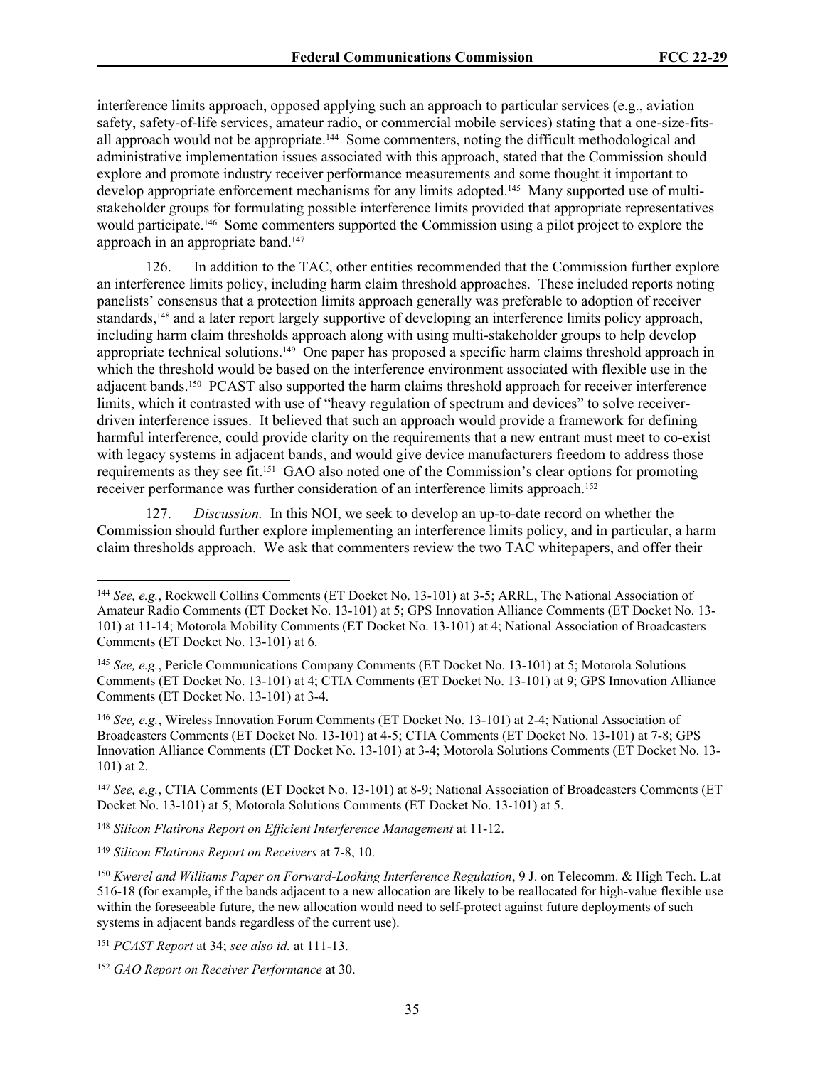interference limits approach, opposed applying such an approach to particular services (e.g., aviation safety, safety-of-life services, amateur radio, or commercial mobile services) stating that a one-size-fits-all approach would not be appropriate.[144] Some commenters, noting the difficult methodological and administrative implementation issues associated with this approach, stated that the Commission should explore and promote industry receiver performance measurements and some thought it important to develop appropriate enforcement mechanisms for any limits adopted.[145] Many supported use of multi-stakeholder groups for formulating possible interference limits provided that appropriate representatives would participate.[146] Some commenters supported the Commission using a pilot project to explore the approach in an appropriate band.[147]

126. In addition to the TAC, other entities recommended that the Commission further explore an interference limits policy, including harm claim threshold approaches. These included reports noting panelists' consensus that a protection limits approach generally was preferable to adoption of receiver standards,[148] and a later report largely supportive of developing an interference limits policy approach, including harm claim thresholds approach along with using multi-stakeholder groups to help develop appropriate technical solutions.[149] One paper has proposed a specific harm claims threshold approach in which the threshold would be based on the interference environment associated with flexible use in the adjacent bands.[150] PCAST also supported the harm claims threshold approach for receiver interference limits, which it contrasted with use of "heavy regulation of spectrum and devices" to solve receiver-driven interference issues. It believed that such an approach would provide a framework for defining harmful interference, could provide clarity on the requirements that a new entrant must meet to co-exist with legacy systems in adjacent bands, and would give device manufacturers freedom to address those requirements as they see fit.[151] GAO also noted one of the Commission's clear options for promoting receiver performance was further consideration of an interference limits approach.[152]

127. *Discussion.* In this NOI, we seek to develop an up-to-date record on whether the Commission should further explore implementing an interference limits policy, and in particular, a harm claim thresholds approach. We ask that commenters review the two TAC whitepapers, and offer their

---

[144] *See, e.g.*, Rockwell Collins Comments (ET Docket No. 13-101) at 3-5; ARRL, The National Association of Amateur Radio Comments (ET Docket No. 13-101) at 5; GPS Innovation Alliance Comments (ET Docket No. 13-101) at 11-14; Motorola Mobility Comments (ET Docket No. 13-101) at 4; National Association of Broadcasters Comments (ET Docket No. 13-101) at 6.

[145] *See, e.g.*, Pericle Communications Company Comments (ET Docket No. 13-101) at 5; Motorola Solutions Comments (ET Docket No. 13-101) at 4; CTIA Comments (ET Docket No. 13-101) at 9; GPS Innovation Alliance Comments (ET Docket No. 13-101) at 3-4.

[146] *See, e.g.*, Wireless Innovation Forum Comments (ET Docket No. 13-101) at 2-4; National Association of Broadcasters Comments (ET Docket No. 13-101) at 4-5; CTIA Comments (ET Docket No. 13-101) at 7-8; GPS Innovation Alliance Comments (ET Docket No. 13-101) at 3-4; Motorola Solutions Comments (ET Docket No. 13-101) at 2.

[147] *See, e.g.*, CTIA Comments (ET Docket No. 13-101) at 8-9; National Association of Broadcasters Comments (ET Docket No. 13-101) at 5; Motorola Solutions Comments (ET Docket No. 13-101) at 5.

[148] *Silicon Flatirons Report on Efficient Interference Management* at 11-12.

[149] *Silicon Flatirons Report on Receivers* at 7-8, 10.

[150] *Kwerel and Williams Paper on Forward-Looking Interference Regulation*, 9 J. on Telecomm. & High Tech. L.at 516-18 (for example, if the bands adjacent to a new allocation are likely to be reallocated for high-value flexible use within the foreseeable future, the new allocation would need to self-protect against future deployments of such systems in adjacent bands regardless of the current use).

[151] *PCAST Report* at 34; *see also id.* at 111-13.

[152] *GAO Report on Receiver Performance* at 30.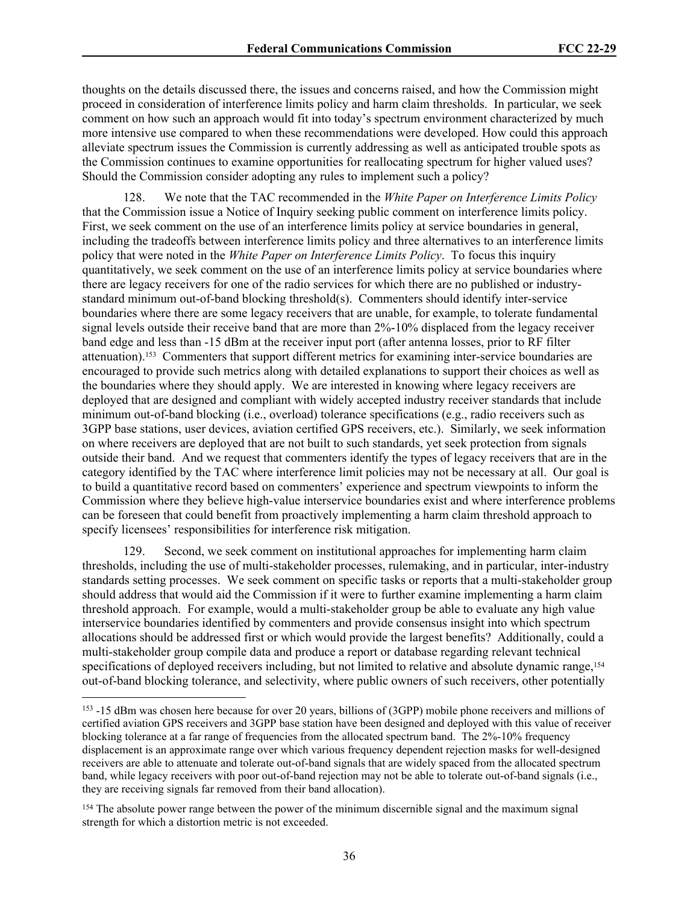thoughts on the details discussed there, the issues and concerns raised, and how the Commission might proceed in consideration of interference limits policy and harm claim thresholds. In particular, we seek comment on how such an approach would fit into today's spectrum environment characterized by much more intensive use compared to when these recommendations were developed. How could this approach alleviate spectrum issues the Commission is currently addressing as well as anticipated trouble spots as the Commission continues to examine opportunities for reallocating spectrum for higher valued uses? Should the Commission consider adopting any rules to implement such a policy?

128. We note that the TAC recommended in the *White Paper on Interference Limits Policy* that the Commission issue a Notice of Inquiry seeking public comment on interference limits policy. First, we seek comment on the use of an interference limits policy at service boundaries in general, including the tradeoffs between interference limits policy and three alternatives to an interference limits policy that were noted in the *White Paper on Interference Limits Policy*. To focus this inquiry quantitatively, we seek comment on the use of an interference limits policy at service boundaries where there are legacy receivers for one of the radio services for which there are no published or industry-standard minimum out-of-band blocking threshold(s). Commenters should identify inter-service boundaries where there are some legacy receivers that are unable, for example, to tolerate fundamental signal levels outside their receive band that are more than 2%-10% displaced from the legacy receiver band edge and less than -15 dBm at the receiver input port (after antenna losses, prior to RF filter attenuation).[153] Commenters that support different metrics for examining inter-service boundaries are encouraged to provide such metrics along with detailed explanations to support their choices as well as the boundaries where they should apply. We are interested in knowing where legacy receivers are deployed that are designed and compliant with widely accepted industry receiver standards that include minimum out-of-band blocking (i.e., overload) tolerance specifications (e.g., radio receivers such as 3GPP base stations, user devices, aviation certified GPS receivers, etc.). Similarly, we seek information on where receivers are deployed that are not built to such standards, yet seek protection from signals outside their band. And we request that commenters identify the types of legacy receivers that are in the category identified by the TAC where interference limit policies may not be necessary at all. Our goal is to build a quantitative record based on commenters' experience and spectrum viewpoints to inform the Commission where they believe high-value interservice boundaries exist and where interference problems can be foreseen that could benefit from proactively implementing a harm claim threshold approach to specify licensees' responsibilities for interference risk mitigation.

129. Second, we seek comment on institutional approaches for implementing harm claim thresholds, including the use of multi-stakeholder processes, rulemaking, and in particular, inter-industry standards setting processes. We seek comment on specific tasks or reports that a multi-stakeholder group should address that would aid the Commission if it were to further examine implementing a harm claim threshold approach. For example, would a multi-stakeholder group be able to evaluate any high value interservice boundaries identified by commenters and provide consensus insight into which spectrum allocations should be addressed first or which would provide the largest benefits? Additionally, could a multi-stakeholder group compile data and produce a report or database regarding relevant technical specifications of deployed receivers including, but not limited to relative and absolute dynamic range,[154] out-of-band blocking tolerance, and selectivity, where public owners of such receivers, other potentially

[153] -15 dBm was chosen here because for over 20 years, billions of (3GPP) mobile phone receivers and millions of certified aviation GPS receivers and 3GPP base station have been designed and deployed with this value of receiver blocking tolerance at a far range of frequencies from the allocated spectrum band. The 2%-10% frequency displacement is an approximate range over which various frequency dependent rejection masks for well-designed receivers are able to attenuate and tolerate out-of-band signals that are widely spaced from the allocated spectrum band, while legacy receivers with poor out-of-band rejection may not be able to tolerate out-of-band signals (i.e., they are receiving signals far removed from their band allocation).

[154] The absolute power range between the power of the minimum discernible signal and the maximum signal strength for which a distortion metric is not exceeded.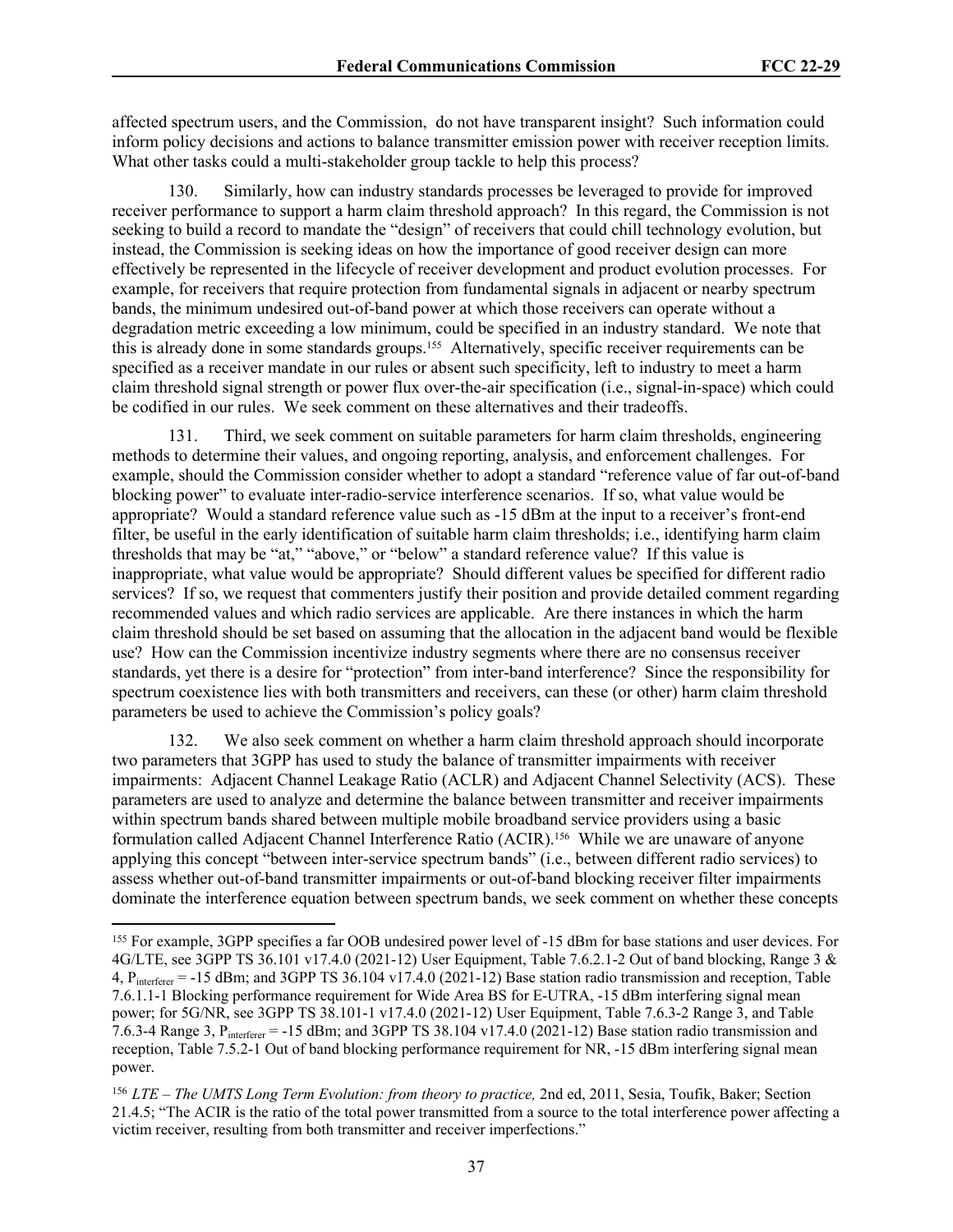affected spectrum users, and the Commission, do not have transparent insight? Such information could inform policy decisions and actions to balance transmitter emission power with receiver reception limits. What other tasks could a multi-stakeholder group tackle to help this process?

130. Similarly, how can industry standards processes be leveraged to provide for improved receiver performance to support a harm claim threshold approach? In this regard, the Commission is not seeking to build a record to mandate the "design" of receivers that could chill technology evolution, but instead, the Commission is seeking ideas on how the importance of good receiver design can more effectively be represented in the lifecycle of receiver development and product evolution processes. For example, for receivers that require protection from fundamental signals in adjacent or nearby spectrum bands, the minimum undesired out-of-band power at which those receivers can operate without a degradation metric exceeding a low minimum, could be specified in an industry standard. We note that this is already done in some standards groups.[155] Alternatively, specific receiver requirements can be specified as a receiver mandate in our rules or absent such specificity, left to industry to meet a harm claim threshold signal strength or power flux over-the-air specification (i.e., signal-in-space) which could be codified in our rules. We seek comment on these alternatives and their tradeoffs.

131. Third, we seek comment on suitable parameters for harm claim thresholds, engineering methods to determine their values, and ongoing reporting, analysis, and enforcement challenges. For example, should the Commission consider whether to adopt a standard "reference value of far out-of-band blocking power" to evaluate inter-radio-service interference scenarios. If so, what value would be appropriate? Would a standard reference value such as -15 dBm at the input to a receiver's front-end filter, be useful in the early identification of suitable harm claim thresholds; i.e., identifying harm claim thresholds that may be "at," "above," or "below" a standard reference value? If this value is inappropriate, what value would be appropriate? Should different values be specified for different radio services? If so, we request that commenters justify their position and provide detailed comment regarding recommended values and which radio services are applicable. Are there instances in which the harm claim threshold should be set based on assuming that the allocation in the adjacent band would be flexible use? How can the Commission incentivize industry segments where there are no consensus receiver standards, yet there is a desire for "protection" from inter-band interference? Since the responsibility for spectrum coexistence lies with both transmitters and receivers, can these (or other) harm claim threshold parameters be used to achieve the Commission's policy goals?

132. We also seek comment on whether a harm claim threshold approach should incorporate two parameters that 3GPP has used to study the balance of transmitter impairments with receiver impairments: Adjacent Channel Leakage Ratio (ACLR) and Adjacent Channel Selectivity (ACS). These parameters are used to analyze and determine the balance between transmitter and receiver impairments within spectrum bands shared between multiple mobile broadband service providers using a basic formulation called Adjacent Channel Interference Ratio (ACIR).[156] While we are unaware of anyone applying this concept "between inter-service spectrum bands" (i.e., between different radio services) to assess whether out-of-band transmitter impairments or out-of-band blocking receiver filter impairments dominate the interference equation between spectrum bands, we seek comment on whether these concepts

---

[155] For example, 3GPP specifies a far OOB undesired power level of -15 dBm for base stations and user devices. For 4G/LTE, see 3GPP TS 36.101 v17.4.0 (2021-12) User Equipment, Table 7.6.2.1-2 Out of band blocking, Range 3 & 4, $P_{interferer}$ = -15 dBm; and 3GPP TS 36.104 v17.4.0 (2021-12) Base station radio transmission and reception, Table 7.6.1.1-1 Blocking performance requirement for Wide Area BS for E-UTRA, -15 dBm interfering signal mean power; for 5G/NR, see 3GPP TS 38.101-1 v17.4.0 (2021-12) User Equipment, Table 7.6.3-2 Range 3, and Table 7.6.3-4 Range 3, $P_{interferer}$ = -15 dBm; and 3GPP TS 38.104 v17.4.0 (2021-12) Base station radio transmission and reception, Table 7.5.2-1 Out of band blocking performance requirement for NR, -15 dBm interfering signal mean power.

[156] *LTE – The UMTS Long Term Evolution: from theory to practice,* 2nd ed, 2011, Sesia, Toufik, Baker; Section 21.4.5; "The ACIR is the ratio of the total power transmitted from a source to the total interference power affecting a victim receiver, resulting from both transmitter and receiver imperfections."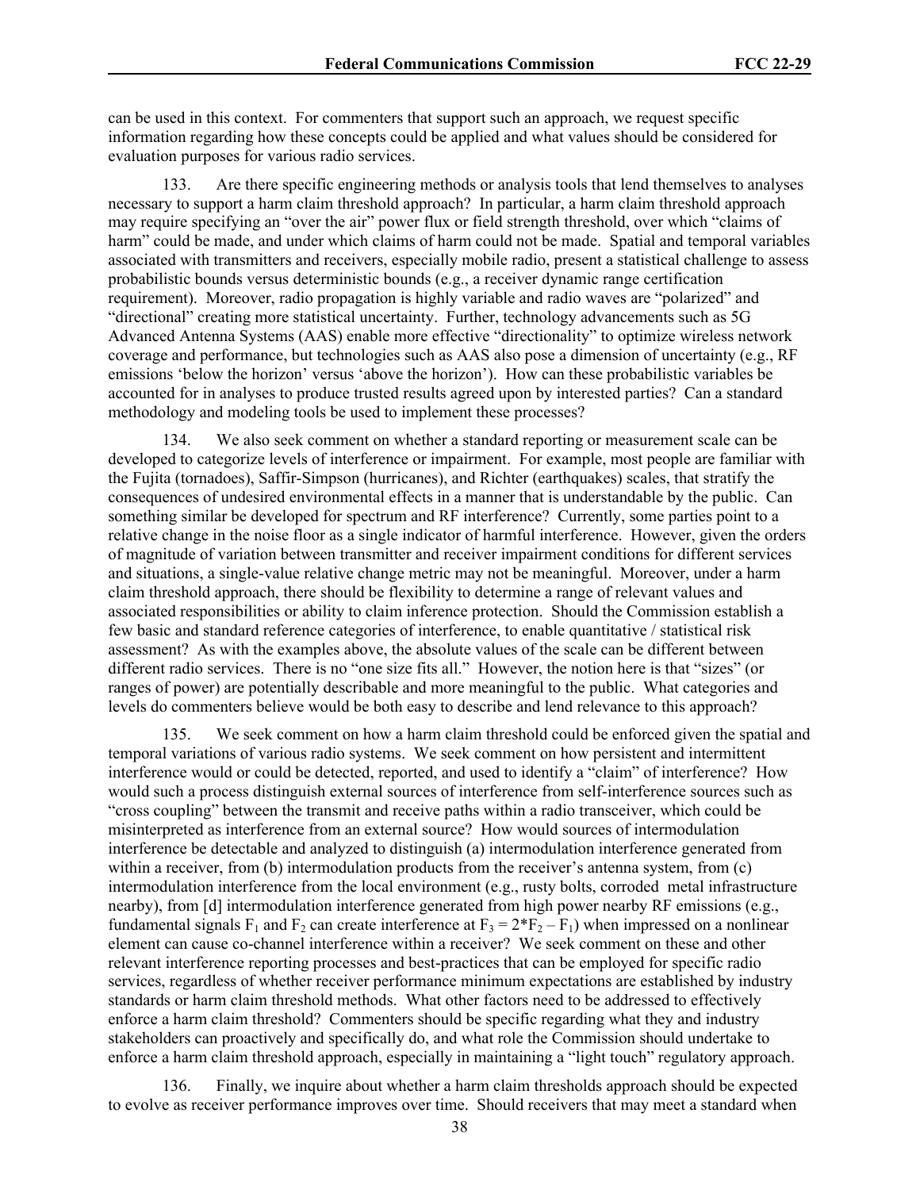can be used in this context. For commenters that support such an approach, we request specific information regarding how these concepts could be applied and what values should be considered for evaluation purposes for various radio services.

133. Are there specific engineering methods or analysis tools that lend themselves to analyses necessary to support a harm claim threshold approach? In particular, a harm claim threshold approach may require specifying an "over the air" power flux or field strength threshold, over which "claims of harm" could be made, and under which claims of harm could not be made. Spatial and temporal variables associated with transmitters and receivers, especially mobile radio, present a statistical challenge to assess probabilistic bounds versus deterministic bounds (e.g., a receiver dynamic range certification requirement). Moreover, radio propagation is highly variable and radio waves are "polarized" and "directional" creating more statistical uncertainty. Further, technology advancements such as 5G Advanced Antenna Systems (AAS) enable more effective "directionality" to optimize wireless network coverage and performance, but technologies such as AAS also pose a dimension of uncertainty (e.g., RF emissions 'below the horizon' versus 'above the horizon'). How can these probabilistic variables be accounted for in analyses to produce trusted results agreed upon by interested parties? Can a standard methodology and modeling tools be used to implement these processes?

134. We also seek comment on whether a standard reporting or measurement scale can be developed to categorize levels of interference or impairment. For example, most people are familiar with the Fujita (tornadoes), Saffir-Simpson (hurricanes), and Richter (earthquakes) scales, that stratify the consequences of undesired environmental effects in a manner that is understandable by the public. Can something similar be developed for spectrum and RF interference? Currently, some parties point to a relative change in the noise floor as a single indicator of harmful interference. However, given the orders of magnitude of variation between transmitter and receiver impairment conditions for different services and situations, a single-value relative change metric may not be meaningful. Moreover, under a harm claim threshold approach, there should be flexibility to determine a range of relevant values and associated responsibilities or ability to claim inference protection. Should the Commission establish a few basic and standard reference categories of interference, to enable quantitative / statistical risk assessment? As with the examples above, the absolute values of the scale can be different between different radio services. There is no "one size fits all." However, the notion here is that "sizes" (or ranges of power) are potentially describable and more meaningful to the public. What categories and levels do commenters believe would be both easy to describe and lend relevance to this approach?

135. We seek comment on how a harm claim threshold could be enforced given the spatial and temporal variations of various radio systems. We seek comment on how persistent and intermittent interference would or could be detected, reported, and used to identify a "claim" of interference? How would such a process distinguish external sources of interference from self-interference sources such as "cross coupling" between the transmit and receive paths within a radio transceiver, which could be misinterpreted as interference from an external source? How would sources of intermodulation interference be detectable and analyzed to distinguish (a) intermodulation interference generated from within a receiver, from (b) intermodulation products from the receiver's antenna system, from (c) intermodulation interference from the local environment (e.g., rusty bolts, corroded metal infrastructure nearby), from [d] intermodulation interference generated from high power nearby RF emissions (e.g., fundamental signals $F_1$ and $F_2$ can create interference at $F_3 = 2*F_2 – F_1$) when impressed on a nonlinear element can cause co-channel interference within a receiver? We seek comment on these and other relevant interference reporting processes and best-practices that can be employed for specific radio services, regardless of whether receiver performance minimum expectations are established by industry standards or harm claim threshold methods. What other factors need to be addressed to effectively enforce a harm claim threshold? Commenters should be specific regarding what they and industry stakeholders can proactively and specifically do, and what role the Commission should undertake to enforce a harm claim threshold approach, especially in maintaining a "light touch" regulatory approach.

136. Finally, we inquire about whether a harm claim thresholds approach should be expected to evolve as receiver performance improves over time. Should receivers that may meet a standard when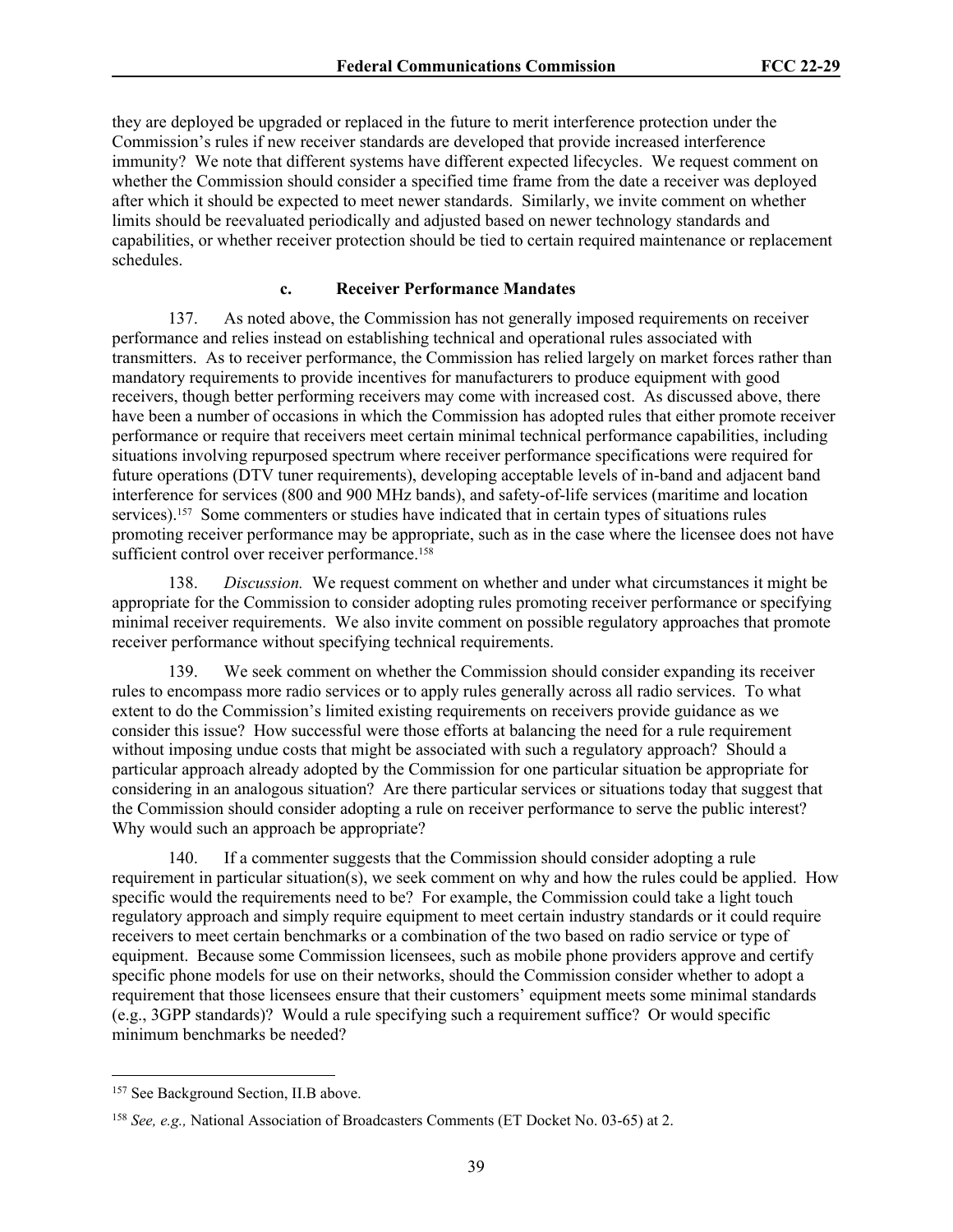they are deployed be upgraded or replaced in the future to merit interference protection under the Commission's rules if new receiver standards are developed that provide increased interference immunity? We note that different systems have different expected lifecycles. We request comment on whether the Commission should consider a specified time frame from the date a receiver was deployed after which it should be expected to meet newer standards. Similarly, we invite comment on whether limits should be reevaluated periodically and adjusted based on newer technology standards and capabilities, or whether receiver protection should be tied to certain required maintenance or replacement schedules.

### c. Receiver Performance Mandates

137. As noted above, the Commission has not generally imposed requirements on receiver performance and relies instead on establishing technical and operational rules associated with transmitters. As to receiver performance, the Commission has relied largely on market forces rather than mandatory requirements to provide incentives for manufacturers to produce equipment with good receivers, though better performing receivers may come with increased cost. As discussed above, there have been a number of occasions in which the Commission has adopted rules that either promote receiver performance or require that receivers meet certain minimal technical performance capabilities, including situations involving repurposed spectrum where receiver performance specifications were required for future operations (DTV tuner requirements), developing acceptable levels of in-band and adjacent band interference for services (800 and 900 MHz bands), and safety-of-life services (maritime and location services).[157] Some commenters or studies have indicated that in certain types of situations rules promoting receiver performance may be appropriate, such as in the case where the licensee does not have sufficient control over receiver performance.[158]

138. *Discussion.* We request comment on whether and under what circumstances it might be appropriate for the Commission to consider adopting rules promoting receiver performance or specifying minimal receiver requirements. We also invite comment on possible regulatory approaches that promote receiver performance without specifying technical requirements.

139. We seek comment on whether the Commission should consider expanding its receiver rules to encompass more radio services or to apply rules generally across all radio services. To what extent to do the Commission's limited existing requirements on receivers provide guidance as we consider this issue? How successful were those efforts at balancing the need for a rule requirement without imposing undue costs that might be associated with such a regulatory approach? Should a particular approach already adopted by the Commission for one particular situation be appropriate for considering in an analogous situation? Are there particular services or situations today that suggest that the Commission should consider adopting a rule on receiver performance to serve the public interest? Why would such an approach be appropriate?

140. If a commenter suggests that the Commission should consider adopting a rule requirement in particular situation(s), we seek comment on why and how the rules could be applied. How specific would the requirements need to be? For example, the Commission could take a light touch regulatory approach and simply require equipment to meet certain industry standards or it could require receivers to meet certain benchmarks or a combination of the two based on radio service or type of equipment. Because some Commission licensees, such as mobile phone providers approve and certify specific phone models for use on their networks, should the Commission consider whether to adopt a requirement that those licensees ensure that their customers' equipment meets some minimal standards (e.g., 3GPP standards)? Would a rule specifying such a requirement suffice? Or would specific minimum benchmarks be needed?

---

[157] See Background Section, II.B above.

[158] *See, e.g.,* National Association of Broadcasters Comments (ET Docket No. 03-65) at 2.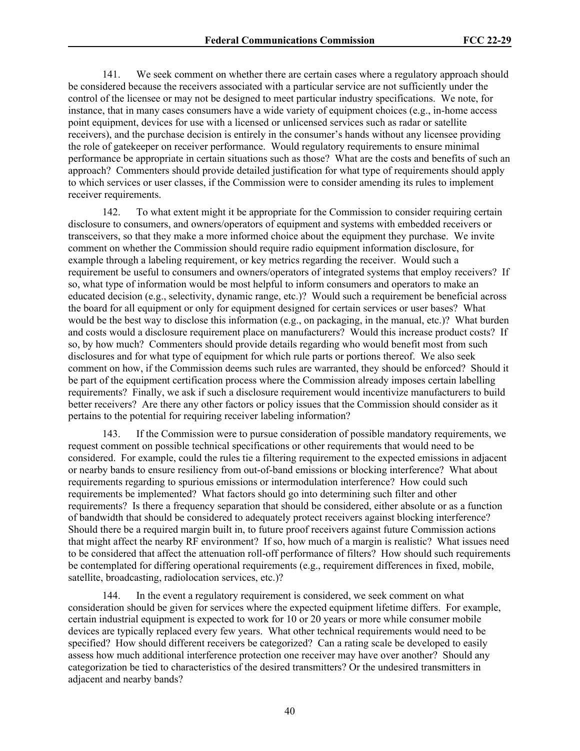141. We seek comment on whether there are certain cases where a regulatory approach should be considered because the receivers associated with a particular service are not sufficiently under the control of the licensee or may not be designed to meet particular industry specifications. We note, for instance, that in many cases consumers have a wide variety of equipment choices (e.g., in-home access point equipment, devices for use with a licensed or unlicensed services such as radar or satellite receivers), and the purchase decision is entirely in the consumer's hands without any licensee providing the role of gatekeeper on receiver performance. Would regulatory requirements to ensure minimal performance be appropriate in certain situations such as those? What are the costs and benefits of such an approach? Commenters should provide detailed justification for what type of requirements should apply to which services or user classes, if the Commission were to consider amending its rules to implement receiver requirements.

142. To what extent might it be appropriate for the Commission to consider requiring certain disclosure to consumers, and owners/operators of equipment and systems with embedded receivers or transceivers, so that they make a more informed choice about the equipment they purchase. We invite comment on whether the Commission should require radio equipment information disclosure, for example through a labeling requirement, or key metrics regarding the receiver. Would such a requirement be useful to consumers and owners/operators of integrated systems that employ receivers? If so, what type of information would be most helpful to inform consumers and operators to make an educated decision (e.g., selectivity, dynamic range, etc.)? Would such a requirement be beneficial across the board for all equipment or only for equipment designed for certain services or user bases? What would be the best way to disclose this information (e.g., on packaging, in the manual, etc.)? What burden and costs would a disclosure requirement place on manufacturers? Would this increase product costs? If so, by how much? Commenters should provide details regarding who would benefit most from such disclosures and for what type of equipment for which rule parts or portions thereof. We also seek comment on how, if the Commission deems such rules are warranted, they should be enforced? Should it be part of the equipment certification process where the Commission already imposes certain labelling requirements? Finally, we ask if such a disclosure requirement would incentivize manufacturers to build better receivers? Are there any other factors or policy issues that the Commission should consider as it pertains to the potential for requiring receiver labeling information?

143. If the Commission were to pursue consideration of possible mandatory requirements, we request comment on possible technical specifications or other requirements that would need to be considered. For example, could the rules tie a filtering requirement to the expected emissions in adjacent or nearby bands to ensure resiliency from out-of-band emissions or blocking interference? What about requirements regarding to spurious emissions or intermodulation interference? How could such requirements be implemented? What factors should go into determining such filter and other requirements? Is there a frequency separation that should be considered, either absolute or as a function of bandwidth that should be considered to adequately protect receivers against blocking interference? Should there be a required margin built in, to future proof receivers against future Commission actions that might affect the nearby RF environment? If so, how much of a margin is realistic? What issues need to be considered that affect the attenuation roll-off performance of filters? How should such requirements be contemplated for differing operational requirements (e.g., requirement differences in fixed, mobile, satellite, broadcasting, radiolocation services, etc.)?

144. In the event a regulatory requirement is considered, we seek comment on what consideration should be given for services where the expected equipment lifetime differs. For example, certain industrial equipment is expected to work for 10 or 20 years or more while consumer mobile devices are typically replaced every few years. What other technical requirements would need to be specified? How should different receivers be categorized? Can a rating scale be developed to easily assess how much additional interference protection one receiver may have over another? Should any categorization be tied to characteristics of the desired transmitters? Or the undesired transmitters in adjacent and nearby bands?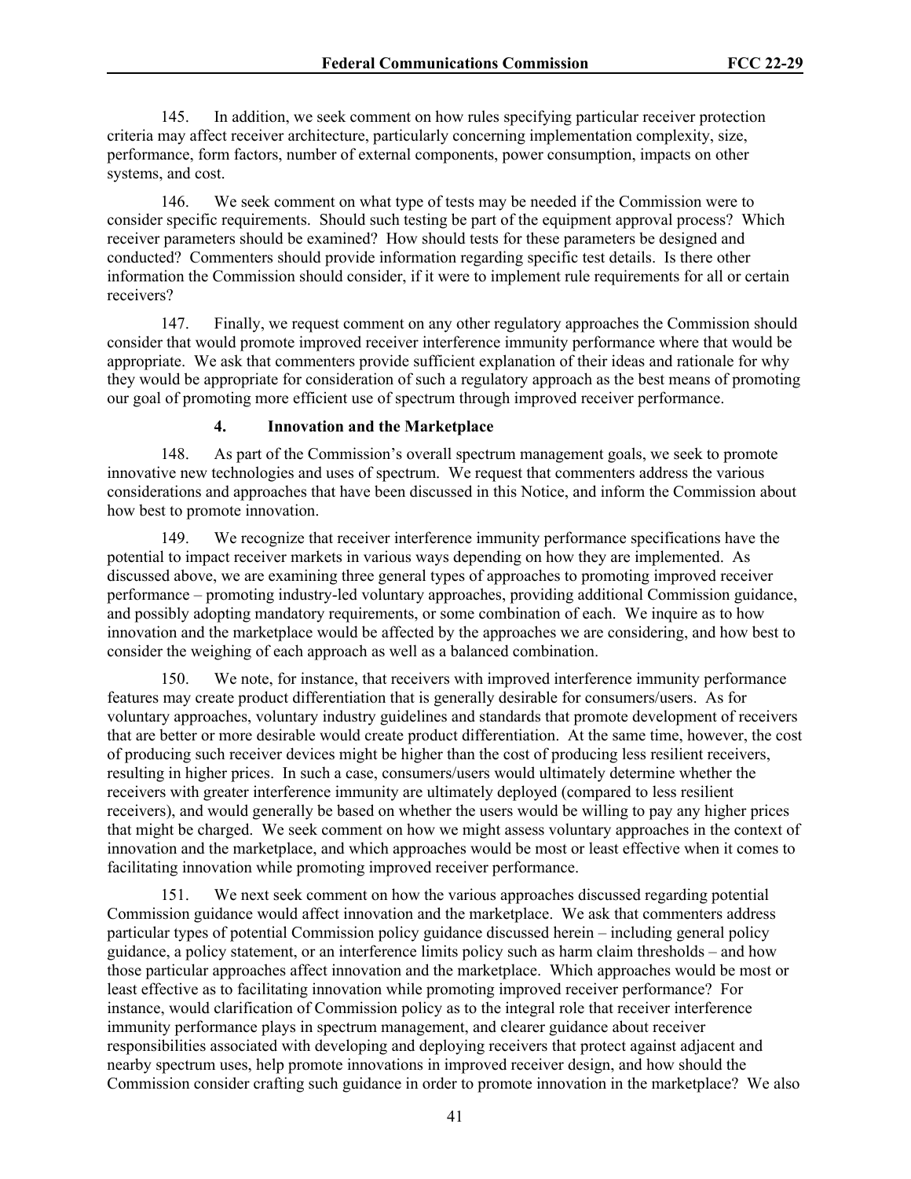145. In addition, we seek comment on how rules specifying particular receiver protection criteria may affect receiver architecture, particularly concerning implementation complexity, size, performance, form factors, number of external components, power consumption, impacts on other systems, and cost.

146. We seek comment on what type of tests may be needed if the Commission were to consider specific requirements. Should such testing be part of the equipment approval process? Which receiver parameters should be examined? How should tests for these parameters be designed and conducted? Commenters should provide information regarding specific test details. Is there other information the Commission should consider, if it were to implement rule requirements for all or certain receivers?

147. Finally, we request comment on any other regulatory approaches the Commission should consider that would promote improved receiver interference immunity performance where that would be appropriate. We ask that commenters provide sufficient explanation of their ideas and rationale for why they would be appropriate for consideration of such a regulatory approach as the best means of promoting our goal of promoting more efficient use of spectrum through improved receiver performance.

#### 4. Innovation and the Marketplace

148. As part of the Commission's overall spectrum management goals, we seek to promote innovative new technologies and uses of spectrum. We request that commenters address the various considerations and approaches that have been discussed in this Notice, and inform the Commission about how best to promote innovation.

149. We recognize that receiver interference immunity performance specifications have the potential to impact receiver markets in various ways depending on how they are implemented. As discussed above, we are examining three general types of approaches to promoting improved receiver performance – promoting industry-led voluntary approaches, providing additional Commission guidance, and possibly adopting mandatory requirements, or some combination of each. We inquire as to how innovation and the marketplace would be affected by the approaches we are considering, and how best to consider the weighing of each approach as well as a balanced combination.

150. We note, for instance, that receivers with improved interference immunity performance features may create product differentiation that is generally desirable for consumers/users. As for voluntary approaches, voluntary industry guidelines and standards that promote development of receivers that are better or more desirable would create product differentiation. At the same time, however, the cost of producing such receiver devices might be higher than the cost of producing less resilient receivers, resulting in higher prices. In such a case, consumers/users would ultimately determine whether the receivers with greater interference immunity are ultimately deployed (compared to less resilient receivers), and would generally be based on whether the users would be willing to pay any higher prices that might be charged. We seek comment on how we might assess voluntary approaches in the context of innovation and the marketplace, and which approaches would be most or least effective when it comes to facilitating innovation while promoting improved receiver performance.

151. We next seek comment on how the various approaches discussed regarding potential Commission guidance would affect innovation and the marketplace. We ask that commenters address particular types of potential Commission policy guidance discussed herein – including general policy guidance, a policy statement, or an interference limits policy such as harm claim thresholds – and how those particular approaches affect innovation and the marketplace. Which approaches would be most or least effective as to facilitating innovation while promoting improved receiver performance? For instance, would clarification of Commission policy as to the integral role that receiver interference immunity performance plays in spectrum management, and clearer guidance about receiver responsibilities associated with developing and deploying receivers that protect against adjacent and nearby spectrum uses, help promote innovations in improved receiver design, and how should the Commission consider crafting such guidance in order to promote innovation in the marketplace? We also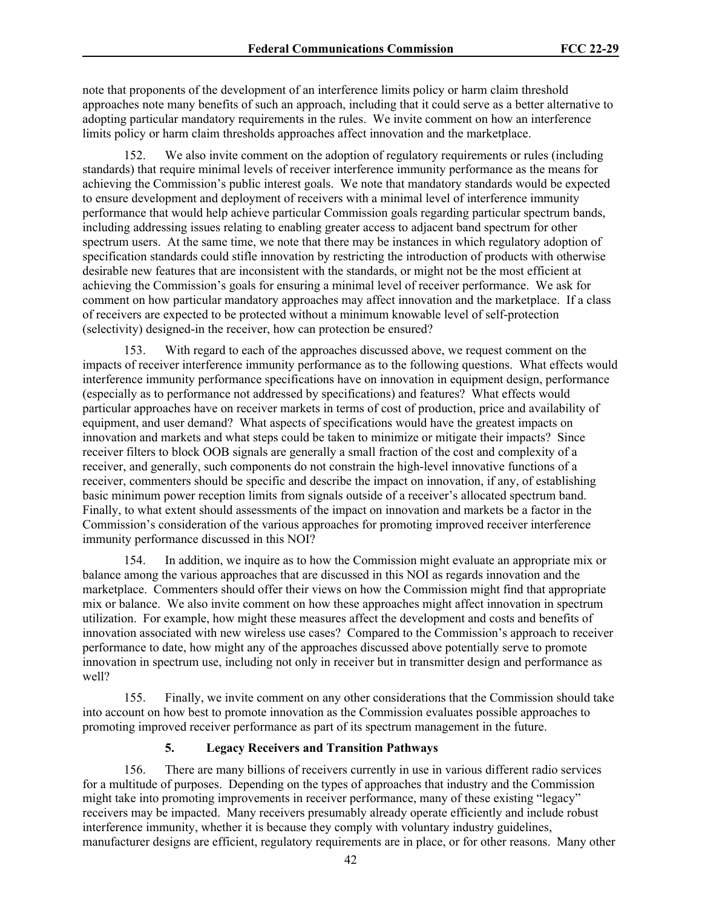note that proponents of the development of an interference limits policy or harm claim threshold approaches note many benefits of such an approach, including that it could serve as a better alternative to adopting particular mandatory requirements in the rules. We invite comment on how an interference limits policy or harm claim thresholds approaches affect innovation and the marketplace.

152. We also invite comment on the adoption of regulatory requirements or rules (including standards) that require minimal levels of receiver interference immunity performance as the means for achieving the Commission's public interest goals. We note that mandatory standards would be expected to ensure development and deployment of receivers with a minimal level of interference immunity performance that would help achieve particular Commission goals regarding particular spectrum bands, including addressing issues relating to enabling greater access to adjacent band spectrum for other spectrum users. At the same time, we note that there may be instances in which regulatory adoption of specification standards could stifle innovation by restricting the introduction of products with otherwise desirable new features that are inconsistent with the standards, or might not be the most efficient at achieving the Commission's goals for ensuring a minimal level of receiver performance. We ask for comment on how particular mandatory approaches may affect innovation and the marketplace. If a class of receivers are expected to be protected without a minimum knowable level of self-protection (selectivity) designed-in the receiver, how can protection be ensured?

153. With regard to each of the approaches discussed above, we request comment on the impacts of receiver interference immunity performance as to the following questions. What effects would interference immunity performance specifications have on innovation in equipment design, performance (especially as to performance not addressed by specifications) and features? What effects would particular approaches have on receiver markets in terms of cost of production, price and availability of equipment, and user demand? What aspects of specifications would have the greatest impacts on innovation and markets and what steps could be taken to minimize or mitigate their impacts? Since receiver filters to block OOB signals are generally a small fraction of the cost and complexity of a receiver, and generally, such components do not constrain the high-level innovative functions of a receiver, commenters should be specific and describe the impact on innovation, if any, of establishing basic minimum power reception limits from signals outside of a receiver's allocated spectrum band. Finally, to what extent should assessments of the impact on innovation and markets be a factor in the Commission's consideration of the various approaches for promoting improved receiver interference immunity performance discussed in this NOI?

154. In addition, we inquire as to how the Commission might evaluate an appropriate mix or balance among the various approaches that are discussed in this NOI as regards innovation and the marketplace. Commenters should offer their views on how the Commission might find that appropriate mix or balance. We also invite comment on how these approaches might affect innovation in spectrum utilization. For example, how might these measures affect the development and costs and benefits of innovation associated with new wireless use cases? Compared to the Commission's approach to receiver performance to date, how might any of the approaches discussed above potentially serve to promote innovation in spectrum use, including not only in receiver but in transmitter design and performance as well?

155. Finally, we invite comment on any other considerations that the Commission should take into account on how best to promote innovation as the Commission evaluates possible approaches to promoting improved receiver performance as part of its spectrum management in the future.

#### 5. Legacy Receivers and Transition Pathways

156. There are many billions of receivers currently in use in various different radio services for a multitude of purposes. Depending on the types of approaches that industry and the Commission might take into promoting improvements in receiver performance, many of these existing "legacy" receivers may be impacted. Many receivers presumably already operate efficiently and include robust interference immunity, whether it is because they comply with voluntary industry guidelines, manufacturer designs are efficient, regulatory requirements are in place, or for other reasons. Many other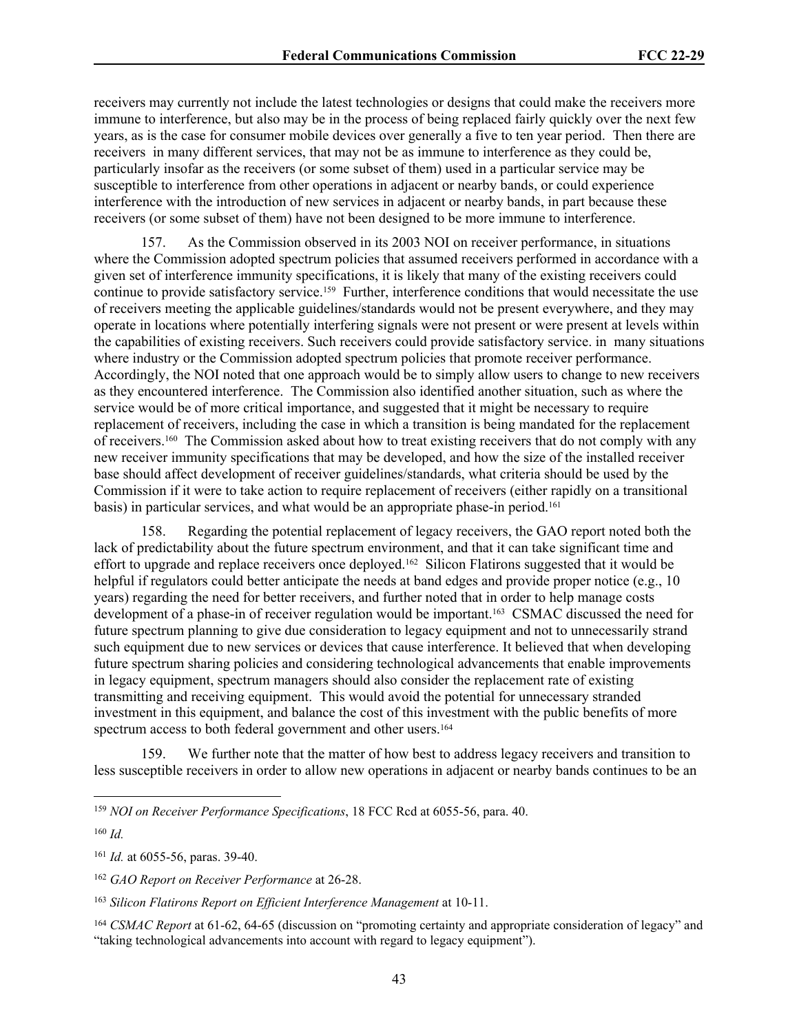receivers may currently not include the latest technologies or designs that could make the receivers more immune to interference, but also may be in the process of being replaced fairly quickly over the next few years, as is the case for consumer mobile devices over generally a five to ten year period. Then there are receivers in many different services, that may not be as immune to interference as they could be, particularly insofar as the receivers (or some subset of them) used in a particular service may be susceptible to interference from other operations in adjacent or nearby bands, or could experience interference with the introduction of new services in adjacent or nearby bands, in part because these receivers (or some subset of them) have not been designed to be more immune to interference.

157. As the Commission observed in its 2003 NOI on receiver performance, in situations where the Commission adopted spectrum policies that assumed receivers performed in accordance with a given set of interference immunity specifications, it is likely that many of the existing receivers could continue to provide satisfactory service.[159] Further, interference conditions that would necessitate the use of receivers meeting the applicable guidelines/standards would not be present everywhere, and they may operate in locations where potentially interfering signals were not present or were present at levels within the capabilities of existing receivers. Such receivers could provide satisfactory service. in many situations where industry or the Commission adopted spectrum policies that promote receiver performance. Accordingly, the NOI noted that one approach would be to simply allow users to change to new receivers as they encountered interference. The Commission also identified another situation, such as where the service would be of more critical importance, and suggested that it might be necessary to require replacement of receivers, including the case in which a transition is being mandated for the replacement of receivers.[160] The Commission asked about how to treat existing receivers that do not comply with any new receiver immunity specifications that may be developed, and how the size of the installed receiver base should affect development of receiver guidelines/standards, what criteria should be used by the Commission if it were to take action to require replacement of receivers (either rapidly on a transitional basis) in particular services, and what would be an appropriate phase-in period.[161]

158. Regarding the potential replacement of legacy receivers, the GAO report noted both the lack of predictability about the future spectrum environment, and that it can take significant time and effort to upgrade and replace receivers once deployed.[162] Silicon Flatirons suggested that it would be helpful if regulators could better anticipate the needs at band edges and provide proper notice (e.g., 10 years) regarding the need for better receivers, and further noted that in order to help manage costs development of a phase-in of receiver regulation would be important.[163] CSMAC discussed the need for future spectrum planning to give due consideration to legacy equipment and not to unnecessarily strand such equipment due to new services or devices that cause interference. It believed that when developing future spectrum sharing policies and considering technological advancements that enable improvements in legacy equipment, spectrum managers should also consider the replacement rate of existing transmitting and receiving equipment. This would avoid the potential for unnecessary stranded investment in this equipment, and balance the cost of this investment with the public benefits of more spectrum access to both federal government and other users.[164]

159. We further note that the matter of how best to address legacy receivers and transition to less susceptible receivers in order to allow new operations in adjacent or nearby bands continues to be an

---

[159] *NOI on Receiver Performance Specifications*, 18 FCC Rcd at 6055-56, para. 40.

[160] *Id.*

[161] *Id.* at 6055-56, paras. 39-40.

[162] *GAO Report on Receiver Performance* at 26-28.

[163] *Silicon Flatirons Report on Efficient Interference Management* at 10-11.

[164] *CSMAC Report* at 61-62, 64-65 (discussion on "promoting certainty and appropriate consideration of legacy" and "taking technological advancements into account with regard to legacy equipment").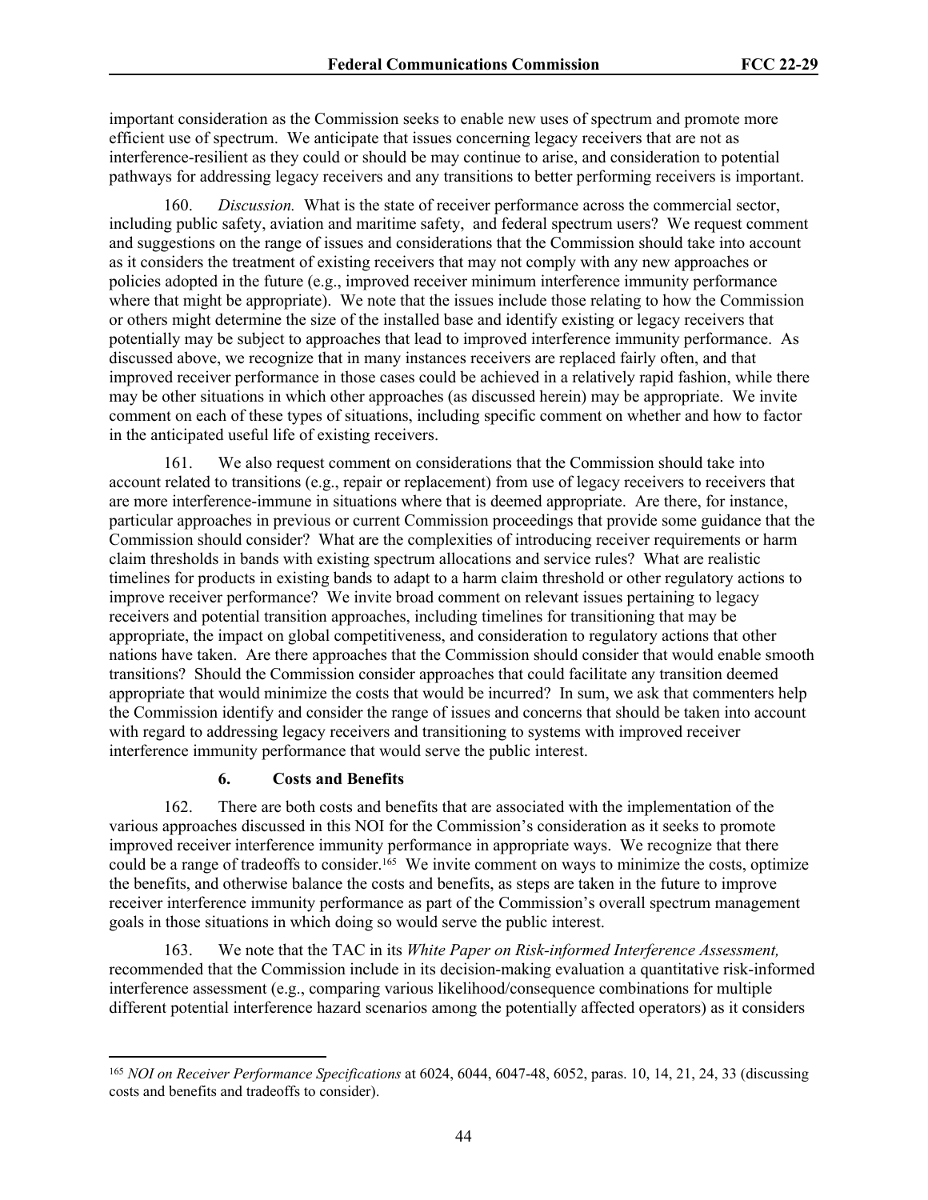important consideration as the Commission seeks to enable new uses of spectrum and promote more efficient use of spectrum. We anticipate that issues concerning legacy receivers that are not as interference-resilient as they could or should be may continue to arise, and consideration to potential pathways for addressing legacy receivers and any transitions to better performing receivers is important.

160. *Discussion.* What is the state of receiver performance across the commercial sector, including public safety, aviation and maritime safety, and federal spectrum users? We request comment and suggestions on the range of issues and considerations that the Commission should take into account as it considers the treatment of existing receivers that may not comply with any new approaches or policies adopted in the future (e.g., improved receiver minimum interference immunity performance where that might be appropriate). We note that the issues include those relating to how the Commission or others might determine the size of the installed base and identify existing or legacy receivers that potentially may be subject to approaches that lead to improved interference immunity performance. As discussed above, we recognize that in many instances receivers are replaced fairly often, and that improved receiver performance in those cases could be achieved in a relatively rapid fashion, while there may be other situations in which other approaches (as discussed herein) may be appropriate. We invite comment on each of these types of situations, including specific comment on whether and how to factor in the anticipated useful life of existing receivers.

161. We also request comment on considerations that the Commission should take into account related to transitions (e.g., repair or replacement) from use of legacy receivers to receivers that are more interference-immune in situations where that is deemed appropriate. Are there, for instance, particular approaches in previous or current Commission proceedings that provide some guidance that the Commission should consider? What are the complexities of introducing receiver requirements or harm claim thresholds in bands with existing spectrum allocations and service rules? What are realistic timelines for products in existing bands to adapt to a harm claim threshold or other regulatory actions to improve receiver performance? We invite broad comment on relevant issues pertaining to legacy receivers and potential transition approaches, including timelines for transitioning that may be appropriate, the impact on global competitiveness, and consideration to regulatory actions that other nations have taken. Are there approaches that the Commission should consider that would enable smooth transitions? Should the Commission consider approaches that could facilitate any transition deemed appropriate that would minimize the costs that would be incurred? In sum, we ask that commenters help the Commission identify and consider the range of issues and concerns that should be taken into account with regard to addressing legacy receivers and transitioning to systems with improved receiver interference immunity performance that would serve the public interest.

### 6. Costs and Benefits

162. There are both costs and benefits that are associated with the implementation of the various approaches discussed in this NOI for the Commission's consideration as it seeks to promote improved receiver interference immunity performance in appropriate ways. We recognize that there could be a range of tradeoffs to consider.[165] We invite comment on ways to minimize the costs, optimize the benefits, and otherwise balance the costs and benefits, as steps are taken in the future to improve receiver interference immunity performance as part of the Commission's overall spectrum management goals in those situations in which doing so would serve the public interest.

163. We note that the TAC in its *White Paper on Risk-informed Interference Assessment,* recommended that the Commission include in its decision-making evaluation a quantitative risk-informed interference assessment (e.g., comparing various likelihood/consequence combinations for multiple different potential interference hazard scenarios among the potentially affected operators) as it considers

[165] *NOI on Receiver Performance Specifications* at 6024, 6044, 6047-48, 6052, paras. 10, 14, 21, 24, 33 (discussing costs and benefits and tradeoffs to consider).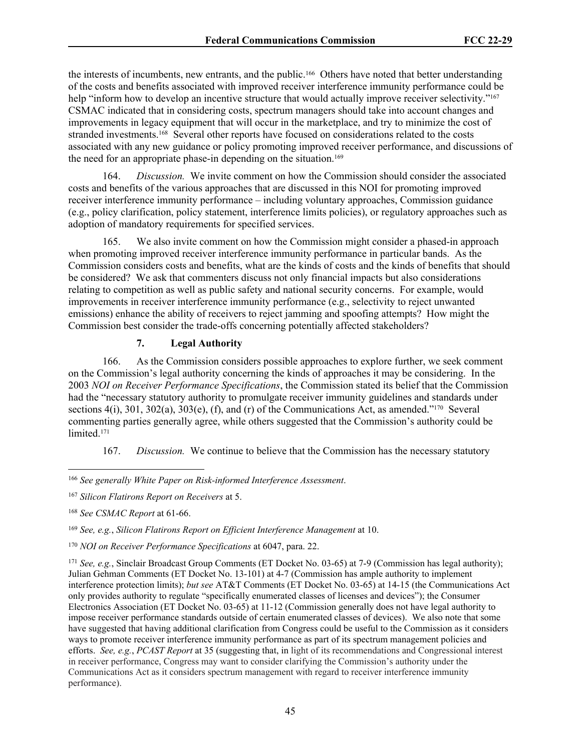the interests of incumbents, new entrants, and the public.[166] Others have noted that better understanding of the costs and benefits associated with improved receiver interference immunity performance could be help "inform how to develop an incentive structure that would actually improve receiver selectivity."[167] CSMAC indicated that in considering costs, spectrum managers should take into account changes and improvements in legacy equipment that will occur in the marketplace, and try to minimize the cost of stranded investments.[168] Several other reports have focused on considerations related to the costs associated with any new guidance or policy promoting improved receiver performance, and discussions of the need for an appropriate phase-in depending on the situation.[169]

164. *Discussion.* We invite comment on how the Commission should consider the associated costs and benefits of the various approaches that are discussed in this NOI for promoting improved receiver interference immunity performance – including voluntary approaches, Commission guidance (e.g., policy clarification, policy statement, interference limits policies), or regulatory approaches such as adoption of mandatory requirements for specified services.

165. We also invite comment on how the Commission might consider a phased-in approach when promoting improved receiver interference immunity performance in particular bands. As the Commission considers costs and benefits, what are the kinds of costs and the kinds of benefits that should be considered? We ask that commenters discuss not only financial impacts but also considerations relating to competition as well as public safety and national security concerns. For example, would improvements in receiver interference immunity performance (e.g., selectivity to reject unwanted emissions) enhance the ability of receivers to reject jamming and spoofing attempts? How might the Commission best consider the trade-offs concerning potentially affected stakeholders?

### 7. Legal Authority

166. As the Commission considers possible approaches to explore further, we seek comment on the Commission's legal authority concerning the kinds of approaches it may be considering. In the 2003 *NOI on Receiver Performance Specifications*, the Commission stated its belief that the Commission had the "necessary statutory authority to promulgate receiver immunity guidelines and standards under sections 4(i), 301, 302(a), 303(e), (f), and (r) of the Communications Act, as amended."[170] Several commenting parties generally agree, while others suggested that the Commission's authority could be limited.[171]

167. *Discussion.* We continue to believe that the Commission has the necessary statutory

---

[166] *See generally White Paper on Risk-informed Interference Assessment*.

[167] *Silicon Flatirons Report on Receivers* at 5.

[168] *See CSMAC Report* at 61-66.

[169] *See, e.g.*, *Silicon Flatirons Report on Efficient Interference Management* at 10.

[170] *NOI on Receiver Performance Specifications* at 6047, para. 22.

[171] *See, e.g.*, Sinclair Broadcast Group Comments (ET Docket No. 03-65) at 7-9 (Commission has legal authority); Julian Gehman Comments (ET Docket No. 13-101) at 4-7 (Commission has ample authority to implement interference protection limits); *but see* AT&T Comments (ET Docket No. 03-65) at 14-15 (the Communications Act only provides authority to regulate "specifically enumerated classes of licenses and devices"); the Consumer Electronics Association (ET Docket No. 03-65) at 11-12 (Commission generally does not have legal authority to impose receiver performance standards outside of certain enumerated classes of devices). We also note that some have suggested that having additional clarification from Congress could be useful to the Commission as it considers ways to promote receiver interference immunity performance as part of its spectrum management policies and efforts. *See, e.g.*, *PCAST Report* at 35 (suggesting that, in light of its recommendations and Congressional interest in receiver performance, Congress may want to consider clarifying the Commission's authority under the Communications Act as it considers spectrum management with regard to receiver interference immunity performance).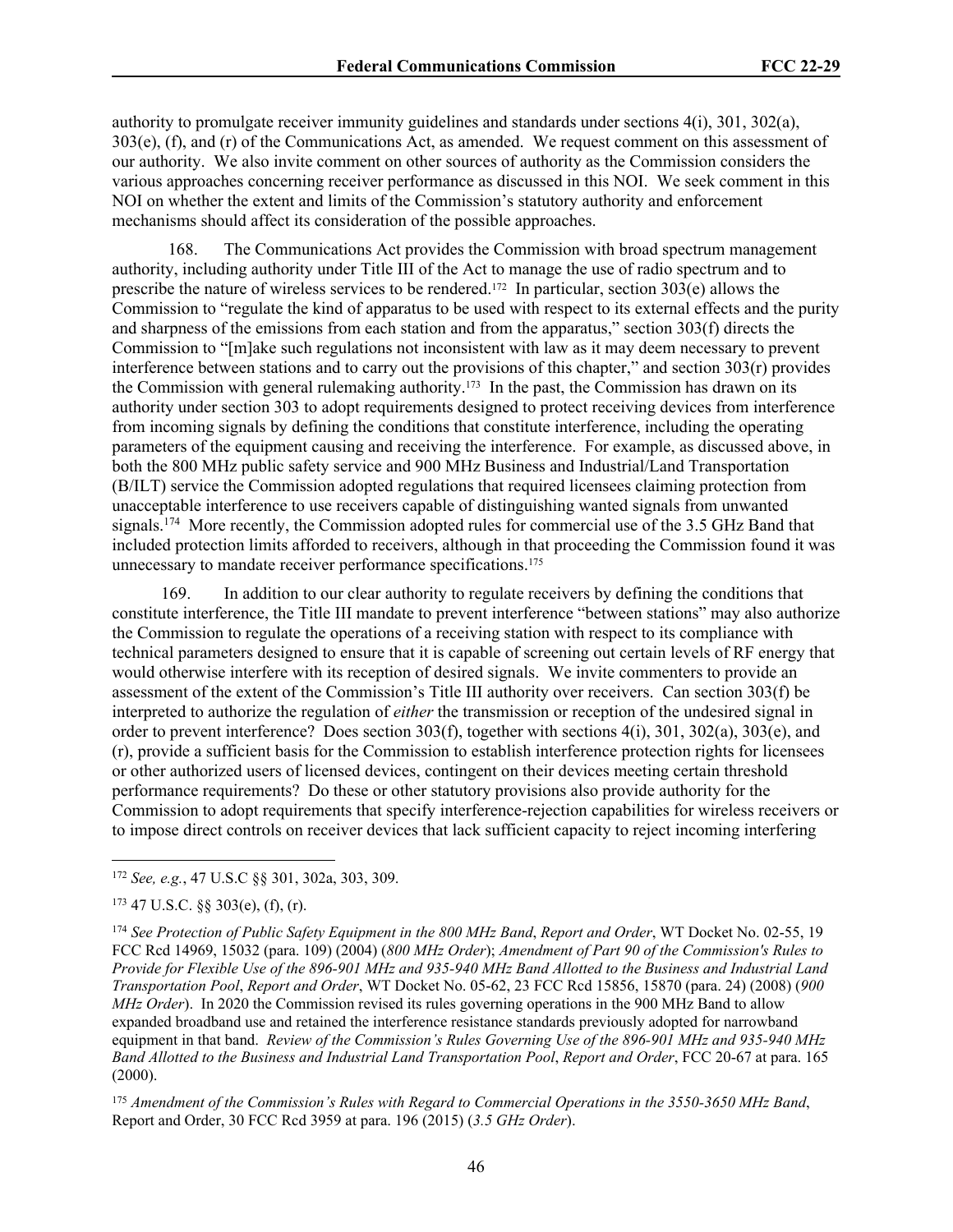authority to promulgate receiver immunity guidelines and standards under sections 4(i), 301, 302(a), 303(e), (f), and (r) of the Communications Act, as amended. We request comment on this assessment of our authority. We also invite comment on other sources of authority as the Commission considers the various approaches concerning receiver performance as discussed in this NOI. We seek comment in this NOI on whether the extent and limits of the Commission's statutory authority and enforcement mechanisms should affect its consideration of the possible approaches.

168. The Communications Act provides the Commission with broad spectrum management authority, including authority under Title III of the Act to manage the use of radio spectrum and to prescribe the nature of wireless services to be rendered.[172] In particular, section 303(e) allows the Commission to "regulate the kind of apparatus to be used with respect to its external effects and the purity and sharpness of the emissions from each station and from the apparatus," section 303(f) directs the Commission to "[m]ake such regulations not inconsistent with law as it may deem necessary to prevent interference between stations and to carry out the provisions of this chapter," and section 303(r) provides the Commission with general rulemaking authority.[173] In the past, the Commission has drawn on its authority under section 303 to adopt requirements designed to protect receiving devices from interference from incoming signals by defining the conditions that constitute interference, including the operating parameters of the equipment causing and receiving the interference. For example, as discussed above, in both the 800 MHz public safety service and 900 MHz Business and Industrial/Land Transportation (B/ILT) service the Commission adopted regulations that required licensees claiming protection from unacceptable interference to use receivers capable of distinguishing wanted signals from unwanted signals.[174] More recently, the Commission adopted rules for commercial use of the 3.5 GHz Band that included protection limits afforded to receivers, although in that proceeding the Commission found it was unnecessary to mandate receiver performance specifications.[175]

169. In addition to our clear authority to regulate receivers by defining the conditions that constitute interference, the Title III mandate to prevent interference "between stations" may also authorize the Commission to regulate the operations of a receiving station with respect to its compliance with technical parameters designed to ensure that it is capable of screening out certain levels of RF energy that would otherwise interfere with its reception of desired signals. We invite commenters to provide an assessment of the extent of the Commission's Title III authority over receivers. Can section 303(f) be interpreted to authorize the regulation of *either* the transmission or reception of the undesired signal in order to prevent interference? Does section 303(f), together with sections 4(i), 301, 302(a), 303(e), and (r), provide a sufficient basis for the Commission to establish interference protection rights for licensees or other authorized users of licensed devices, contingent on their devices meeting certain threshold performance requirements? Do these or other statutory provisions also provide authority for the Commission to adopt requirements that specify interference-rejection capabilities for wireless receivers or to impose direct controls on receiver devices that lack sufficient capacity to reject incoming interfering

---

[172] *See, e.g.*, 47 U.S.C §§ 301, 302a, 303, 309.

[173] 47 U.S.C. §§ 303(e), (f), (r).

[174] *See Protection of Public Safety Equipment in the 800 MHz Band*, *Report and Order*, WT Docket No. 02-55, 19 FCC Rcd 14969, 15032 (para. 109) (2004) (*800 MHz Order*); *Amendment of Part 90 of the Commission's Rules to Provide for Flexible Use of the 896-901 MHz and 935-940 MHz Band Allotted to the Business and Industrial Land Transportation Pool*, *Report and Order*, WT Docket No. 05-62, 23 FCC Rcd 15856, 15870 (para. 24) (2008) (*900 MHz Order*). In 2020 the Commission revised its rules governing operations in the 900 MHz Band to allow expanded broadband use and retained the interference resistance standards previously adopted for narrowband equipment in that band. *Review of the Commission's Rules Governing Use of the 896-901 MHz and 935-940 MHz Band Allotted to the Business and Industrial Land Transportation Pool*, *Report and Order*, FCC 20-67 at para. 165 (2000).

[175] *Amendment of the Commission's Rules with Regard to Commercial Operations in the 3550-3650 MHz Band*, Report and Order, 30 FCC Rcd 3959 at para. 196 (2015) (*3.5 GHz Order*).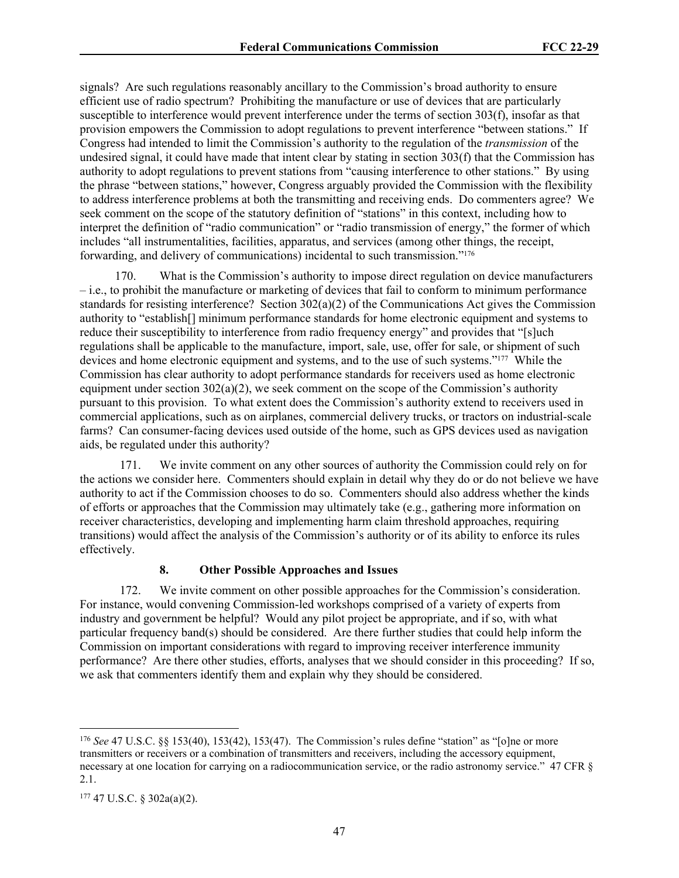signals? Are such regulations reasonably ancillary to the Commission's broad authority to ensure efficient use of radio spectrum? Prohibiting the manufacture or use of devices that are particularly susceptible to interference would prevent interference under the terms of section 303(f), insofar as that provision empowers the Commission to adopt regulations to prevent interference "between stations." If Congress had intended to limit the Commission's authority to the regulation of the *transmission* of the undesired signal, it could have made that intent clear by stating in section 303(f) that the Commission has authority to adopt regulations to prevent stations from "causing interference to other stations." By using the phrase "between stations," however, Congress arguably provided the Commission with the flexibility to address interference problems at both the transmitting and receiving ends. Do commenters agree? We seek comment on the scope of the statutory definition of "stations" in this context, including how to interpret the definition of "radio communication" or "radio transmission of energy," the former of which includes "all instrumentalities, facilities, apparatus, and services (among other things, the receipt, forwarding, and delivery of communications) incidental to such transmission."[176]

170. What is the Commission's authority to impose direct regulation on device manufacturers – i.e., to prohibit the manufacture or marketing of devices that fail to conform to minimum performance standards for resisting interference? Section 302(a)(2) of the Communications Act gives the Commission authority to "establish[] minimum performance standards for home electronic equipment and systems to reduce their susceptibility to interference from radio frequency energy" and provides that "[s]uch regulations shall be applicable to the manufacture, import, sale, use, offer for sale, or shipment of such devices and home electronic equipment and systems, and to the use of such systems."[177] While the Commission has clear authority to adopt performance standards for receivers used as home electronic equipment under section 302(a)(2), we seek comment on the scope of the Commission's authority pursuant to this provision. To what extent does the Commission's authority extend to receivers used in commercial applications, such as on airplanes, commercial delivery trucks, or tractors on industrial-scale farms? Can consumer-facing devices used outside of the home, such as GPS devices used as navigation aids, be regulated under this authority?

171. We invite comment on any other sources of authority the Commission could rely on for the actions we consider here. Commenters should explain in detail why they do or do not believe we have authority to act if the Commission chooses to do so. Commenters should also address whether the kinds of efforts or approaches that the Commission may ultimately take (e.g., gathering more information on receiver characteristics, developing and implementing harm claim threshold approaches, requiring transitions) would affect the analysis of the Commission's authority or of its ability to enforce its rules effectively.

### 8. Other Possible Approaches and Issues

172. We invite comment on other possible approaches for the Commission's consideration. For instance, would convening Commission-led workshops comprised of a variety of experts from industry and government be helpful? Would any pilot project be appropriate, and if so, with what particular frequency band(s) should be considered. Are there further studies that could help inform the Commission on important considerations with regard to improving receiver interference immunity performance? Are there other studies, efforts, analyses that we should consider in this proceeding? If so, we ask that commenters identify them and explain why they should be considered.

---

[176] *See* 47 U.S.C. §§ 153(40), 153(42), 153(47). The Commission's rules define "station" as "[o]ne or more transmitters or receivers or a combination of transmitters and receivers, including the accessory equipment, necessary at one location for carrying on a radiocommunication service, or the radio astronomy service." 47 CFR § 2.1.

[177] 47 U.S.C. § 302a(a)(2).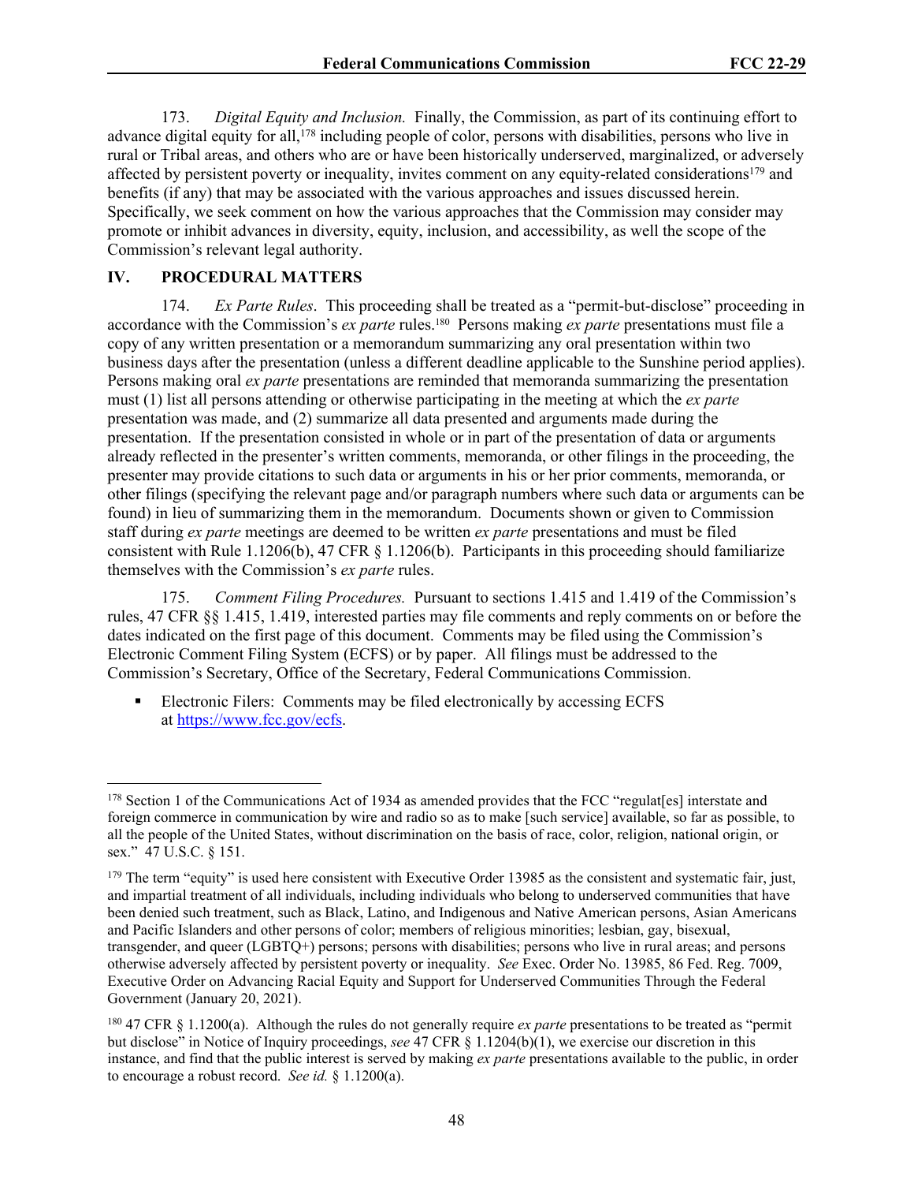173. *Digital Equity and Inclusion.* Finally, the Commission, as part of its continuing effort to advance digital equity for all,[178] including people of color, persons with disabilities, persons who live in rural or Tribal areas, and others who are or have been historically underserved, marginalized, or adversely affected by persistent poverty or inequality, invites comment on any equity-related considerations[179] and benefits (if any) that may be associated with the various approaches and issues discussed herein. Specifically, we seek comment on how the various approaches that the Commission may consider may promote or inhibit advances in diversity, equity, inclusion, and accessibility, as well the scope of the Commission's relevant legal authority.

## IV. PROCEDURAL MATTERS

174. *Ex Parte Rules*. This proceeding shall be treated as a "permit-but-disclose" proceeding in accordance with the Commission's *ex parte* rules.[180] Persons making *ex parte* presentations must file a copy of any written presentation or a memorandum summarizing any oral presentation within two business days after the presentation (unless a different deadline applicable to the Sunshine period applies). Persons making oral *ex parte* presentations are reminded that memoranda summarizing the presentation must (1) list all persons attending or otherwise participating in the meeting at which the *ex parte* presentation was made, and (2) summarize all data presented and arguments made during the presentation. If the presentation consisted in whole or in part of the presentation of data or arguments already reflected in the presenter's written comments, memoranda, or other filings in the proceeding, the presenter may provide citations to such data or arguments in his or her prior comments, memoranda, or other filings (specifying the relevant page and/or paragraph numbers where such data or arguments can be found) in lieu of summarizing them in the memorandum. Documents shown or given to Commission staff during *ex parte* meetings are deemed to be written *ex parte* presentations and must be filed consistent with Rule 1.1206(b), 47 CFR § 1.1206(b). Participants in this proceeding should familiarize themselves with the Commission's *ex parte* rules.

175. *Comment Filing Procedures.* Pursuant to sections 1.415 and 1.419 of the Commission's rules, 47 CFR §§ 1.415, 1.419, interested parties may file comments and reply comments on or before the dates indicated on the first page of this document. Comments may be filed using the Commission's Electronic Comment Filing System (ECFS) or by paper. All filings must be addressed to the Commission's Secretary, Office of the Secretary, Federal Communications Commission.

- Electronic Filers: Comments may be filed electronically by accessing ECFS at https://www.fcc.gov/ecfs.

---

[178] Section 1 of the Communications Act of 1934 as amended provides that the FCC "regulat[es] interstate and foreign commerce in communication by wire and radio so as to make [such service] available, so far as possible, to all the people of the United States, without discrimination on the basis of race, color, religion, national origin, or sex." 47 U.S.C. § 151.

[179] The term "equity" is used here consistent with Executive Order 13985 as the consistent and systematic fair, just, and impartial treatment of all individuals, including individuals who belong to underserved communities that have been denied such treatment, such as Black, Latino, and Indigenous and Native American persons, Asian Americans and Pacific Islanders and other persons of color; members of religious minorities; lesbian, gay, bisexual, transgender, and queer (LGBTQ+) persons; persons with disabilities; persons who live in rural areas; and persons otherwise adversely affected by persistent poverty or inequality. *See* Exec. Order No. 13985, 86 Fed. Reg. 7009, Executive Order on Advancing Racial Equity and Support for Underserved Communities Through the Federal Government (January 20, 2021).

[180] 47 CFR § 1.1200(a). Although the rules do not generally require *ex parte* presentations to be treated as "permit but disclose" in Notice of Inquiry proceedings, *see* 47 CFR § 1.1204(b)(1), we exercise our discretion in this instance, and find that the public interest is served by making *ex parte* presentations available to the public, in order to encourage a robust record. *See id.* § 1.1200(a).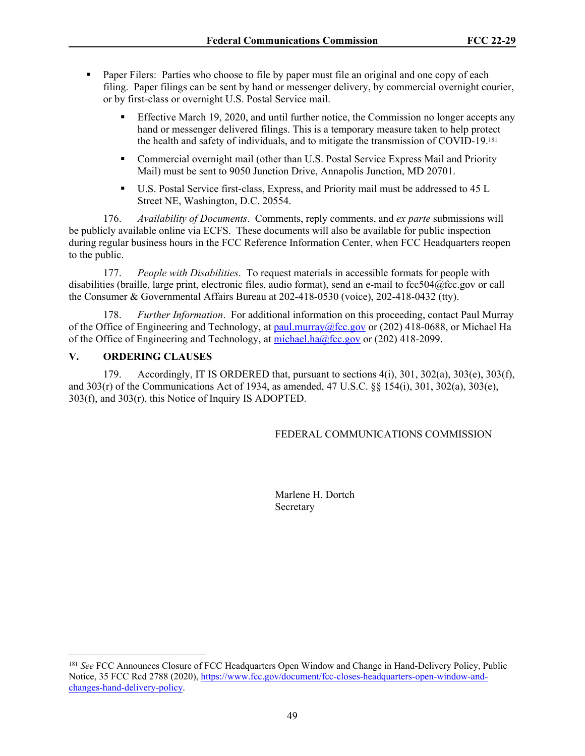- Paper Filers: Parties who choose to file by paper must file an original and one copy of each filing. Paper filings can be sent by hand or messenger delivery, by commercial overnight courier, or by first-class or overnight U.S. Postal Service mail.
  - Effective March 19, 2020, and until further notice, the Commission no longer accepts any hand or messenger delivered filings. This is a temporary measure taken to help protect the health and safety of individuals, and to mitigate the transmission of COVID-19.[181]
  - Commercial overnight mail (other than U.S. Postal Service Express Mail and Priority Mail) must be sent to 9050 Junction Drive, Annapolis Junction, MD 20701.
  - U.S. Postal Service first-class, Express, and Priority mail must be addressed to 45 L Street NE, Washington, D.C. 20554.

176. *Availability of Documents*. Comments, reply comments, and *ex parte* submissions will be publicly available online via ECFS. These documents will also be available for public inspection during regular business hours in the FCC Reference Information Center, when FCC Headquarters reopen to the public.

177. *People with Disabilities*. To request materials in accessible formats for people with disabilities (braille, large print, electronic files, audio format), send an e-mail to fcc504@fcc.gov or call the Consumer & Governmental Affairs Bureau at 202-418-0530 (voice), 202-418-0432 (tty).

178. *Further Information*. For additional information on this proceeding, contact Paul Murray of the Office of Engineering and Technology, at paul.murray@fcc.gov or (202) 418-0688, or Michael Ha of the Office of Engineering and Technology, at michael.ha@fcc.gov or (202) 418-2099.

## V. ORDERING CLAUSES

179. Accordingly, IT IS ORDERED that, pursuant to sections 4(i), 301, 302(a), 303(e), 303(f), and 303(r) of the Communications Act of 1934, as amended, 47 U.S.C. §§ 154(i), 301, 302(a), 303(e), 303(f), and 303(r), this Notice of Inquiry IS ADOPTED.

FEDERAL COMMUNICATIONS COMMISSION

Marlene H. Dortch
Secretary

---

[181] *See* FCC Announces Closure of FCC Headquarters Open Window and Change in Hand-Delivery Policy, Public Notice, 35 FCC Rcd 2788 (2020), https://www.fcc.gov/document/fcc-closes-headquarters-open-window-and-changes-hand-delivery-policy.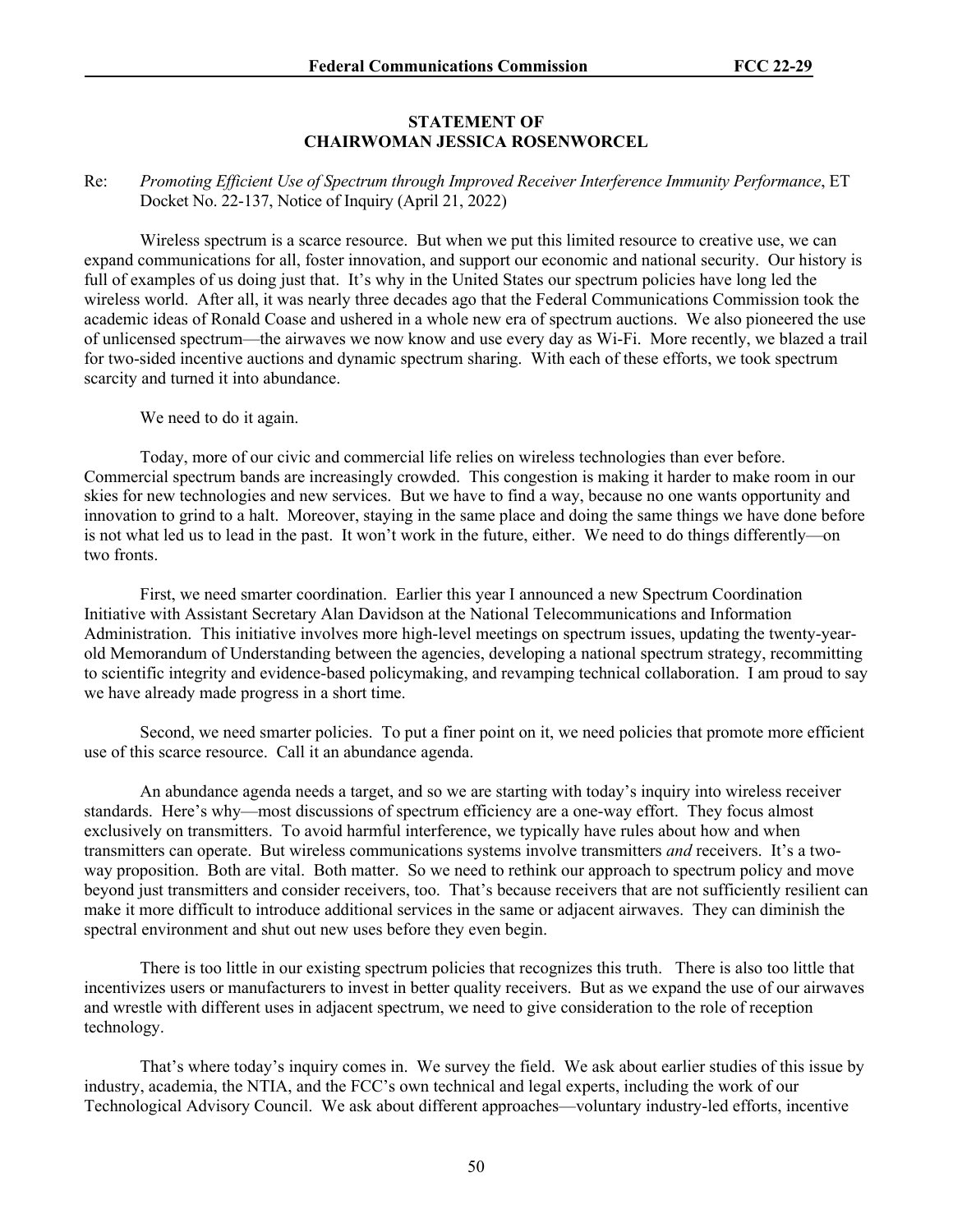**STATEMENT OF**
**CHAIRWOMAN JESSICA ROSENWORCEL**

Re: *Promoting Efficient Use of Spectrum through Improved Receiver Interference Immunity Performance*, ET Docket No. 22-137, Notice of Inquiry (April 21, 2022)

Wireless spectrum is a scarce resource. But when we put this limited resource to creative use, we can expand communications for all, foster innovation, and support our economic and national security. Our history is full of examples of us doing just that. It's why in the United States our spectrum policies have long led the wireless world. After all, it was nearly three decades ago that the Federal Communications Commission took the academic ideas of Ronald Coase and ushered in a whole new era of spectrum auctions. We also pioneered the use of unlicensed spectrum—the airwaves we now know and use every day as Wi-Fi. More recently, we blazed a trail for two-sided incentive auctions and dynamic spectrum sharing. With each of these efforts, we took spectrum scarcity and turned it into abundance.

We need to do it again.

Today, more of our civic and commercial life relies on wireless technologies than ever before. Commercial spectrum bands are increasingly crowded. This congestion is making it harder to make room in our skies for new technologies and new services. But we have to find a way, because no one wants opportunity and innovation to grind to a halt. Moreover, staying in the same place and doing the same things we have done before is not what led us to lead in the past. It won't work in the future, either. We need to do things differently—on two fronts.

First, we need smarter coordination. Earlier this year I announced a new Spectrum Coordination Initiative with Assistant Secretary Alan Davidson at the National Telecommunications and Information Administration. This initiative involves more high-level meetings on spectrum issues, updating the twenty-year-old Memorandum of Understanding between the agencies, developing a national spectrum strategy, recommitting to scientific integrity and evidence-based policymaking, and revamping technical collaboration. I am proud to say we have already made progress in a short time.

Second, we need smarter policies. To put a finer point on it, we need policies that promote more efficient use of this scarce resource. Call it an abundance agenda.

An abundance agenda needs a target, and so we are starting with today's inquiry into wireless receiver standards. Here's why—most discussions of spectrum efficiency are a one-way effort. They focus almost exclusively on transmitters. To avoid harmful interference, we typically have rules about how and when transmitters can operate. But wireless communications systems involve transmitters *and* receivers. It's a two-way proposition. Both are vital. Both matter. So we need to rethink our approach to spectrum policy and move beyond just transmitters and consider receivers, too. That's because receivers that are not sufficiently resilient can make it more difficult to introduce additional services in the same or adjacent airwaves. They can diminish the spectral environment and shut out new uses before they even begin.

There is too little in our existing spectrum policies that recognizes this truth. There is also too little that incentivizes users or manufacturers to invest in better quality receivers. But as we expand the use of our airwaves and wrestle with different uses in adjacent spectrum, we need to give consideration to the role of reception technology.

That's where today's inquiry comes in. We survey the field. We ask about earlier studies of this issue by industry, academia, the NTIA, and the FCC's own technical and legal experts, including the work of our Technological Advisory Council. We ask about different approaches—voluntary industry-led efforts, incentive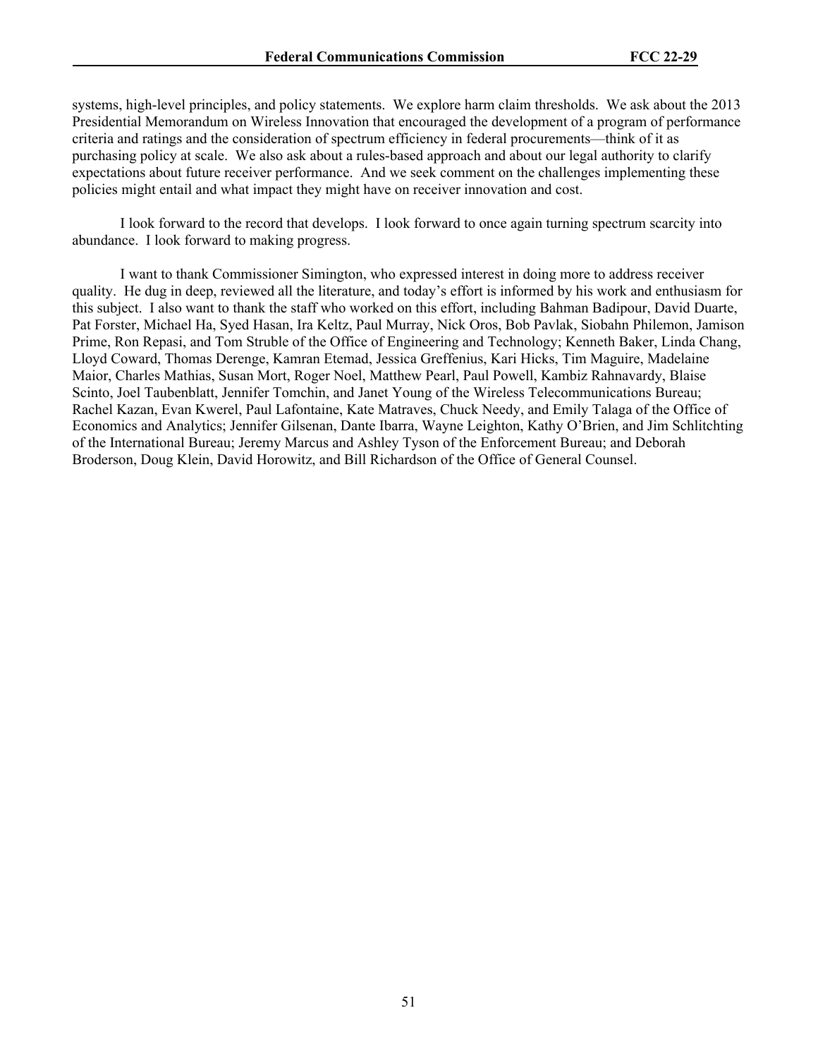systems, high-level principles, and policy statements. We explore harm claim thresholds. We ask about the 2013 Presidential Memorandum on Wireless Innovation that encouraged the development of a program of performance criteria and ratings and the consideration of spectrum efficiency in federal procurements—think of it as purchasing policy at scale. We also ask about a rules-based approach and about our legal authority to clarify expectations about future receiver performance. And we seek comment on the challenges implementing these policies might entail and what impact they might have on receiver innovation and cost.

I look forward to the record that develops. I look forward to once again turning spectrum scarcity into abundance. I look forward to making progress.

I want to thank Commissioner Simington, who expressed interest in doing more to address receiver quality. He dug in deep, reviewed all the literature, and today's effort is informed by his work and enthusiasm for this subject. I also want to thank the staff who worked on this effort, including Bahman Badipour, David Duarte, Pat Forster, Michael Ha, Syed Hasan, Ira Keltz, Paul Murray, Nick Oros, Bob Pavlak, Siobahn Philemon, Jamison Prime, Ron Repasi, and Tom Struble of the Office of Engineering and Technology; Kenneth Baker, Linda Chang, Lloyd Coward, Thomas Derenge, Kamran Etemad, Jessica Greffenius, Kari Hicks, Tim Maguire, Madelaine Maior, Charles Mathias, Susan Mort, Roger Noel, Matthew Pearl, Paul Powell, Kambiz Rahnavardy, Blaise Scinto, Joel Taubenblatt, Jennifer Tomchin, and Janet Young of the Wireless Telecommunications Bureau; Rachel Kazan, Evan Kwerel, Paul Lafontaine, Kate Matraves, Chuck Needy, and Emily Talaga of the Office of Economics and Analytics; Jennifer Gilsenan, Dante Ibarra, Wayne Leighton, Kathy O'Brien, and Jim Schlitchting of the International Bureau; Jeremy Marcus and Ashley Tyson of the Enforcement Bureau; and Deborah Broderson, Doug Klein, David Horowitz, and Bill Richardson of the Office of General Counsel.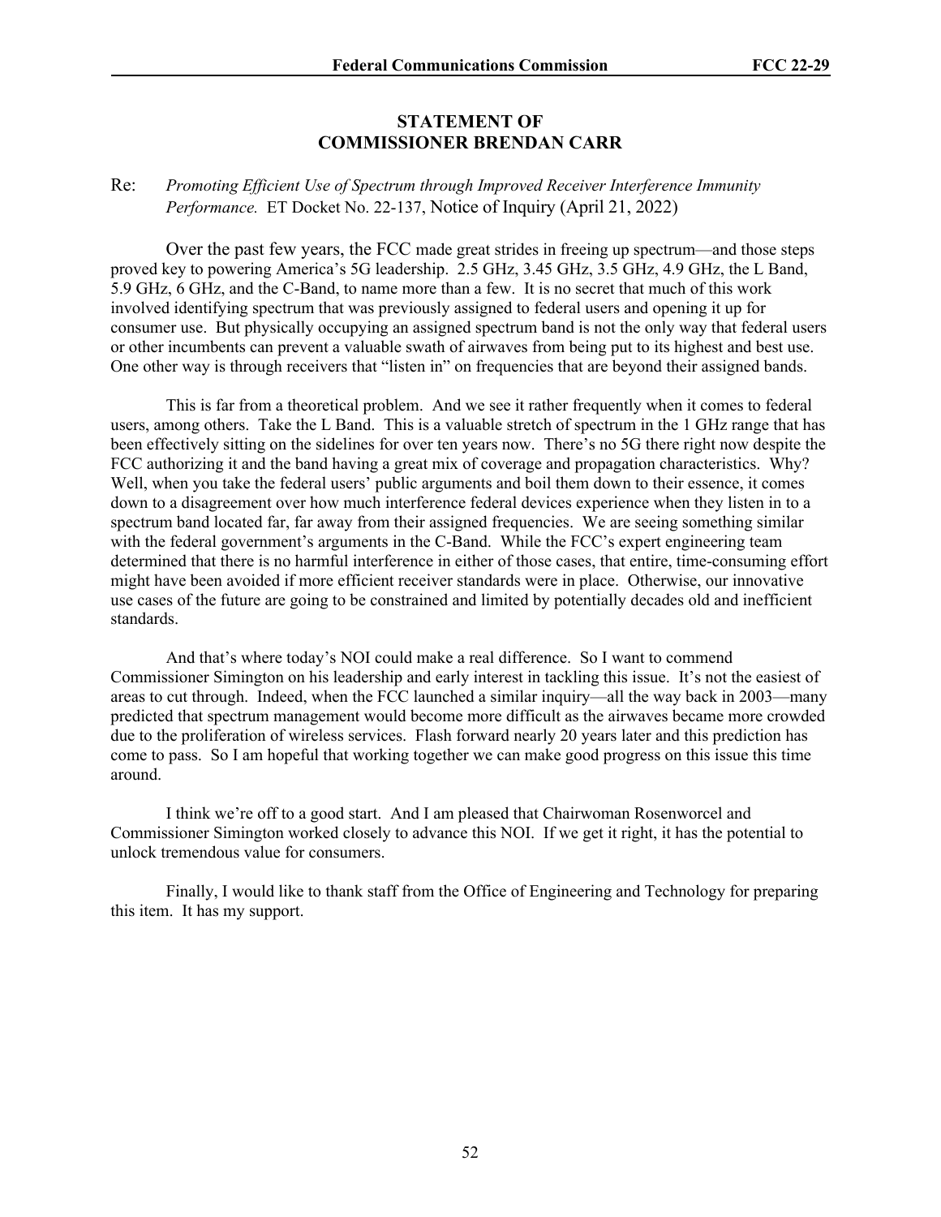## STATEMENT OF COMMISSIONER BRENDAN CARR

Re: *Promoting Efficient Use of Spectrum through Improved Receiver Interference Immunity Performance.* ET Docket No. 22-137, Notice of Inquiry (April 21, 2022)

Over the past few years, the FCC made great strides in freeing up spectrum—and those steps proved key to powering America's 5G leadership. 2.5 GHz, 3.45 GHz, 3.5 GHz, 4.9 GHz, the L Band, 5.9 GHz, 6 GHz, and the C-Band, to name more than a few. It is no secret that much of this work involved identifying spectrum that was previously assigned to federal users and opening it up for consumer use. But physically occupying an assigned spectrum band is not the only way that federal users or other incumbents can prevent a valuable swath of airwaves from being put to its highest and best use. One other way is through receivers that "listen in" on frequencies that are beyond their assigned bands.

This is far from a theoretical problem. And we see it rather frequently when it comes to federal users, among others. Take the L Band. This is a valuable stretch of spectrum in the 1 GHz range that has been effectively sitting on the sidelines for over ten years now. There's no 5G there right now despite the FCC authorizing it and the band having a great mix of coverage and propagation characteristics. Why? Well, when you take the federal users' public arguments and boil them down to their essence, it comes down to a disagreement over how much interference federal devices experience when they listen in to a spectrum band located far, far away from their assigned frequencies. We are seeing something similar with the federal government's arguments in the C-Band. While the FCC's expert engineering team determined that there is no harmful interference in either of those cases, that entire, time-consuming effort might have been avoided if more efficient receiver standards were in place. Otherwise, our innovative use cases of the future are going to be constrained and limited by potentially decades old and inefficient standards.

And that's where today's NOI could make a real difference. So I want to commend Commissioner Simington on his leadership and early interest in tackling this issue. It's not the easiest of areas to cut through. Indeed, when the FCC launched a similar inquiry—all the way back in 2003—many predicted that spectrum management would become more difficult as the airwaves became more crowded due to the proliferation of wireless services. Flash forward nearly 20 years later and this prediction has come to pass. So I am hopeful that working together we can make good progress on this issue this time around.

I think we're off to a good start. And I am pleased that Chairwoman Rosenworcel and Commissioner Simington worked closely to advance this NOI. If we get it right, it has the potential to unlock tremendous value for consumers.

Finally, I would like to thank staff from the Office of Engineering and Technology for preparing this item. It has my support.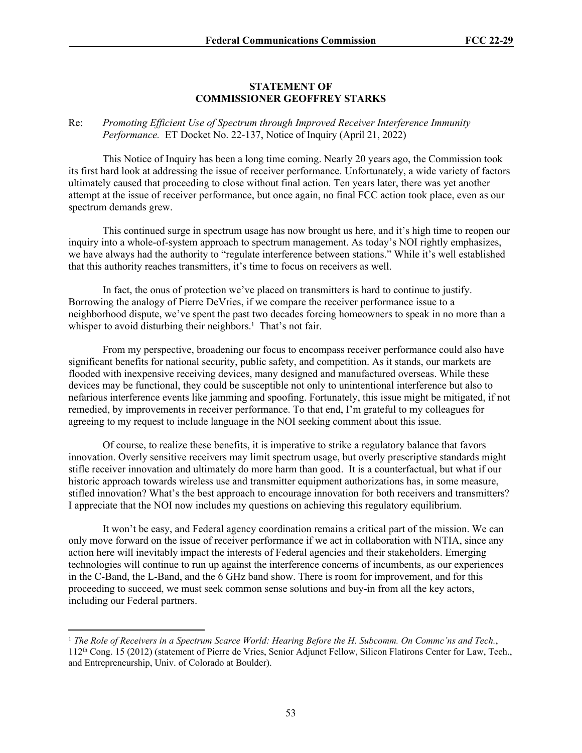**STATEMENT OF**
**COMMISSIONER GEOFFREY STARKS**

Re: *Promoting Efficient Use of Spectrum through Improved Receiver Interference Immunity Performance.* ET Docket No. 22-137, Notice of Inquiry (April 21, 2022)

This Notice of Inquiry has been a long time coming. Nearly 20 years ago, the Commission took its first hard look at addressing the issue of receiver performance. Unfortunately, a wide variety of factors ultimately caused that proceeding to close without final action. Ten years later, there was yet another attempt at the issue of receiver performance, but once again, no final FCC action took place, even as our spectrum demands grew.

This continued surge in spectrum usage has now brought us here, and it's high time to reopen our inquiry into a whole-of-system approach to spectrum management. As today's NOI rightly emphasizes, we have always had the authority to "regulate interference between stations." While it's well established that this authority reaches transmitters, it's time to focus on receivers as well.

In fact, the onus of protection we've placed on transmitters is hard to continue to justify. Borrowing the analogy of Pierre DeVries, if we compare the receiver performance issue to a neighborhood dispute, we've spent the past two decades forcing homeowners to speak in no more than a whisper to avoid disturbing their neighbors.[1] That's not fair.

From my perspective, broadening our focus to encompass receiver performance could also have significant benefits for national security, public safety, and competition. As it stands, our markets are flooded with inexpensive receiving devices, many designed and manufactured overseas. While these devices may be functional, they could be susceptible not only to unintentional interference but also to nefarious interference events like jamming and spoofing. Fortunately, this issue might be mitigated, if not remedied, by improvements in receiver performance. To that end, I'm grateful to my colleagues for agreeing to my request to include language in the NOI seeking comment about this issue.

Of course, to realize these benefits, it is imperative to strike a regulatory balance that favors innovation. Overly sensitive receivers may limit spectrum usage, but overly prescriptive standards might stifle receiver innovation and ultimately do more harm than good. It is a counterfactual, but what if our historic approach towards wireless use and transmitter equipment authorizations has, in some measure, stifled innovation? What's the best approach to encourage innovation for both receivers and transmitters? I appreciate that the NOI now includes my questions on achieving this regulatory equilibrium.

It won't be easy, and Federal agency coordination remains a critical part of the mission. We can only move forward on the issue of receiver performance if we act in collaboration with NTIA, since any action here will inevitably impact the interests of Federal agencies and their stakeholders. Emerging technologies will continue to run up against the interference concerns of incumbents, as our experiences in the C-Band, the L-Band, and the 6 GHz band show. There is room for improvement, and for this proceeding to succeed, we must seek common sense solutions and buy-in from all the key actors, including our Federal partners.

---

[1] *The Role of Receivers in a Spectrum Scarce World: Hearing Before the H. Subcomm. On Commc'ns and Tech.*, 112th Cong. 15 (2012) (statement of Pierre de Vries, Senior Adjunct Fellow, Silicon Flatirons Center for Law, Tech., and Entrepreneurship, Univ. of Colorado at Boulder).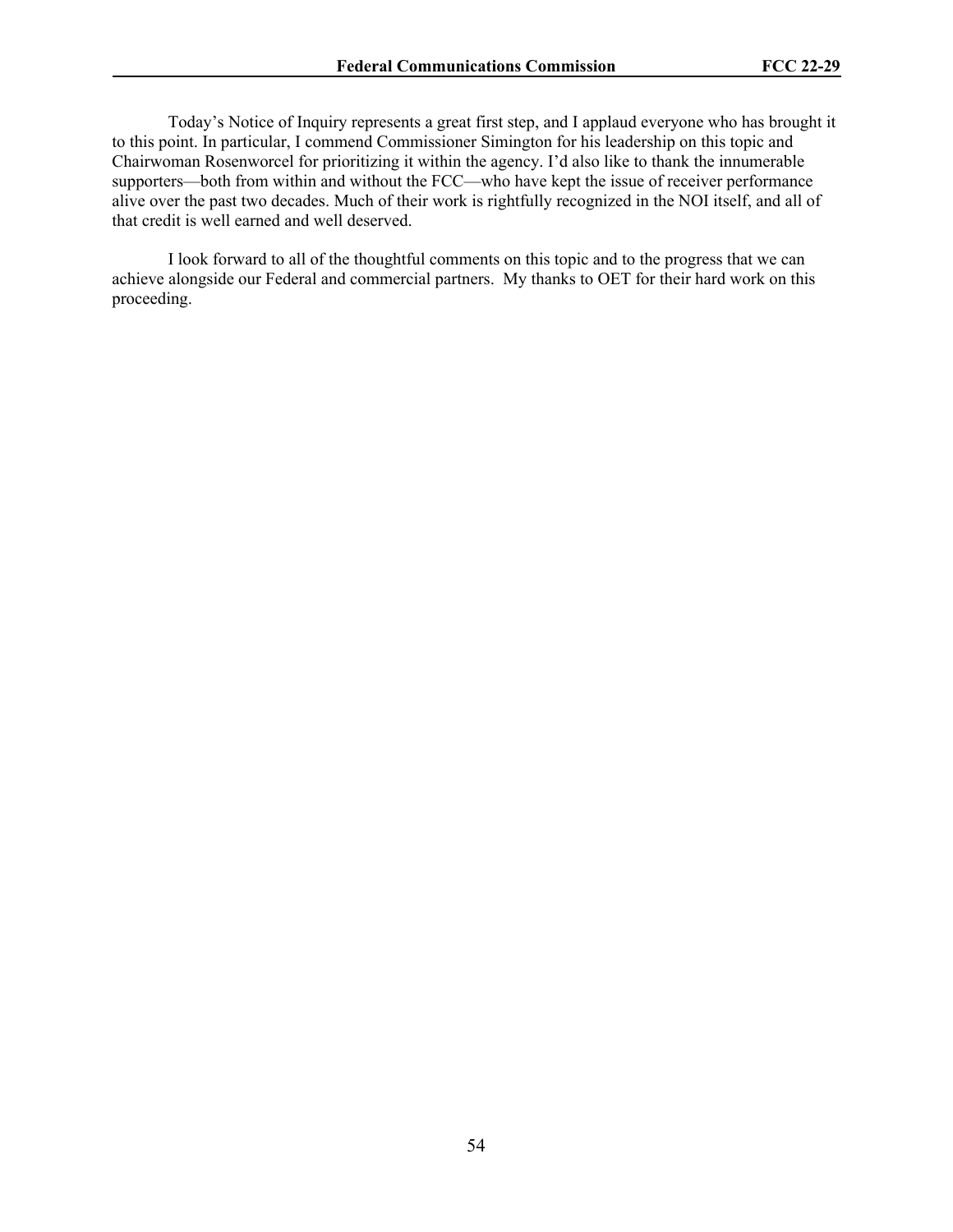Today's Notice of Inquiry represents a great first step, and I applaud everyone who has brought it to this point. In particular, I commend Commissioner Simington for his leadership on this topic and Chairwoman Rosenworcel for prioritizing it within the agency. I'd also like to thank the innumerable supporters—both from within and without the FCC—who have kept the issue of receiver performance alive over the past two decades. Much of their work is rightfully recognized in the NOI itself, and all of that credit is well earned and well deserved.

I look forward to all of the thoughtful comments on this topic and to the progress that we can achieve alongside our Federal and commercial partners. My thanks to OET for their hard work on this proceeding.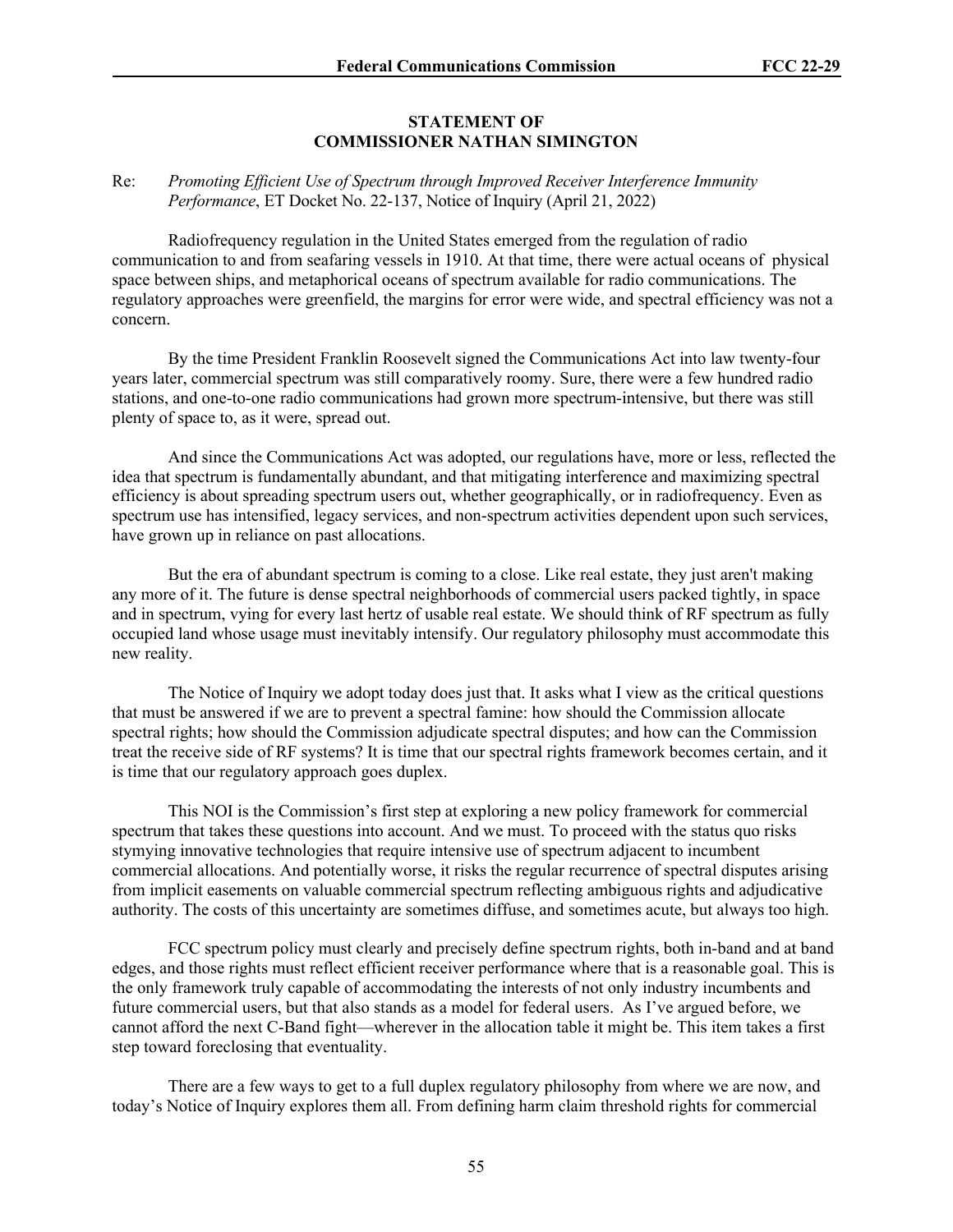**STATEMENT OF**
**COMMISSIONER NATHAN SIMINGTON**

Re: *Promoting Efficient Use of Spectrum through Improved Receiver Interference Immunity Performance*, ET Docket No. 22-137, Notice of Inquiry (April 21, 2022)

Radiofrequency regulation in the United States emerged from the regulation of radio communication to and from seafaring vessels in 1910. At that time, there were actual oceans of physical space between ships, and metaphorical oceans of spectrum available for radio communications. The regulatory approaches were greenfield, the margins for error were wide, and spectral efficiency was not a concern.

By the time President Franklin Roosevelt signed the Communications Act into law twenty-four years later, commercial spectrum was still comparatively roomy. Sure, there were a few hundred radio stations, and one-to-one radio communications had grown more spectrum-intensive, but there was still plenty of space to, as it were, spread out.

And since the Communications Act was adopted, our regulations have, more or less, reflected the idea that spectrum is fundamentally abundant, and that mitigating interference and maximizing spectral efficiency is about spreading spectrum users out, whether geographically, or in radiofrequency. Even as spectrum use has intensified, legacy services, and non-spectrum activities dependent upon such services, have grown up in reliance on past allocations.

But the era of abundant spectrum is coming to a close. Like real estate, they just aren't making any more of it. The future is dense spectral neighborhoods of commercial users packed tightly, in space and in spectrum, vying for every last hertz of usable real estate. We should think of RF spectrum as fully occupied land whose usage must inevitably intensify. Our regulatory philosophy must accommodate this new reality.

The Notice of Inquiry we adopt today does just that. It asks what I view as the critical questions that must be answered if we are to prevent a spectral famine: how should the Commission allocate spectral rights; how should the Commission adjudicate spectral disputes; and how can the Commission treat the receive side of RF systems? It is time that our spectral rights framework becomes certain, and it is time that our regulatory approach goes duplex.

This NOI is the Commission's first step at exploring a new policy framework for commercial spectrum that takes these questions into account. And we must. To proceed with the status quo risks stymying innovative technologies that require intensive use of spectrum adjacent to incumbent commercial allocations. And potentially worse, it risks the regular recurrence of spectral disputes arising from implicit easements on valuable commercial spectrum reflecting ambiguous rights and adjudicative authority. The costs of this uncertainty are sometimes diffuse, and sometimes acute, but always too high.

FCC spectrum policy must clearly and precisely define spectrum rights, both in-band and at band edges, and those rights must reflect efficient receiver performance where that is a reasonable goal. This is the only framework truly capable of accommodating the interests of not only industry incumbents and future commercial users, but that also stands as a model for federal users. As I've argued before, we cannot afford the next C-Band fight—wherever in the allocation table it might be. This item takes a first step toward foreclosing that eventuality.

There are a few ways to get to a full duplex regulatory philosophy from where we are now, and today's Notice of Inquiry explores them all. From defining harm claim threshold rights for commercial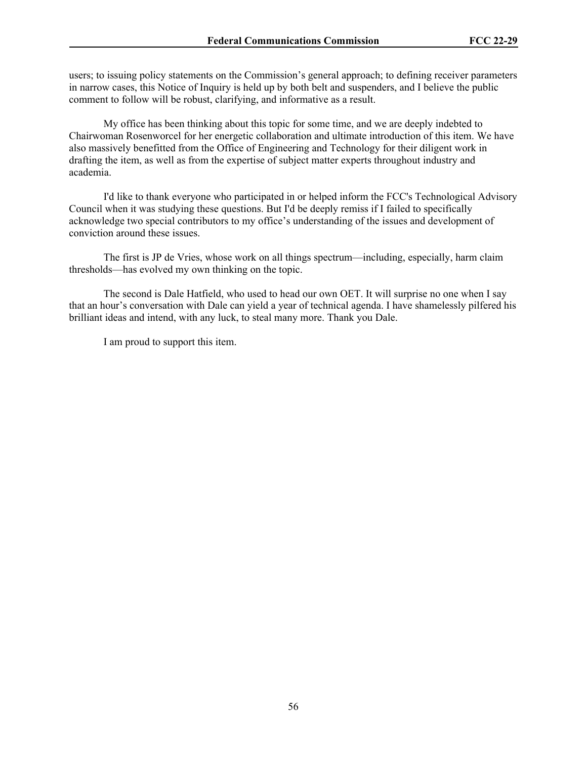users; to issuing policy statements on the Commission's general approach; to defining receiver parameters in narrow cases, this Notice of Inquiry is held up by both belt and suspenders, and I believe the public comment to follow will be robust, clarifying, and informative as a result.

My office has been thinking about this topic for some time, and we are deeply indebted to Chairwoman Rosenworcel for her energetic collaboration and ultimate introduction of this item. We have also massively benefitted from the Office of Engineering and Technology for their diligent work in drafting the item, as well as from the expertise of subject matter experts throughout industry and academia.

I'd like to thank everyone who participated in or helped inform the FCC's Technological Advisory Council when it was studying these questions. But I'd be deeply remiss if I failed to specifically acknowledge two special contributors to my office's understanding of the issues and development of conviction around these issues.

The first is JP de Vries, whose work on all things spectrum—including, especially, harm claim thresholds—has evolved my own thinking on the topic.

The second is Dale Hatfield, who used to head our own OET. It will surprise no one when I say that an hour's conversation with Dale can yield a year of technical agenda. I have shamelessly pilfered his brilliant ideas and intend, with any luck, to steal many more. Thank you Dale.

I am proud to support this item.